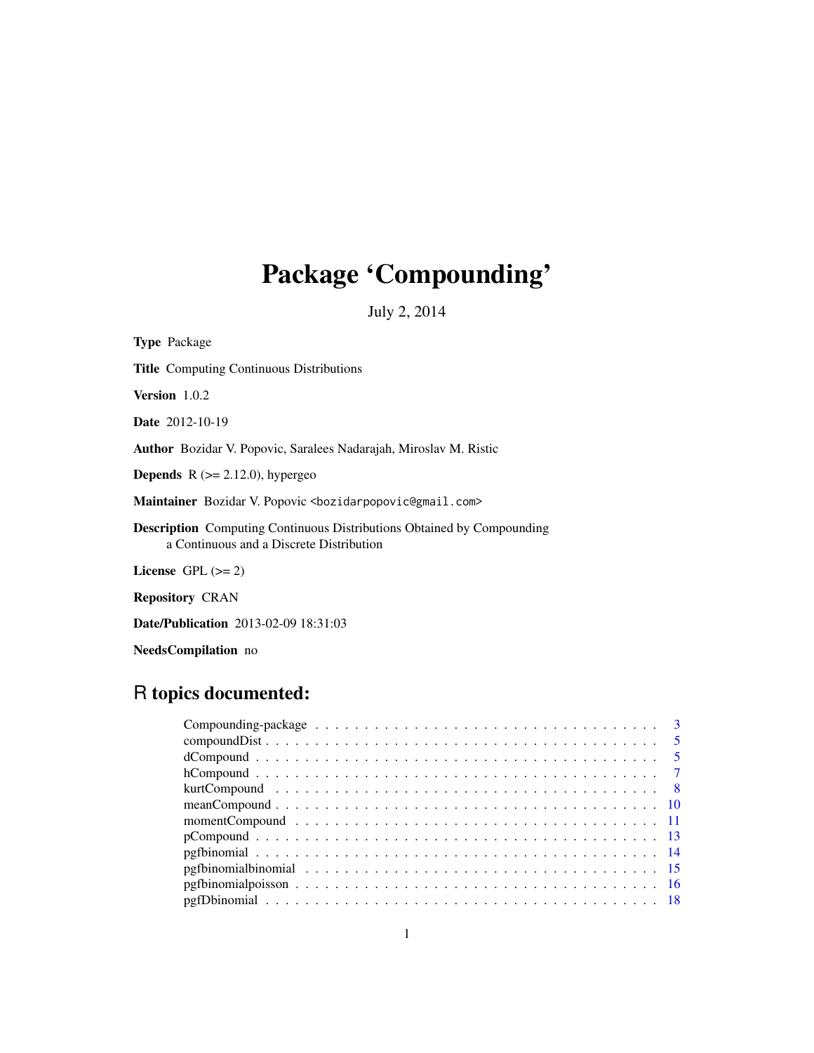# Package 'Compounding'

July 2, 2014

**Type** Package

**Title** Computing Continuous Distributions

**Version** 1.0.2

**Date** 2012-10-19

**Author** Bozidar V. Popovic, Saralees Nadarajah, Miroslav M. Ristic

**Depends** R (>= 2.12.0), hypergeo

**Maintainer** Bozidar V. Popovic <bozidarpopovic@gmail.com>

**Description** Computing Continuous Distributions Obtained by Compounding a Continuous and a Discrete Distribution

**License** GPL (>= 2)

**Repository** CRAN

**Date/Publication** 2013-02-09 18:31:03

**NeedsCompilation** no

## R topics documented:

| | |
|---|---|
| Compounding-package | 3 |
| compoundDist | 5 |
| dCompound | 5 |
| hCompound | 7 |
| kurtCompound | 8 |
| meanCompound | 10 |
| momentCompound | 11 |
| pCompound | 13 |
| pgfbinomial | 14 |
| pgfbinomialbinomial | 15 |
| pgfbinomialpoisson | 16 |
| pgfDbinomial | 18 |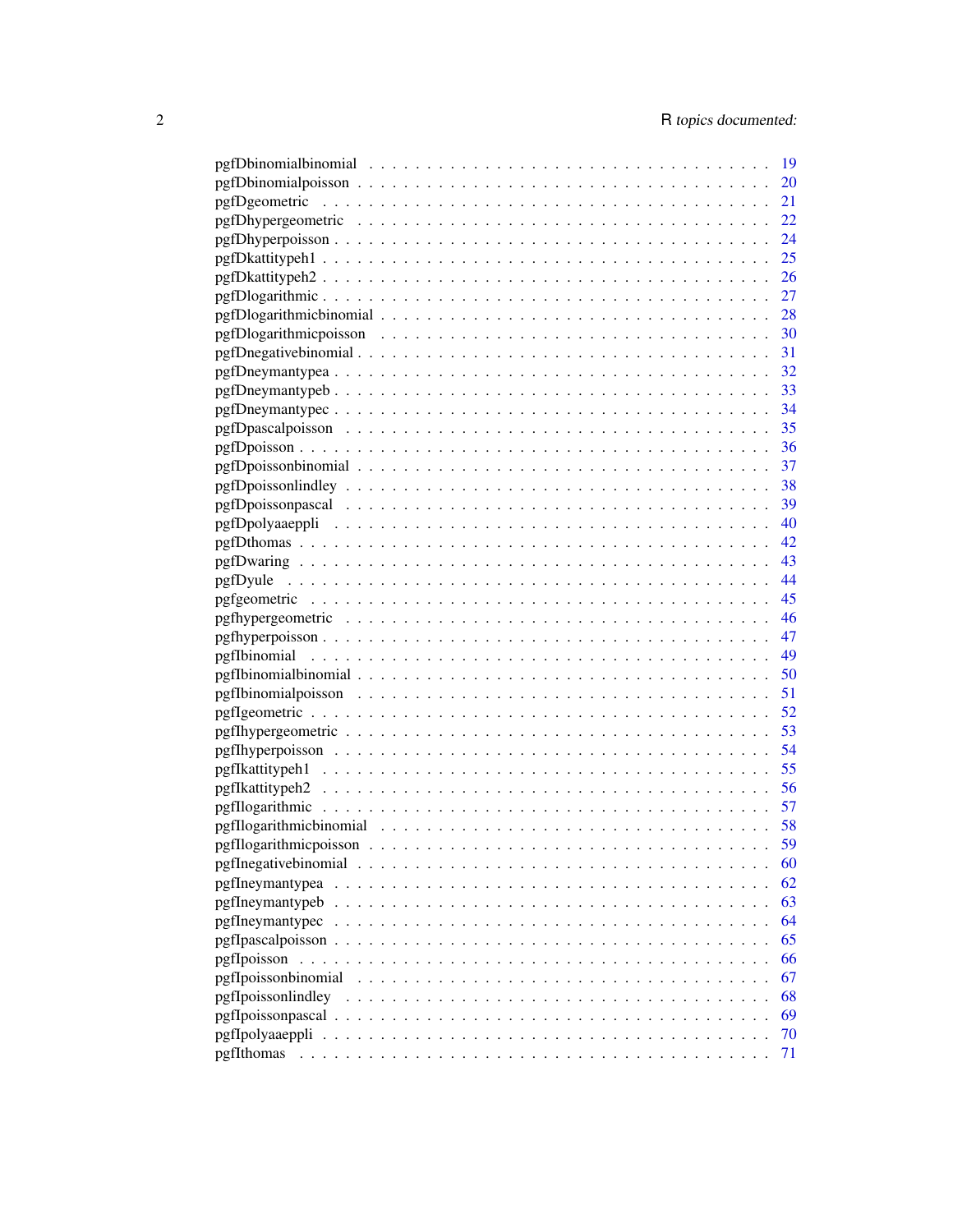pgfDbinomialbinomial . . . . . . . . . . . . . . . . . . . . . . . . . . . . . . 19
pgfDbinomialpoisson . . . . . . . . . . . . . . . . . . . . . . . . . . . . . . . 20
pgfDgeometric . . . . . . . . . . . . . . . . . . . . . . . . . . . . . . . . . . 21
pgfDhypergeometric . . . . . . . . . . . . . . . . . . . . . . . . . . . . . . . 22
pgfDhyperpoisson . . . . . . . . . . . . . . . . . . . . . . . . . . . . . . . . 24
pgfDkattitypeh1 . . . . . . . . . . . . . . . . . . . . . . . . . . . . . . . . . 25
pgfDkattitypeh2 . . . . . . . . . . . . . . . . . . . . . . . . . . . . . . . . . 26
pgfDlogarithmic . . . . . . . . . . . . . . . . . . . . . . . . . . . . . . . . . 27
pgfDlogarithmicbinomial . . . . . . . . . . . . . . . . . . . . . . . . . . . . . 28
pgfDlogarithmicpoisson . . . . . . . . . . . . . . . . . . . . . . . . . . . . . 30
pgfDnegativebinomial . . . . . . . . . . . . . . . . . . . . . . . . . . . . . . 31
pgfDneymantypea . . . . . . . . . . . . . . . . . . . . . . . . . . . . . . . . 32
pgfDneymantypeb . . . . . . . . . . . . . . . . . . . . . . . . . . . . . . . . 33
pgfDneymantypec . . . . . . . . . . . . . . . . . . . . . . . . . . . . . . . . 34
pgfDpascalpoisson . . . . . . . . . . . . . . . . . . . . . . . . . . . . . . . . 35
pgfDpoisson . . . . . . . . . . . . . . . . . . . . . . . . . . . . . . . . . . . 36
pgfDpoissonbinomial . . . . . . . . . . . . . . . . . . . . . . . . . . . . . . . 37
pgfDpoissonlindley . . . . . . . . . . . . . . . . . . . . . . . . . . . . . . . . 38
pgfDpoissonpascal . . . . . . . . . . . . . . . . . . . . . . . . . . . . . . . . 39
pgfDpolyaaeppli . . . . . . . . . . . . . . . . . . . . . . . . . . . . . . . . . 40
pgfDthomas . . . . . . . . . . . . . . . . . . . . . . . . . . . . . . . . . . . 42
pgfDwaring . . . . . . . . . . . . . . . . . . . . . . . . . . . . . . . . . . . 43
pgfDyule . . . . . . . . . . . . . . . . . . . . . . . . . . . . . . . . . . . . 44
pgfgeometric . . . . . . . . . . . . . . . . . . . . . . . . . . . . . . . . . . 45
pgfhypergeometric . . . . . . . . . . . . . . . . . . . . . . . . . . . . . . . . 46
pgfhyperpoisson . . . . . . . . . . . . . . . . . . . . . . . . . . . . . . . . . 47
pgfIbinomial . . . . . . . . . . . . . . . . . . . . . . . . . . . . . . . . . . . 49
pgfIbinomialbinomial . . . . . . . . . . . . . . . . . . . . . . . . . . . . . . 50
pgfIbinomialpoisson . . . . . . . . . . . . . . . . . . . . . . . . . . . . . . . 51
pgfIgeometric . . . . . . . . . . . . . . . . . . . . . . . . . . . . . . . . . . 52
pgfIhypergeometric . . . . . . . . . . . . . . . . . . . . . . . . . . . . . . . . 53
pgfIhyperpoisson . . . . . . . . . . . . . . . . . . . . . . . . . . . . . . . . . 54
pgfIkattitypeh1 . . . . . . . . . . . . . . . . . . . . . . . . . . . . . . . . . 55
pgfIkattitypeh2 . . . . . . . . . . . . . . . . . . . . . . . . . . . . . . . . . 56
pgfIlogarithmic . . . . . . . . . . . . . . . . . . . . . . . . . . . . . . . . . 57
pgfIlogarithmicbinomial . . . . . . . . . . . . . . . . . . . . . . . . . . . . . 58
pgfIlogarithmicpoisson . . . . . . . . . . . . . . . . . . . . . . . . . . . . . . 59
pgfInegativebinomial . . . . . . . . . . . . . . . . . . . . . . . . . . . . . . . 60
pgfIneymantypea . . . . . . . . . . . . . . . . . . . . . . . . . . . . . . . . . 62
pgfIneymantypeb . . . . . . . . . . . . . . . . . . . . . . . . . . . . . . . . . 63
pgfIneymantypec . . . . . . . . . . . . . . . . . . . . . . . . . . . . . . . . . 64
pgfIpascalpoisson . . . . . . . . . . . . . . . . . . . . . . . . . . . . . . . . 65
pgfIpoisson . . . . . . . . . . . . . . . . . . . . . . . . . . . . . . . . . . . 66
pgfIpoissonbinomial . . . . . . . . . . . . . . . . . . . . . . . . . . . . . . . 67
pgfIpoissonlindley . . . . . . . . . . . . . . . . . . . . . . . . . . . . . . . . 68
pgfIpoissonpascal . . . . . . . . . . . . . . . . . . . . . . . . . . . . . . . . 69
pgfIpolyaaeppli . . . . . . . . . . . . . . . . . . . . . . . . . . . . . . . . . 70
pgfIthomas . . . . . . . . . . . . . . . . . . . . . . . . . . . . . . . . . . . 71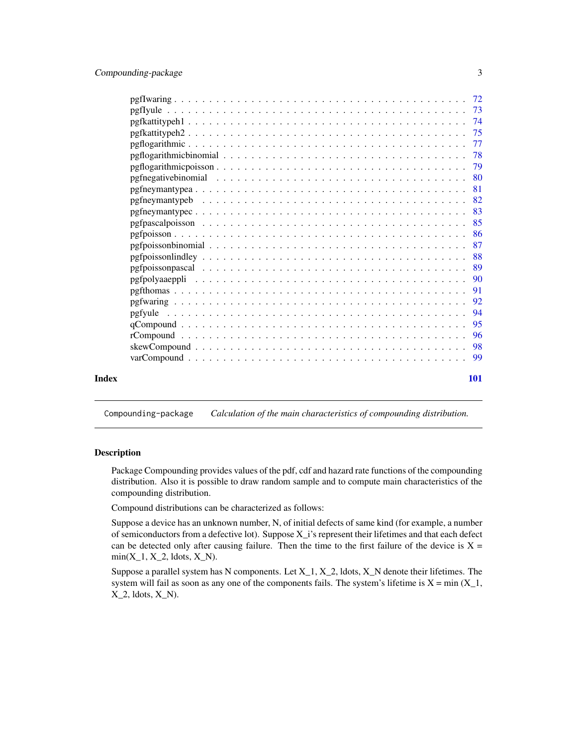pgfIwaring . . . . . . . . . . . . . . . . . . . . . . . . . . . . . . . . . . . . . . . 72
pgfIyule . . . . . . . . . . . . . . . . . . . . . . . . . . . . . . . . . . . . . . . . 73
pgfkattitypeh1 . . . . . . . . . . . . . . . . . . . . . . . . . . . . . . . . . . . . . 74
pgfkattitypeh2 . . . . . . . . . . . . . . . . . . . . . . . . . . . . . . . . . . . . . 75
pgflogarithmic . . . . . . . . . . . . . . . . . . . . . . . . . . . . . . . . . . . . . 77
pgflogarithmicbinomial . . . . . . . . . . . . . . . . . . . . . . . . . . . . . . . . . 78
pgflogarithmicpoisson . . . . . . . . . . . . . . . . . . . . . . . . . . . . . . . . . . 79
pgfnegativebinomial . . . . . . . . . . . . . . . . . . . . . . . . . . . . . . . . . . . 80
pgfneymantypea . . . . . . . . . . . . . . . . . . . . . . . . . . . . . . . . . . . . . 81
pgfneymantypeb . . . . . . . . . . . . . . . . . . . . . . . . . . . . . . . . . . . . . 82
pgfneymantypec . . . . . . . . . . . . . . . . . . . . . . . . . . . . . . . . . . . . . 83
pgfpascalpoisson . . . . . . . . . . . . . . . . . . . . . . . . . . . . . . . . . . . . 85
pgfpoisson . . . . . . . . . . . . . . . . . . . . . . . . . . . . . . . . . . . . . . . 86
pgfpoissonbinomial . . . . . . . . . . . . . . . . . . . . . . . . . . . . . . . . . . . 87
pgfpoissonlindley . . . . . . . . . . . . . . . . . . . . . . . . . . . . . . . . . . . . 88
pgfpoissonpascal . . . . . . . . . . . . . . . . . . . . . . . . . . . . . . . . . . . . 89
pgfpolyaaeppli . . . . . . . . . . . . . . . . . . . . . . . . . . . . . . . . . . . . . 90
pgfthomas . . . . . . . . . . . . . . . . . . . . . . . . . . . . . . . . . . . . . . . . 91
pgfwaring . . . . . . . . . . . . . . . . . . . . . . . . . . . . . . . . . . . . . . . . 92
pgfyule . . . . . . . . . . . . . . . . . . . . . . . . . . . . . . . . . . . . . . . . . 94
qCompound . . . . . . . . . . . . . . . . . . . . . . . . . . . . . . . . . . . . . . . . 95
rCompound . . . . . . . . . . . . . . . . . . . . . . . . . . . . . . . . . . . . . . . . 96
skewCompound . . . . . . . . . . . . . . . . . . . . . . . . . . . . . . . . . . . . . . 98
varCompound . . . . . . . . . . . . . . . . . . . . . . . . . . . . . . . . . . . . . . . 99

**Index** **101**

---

`Compounding-package` *Calculation of the main characteristics of compounding distribution.*

---

## Description

Package Compounding provides values of the pdf, cdf and hazard rate functions of the compounding distribution. Also it is possible to draw random sample and to compute main characteristics of the compounding distribution.

Compound distributions can be characterized as follows:

Suppose a device has an unknown number, N, of initial defects of same kind (for example, a number of semiconductors from a defective lot). Suppose X_i's represent their lifetimes and that each defect can be detected only after causing failure. Then the time to the first failure of the device is X = min(X_1, X_2, ldots, X_N).

Suppose a parallel system has N components. Let X_1, X_2, ldots, X_N denote their lifetimes. The system will fail as soon as any one of the components fails. The system's lifetime is X = min (X_1, X_2, ldots, X_N).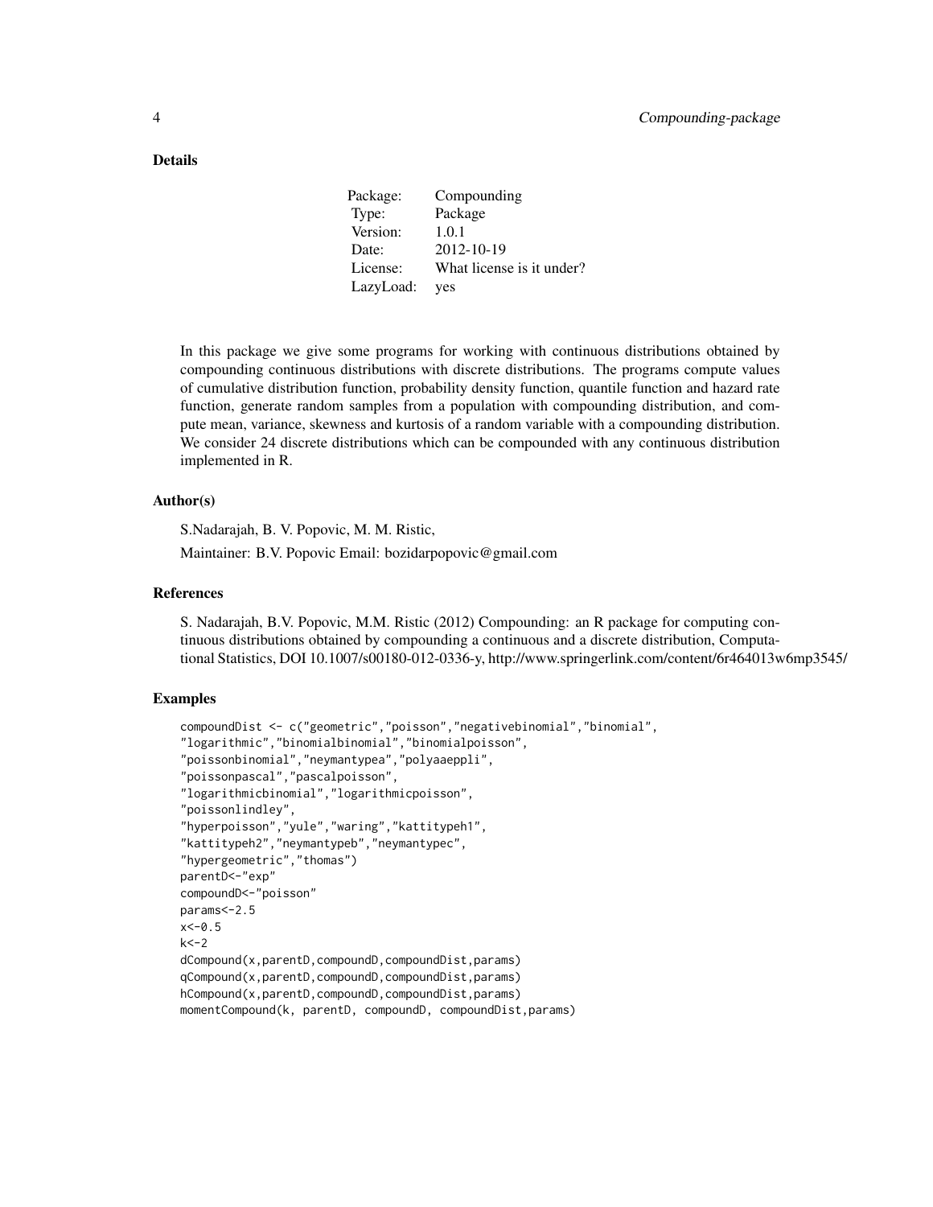## Details

| Package: | Compounding |
|---|---|
| Type: | Package |
| Version: | 1.0.1 |
| Date: | 2012-10-19 |
| License: | What license is it under? |
| LazyLoad: | yes |

In this package we give some programs for working with continuous distributions obtained by compounding continuous distributions with discrete distributions. The programs compute values of cumulative distribution function, probability density function, quantile function and hazard rate function, generate random samples from a population with compounding distribution, and compute mean, variance, skewness and kurtosis of a random variable with a compounding distribution. We consider 24 discrete distributions which can be compounded with any continuous distribution implemented in R.

## Author(s)

S.Nadarajah, B. V. Popovic, M. M. Ristic,

Maintainer: B.V. Popovic Email: bozidarpopovic@gmail.com

## References

S. Nadarajah, B.V. Popovic, M.M. Ristic (2012) Compounding: an R package for computing continuous distributions obtained by compounding a continuous and a discrete distribution, Computational Statistics, DOI 10.1007/s00180-012-0336-y, http://www.springerlink.com/content/6r464013w6mp3545/

## Examples

```
compoundDist <- c("geometric","poisson","negativebinomial","binomial",
"logarithmic","binomialbinomial","binomialpoisson",
"poissonbinomial","neymantypea","polyaaeppli",
"poissonpascal","pascalpoisson",
"logarithmicbinomial","logarithmicpoisson",
"poissonlindley",
"hyperpoisson","yule","waring","kattitypeh1",
"kattitypeh2","neymantypeb","neymantypec",
"hypergeometric","thomas")
parentD<-"exp"
compoundD<-"poisson"
params<-2.5
x<-0.5
k<-2
dCompound(x,parentD,compoundD,compoundDist,params)
qCompound(x,parentD,compoundD,compoundDist,params)
hCompound(x,parentD,compoundD,compoundDist,params)
momentCompound(k, parentD, compoundD, compoundDist,params)
```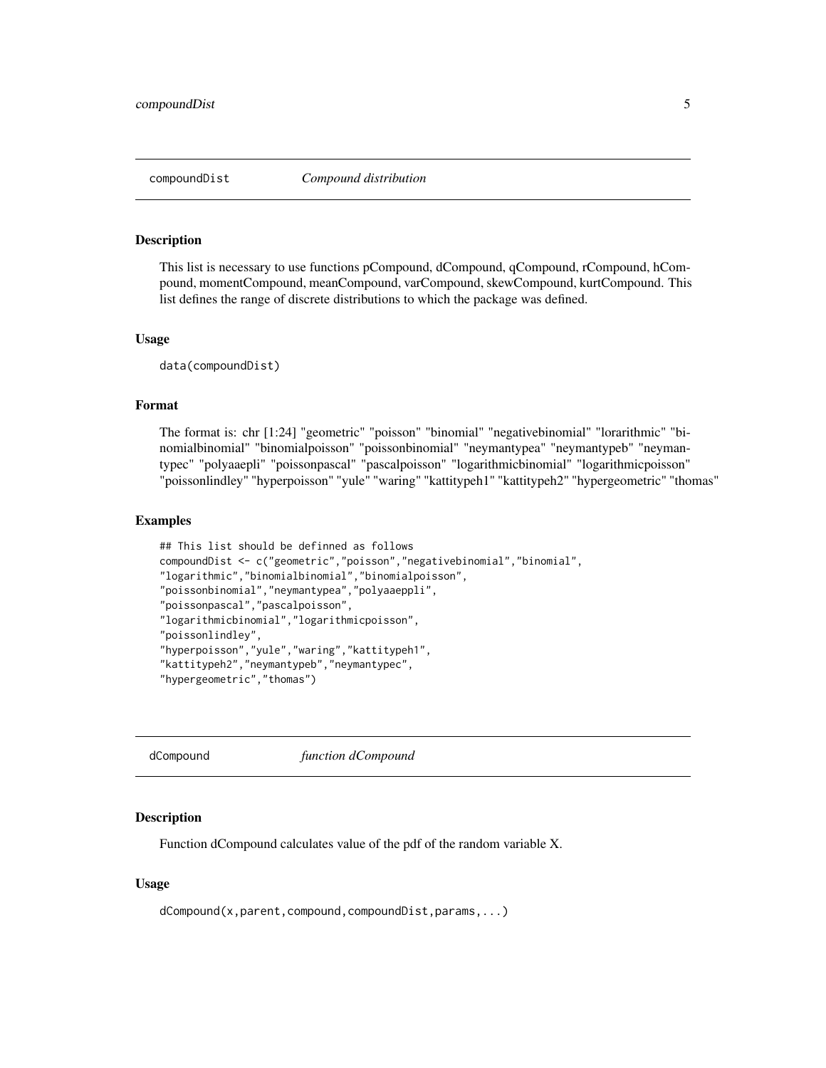## compoundDist *Compound distribution*

### Description

This list is necessary to use functions pCompound, dCompound, qCompound, rCompound, hCompound, momentCompound, meanCompound, varCompound, skewCompound, kurtCompound. This list defines the range of discrete distributions to which the package was defined.

### Usage

```
data(compoundDist)
```

### Format

The format is: chr [1:24] "geometric" "poisson" "binomial" "negativebinomial" "lorarithmic" "binomialbinomial" "binomialpoisson" "poissonbinomial" "neymantypea" "neymantypeb" "neymantypec" "polyaaepli" "poissonpascal" "pascalpoisson" "logarithmicbinomial" "logarithmicpoisson" "poissonlindley" "hyperpoisson" "yule" "waring" "kattitypeh1" "kattitypeh2" "hypergeometric" "thomas"

### Examples

```
## This list should be definned as follows
compoundDist <- c("geometric","poisson","negativebinomial","binomial",
"logarithmic","binomialbinomial","binomialpoisson",
"poissonbinomial","neymantypea","polyaaeppli",
"poissonpascal","pascalpoisson",
"logarithmicbinomial","logarithmicpoisson",
"poissonlindley",
"hyperpoisson","yule","waring","kattitypeh1",
"kattitypeh2","neymantypeb","neymantypec",
"hypergeometric","thomas")
```

## dCompound *function dCompound*

### Description

Function dCompound calculates value of the pdf of the random variable X.

### Usage

```
dCompound(x,parent,compound,compoundDist,params,...)
```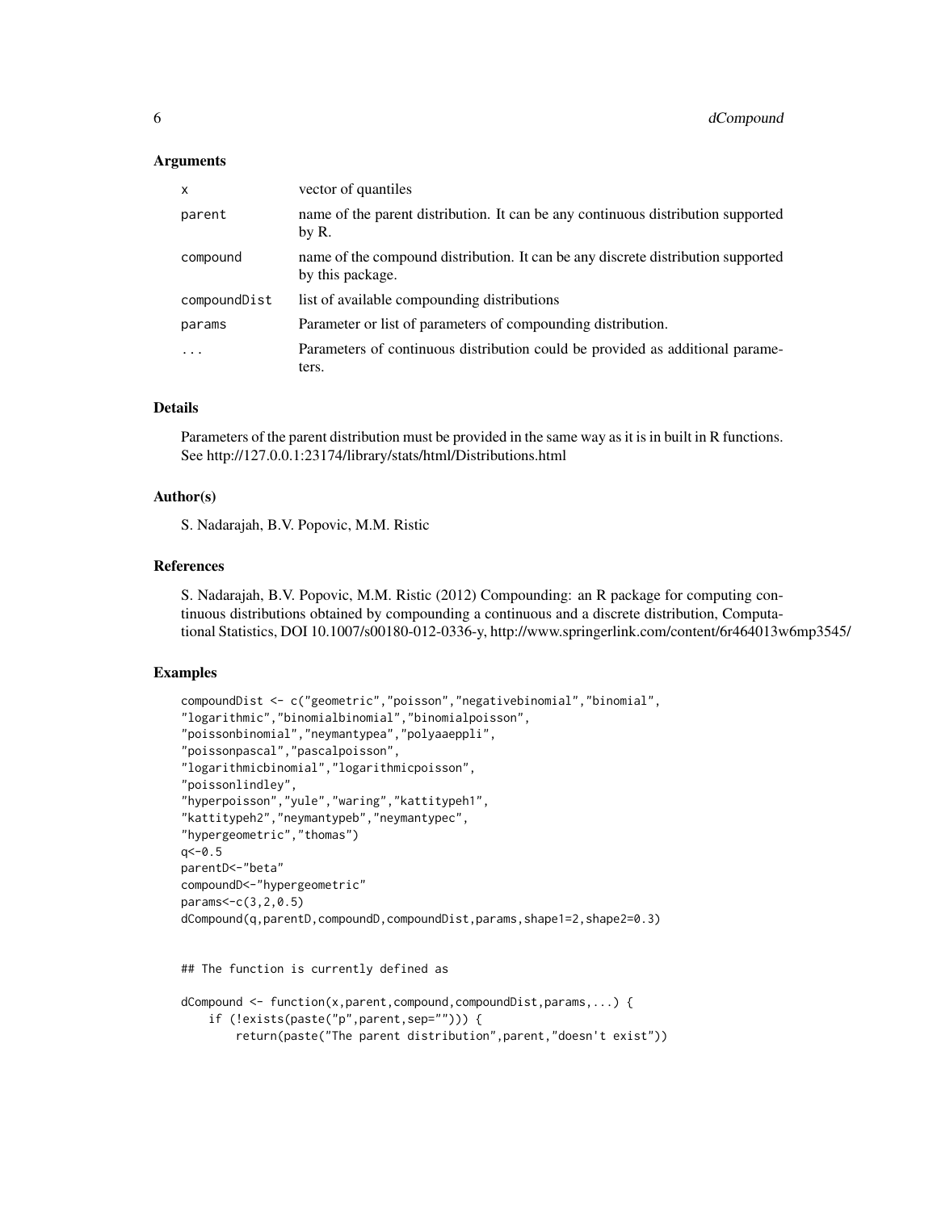### Arguments

| | |
|---|---|
| `x` | vector of quantiles |
| `parent` | name of the parent distribution. It can be any continuous distribution supported by R. |
| `compound` | name of the compound distribution. It can be any discrete distribution supported by this package. |
| `compoundDist` | list of available compounding distributions |
| `params` | Parameter or list of parameters of compounding distribution. |
| `...` | Parameters of continuous distribution could be provided as additional parameters. |

### Details

Parameters of the parent distribution must be provided in the same way as it is in built in R functions. See http://127.0.0.1:23174/library/stats/html/Distributions.html

### Author(s)

S. Nadarajah, B.V. Popovic, M.M. Ristic

### References

S. Nadarajah, B.V. Popovic, M.M. Ristic (2012) Compounding: an R package for computing continuous distributions obtained by compounding a continuous and a discrete distribution, Computational Statistics, DOI 10.1007/s00180-012-0336-y, http://www.springerlink.com/content/6r464013w6mp3545/

### Examples

```
compoundDist <- c("geometric","poisson","negativebinomial","binomial",
"logarithmic","binomialbinomial","binomialpoisson",
"poissonbinomial","neymantypea","polyaaeppli",
"poissonpascal","pascalpoisson",
"logarithmicbinomial","logarithmicpoisson",
"poissonlindley",
"hyperpoisson","yule","waring","kattitypeh1",
"kattitypeh2","neymantypeb","neymantypec",
"hypergeometric","thomas")
q<-0.5
parentD<-"beta"
compoundD<-"hypergeometric"
params<-c(3,2,0.5)
dCompound(q,parentD,compoundD,compoundDist,params,shape1=2,shape2=0.3)


## The function is currently defined as

dCompound <- function(x,parent,compound,compoundDist,params,...) {
    if (!exists(paste("p",parent,sep=""))) {
        return(paste("The parent distribution",parent,"doesn't exist"))
```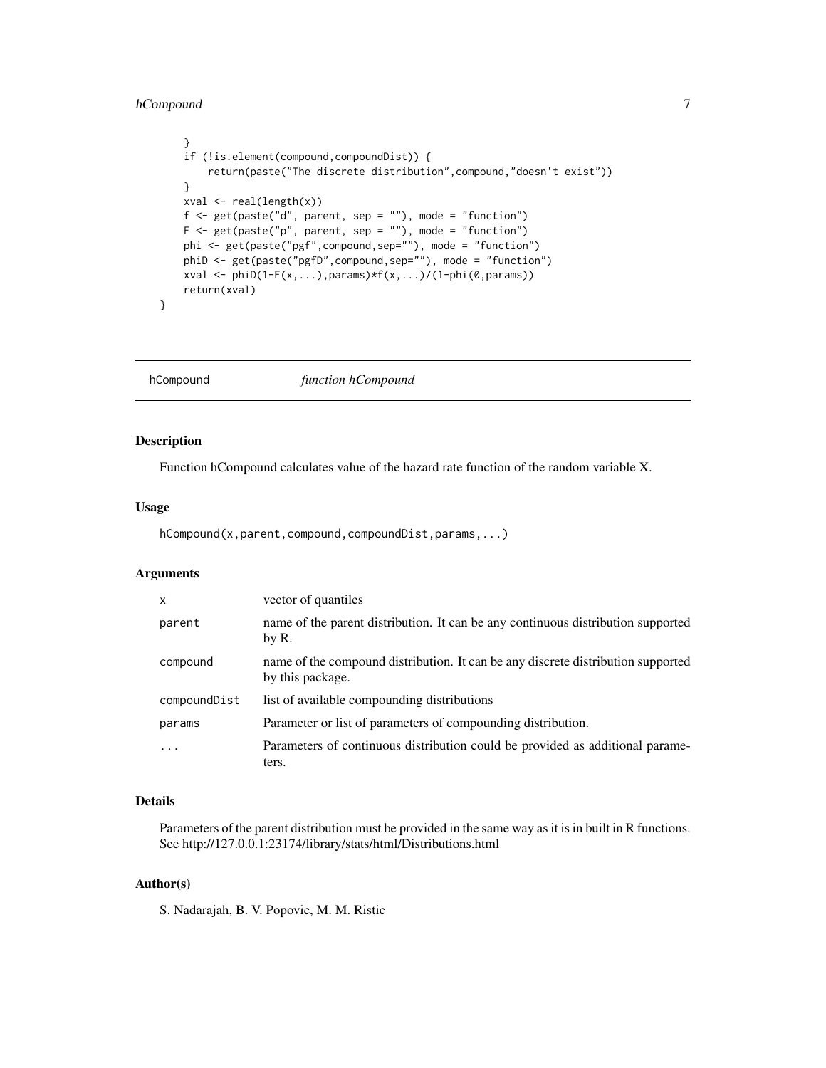```
    }
    if (!is.element(compound,compoundDist)) {
        return(paste("The discrete distribution",compound,"doesn't exist"))
    }
    xval <- real(length(x))
    f <- get(paste("d", parent, sep = ""), mode = "function")
    F <- get(paste("p", parent, sep = ""), mode = "function")
    phi <- get(paste("pgf",compound,sep=""), mode = "function")
    phiD <- get(paste("pgfD",compound,sep=""), mode = "function")
    xval <- phiD(1-F(x,...),params)*f(x,...)/(1-phi(0,params))
    return(xval)
}
```

## hCompound *function hCompound*

### Description

Function hCompound calculates value of the hazard rate function of the random variable X.

### Usage

```
hCompound(x,parent,compound,compoundDist,params,...)
```

### Arguments

| | |
|---|---|
| x | vector of quantiles |
| parent | name of the parent distribution. It can be any continuous distribution supported by R. |
| compound | name of the compound distribution. It can be any discrete distribution supported by this package. |
| compoundDist | list of available compounding distributions |
| params | Parameter or list of parameters of compounding distribution. |
| ... | Parameters of continuous distribution could be provided as additional parameters. |

### Details

Parameters of the parent distribution must be provided in the same way as it is in built in R functions. See http://127.0.0.1:23174/library/stats/html/Distributions.html

### Author(s)

S. Nadarajah, B. V. Popovic, M. M. Ristic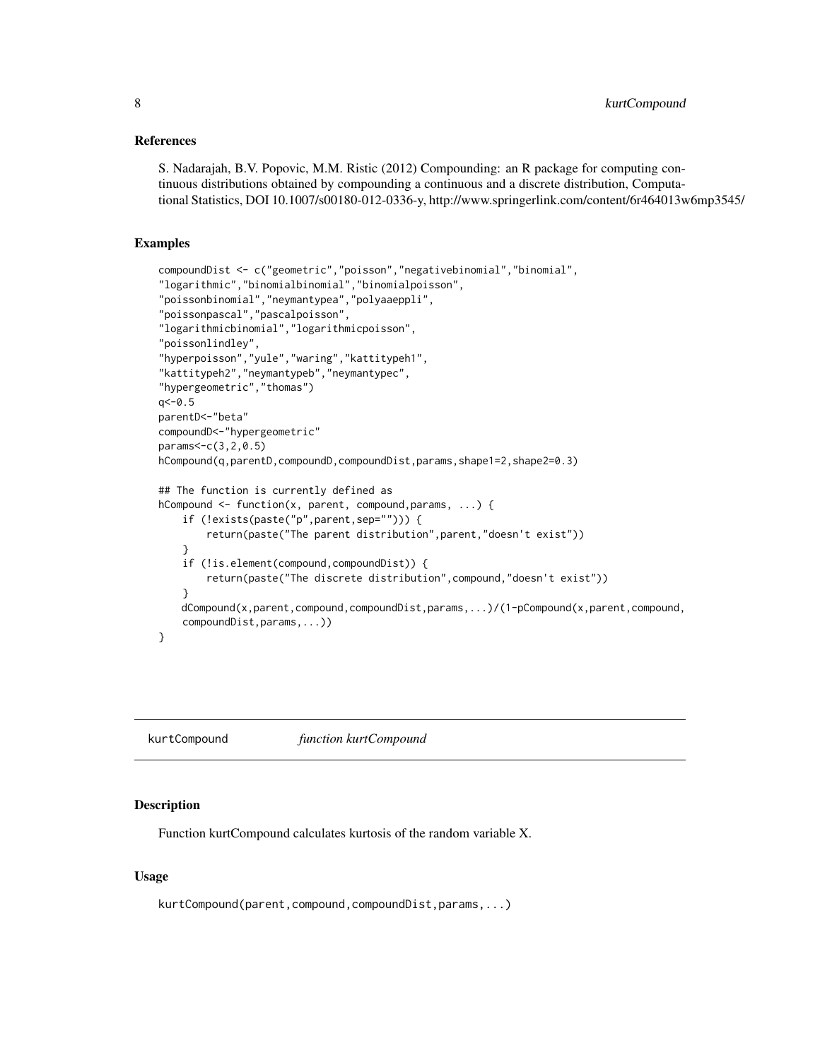### References

S. Nadarajah, B.V. Popovic, M.M. Ristic (2012) Compounding: an R package for computing continuous distributions obtained by compounding a continuous and a discrete distribution, Computational Statistics, DOI 10.1007/s00180-012-0336-y, http://www.springerlink.com/content/6r464013w6mp3545/

### Examples

```
compoundDist <- c("geometric","poisson","negativebinomial","binomial",
"logarithmic","binomialbinomial","binomialpoisson",
"poissonbinomial","neymantypea","polyaaeppli",
"poissonpascal","pascalpoisson",
"logarithmicbinomial","logarithmicpoisson",
"poissonlindley",
"hyperpoisson","yule","waring","kattitypeh1",
"kattitypeh2","neymantypeb","neymantypec",
"hypergeometric","thomas")
q<-0.5
parentD<-"beta"
compoundD<-"hypergeometric"
params<-c(3,2,0.5)
hCompound(q,parentD,compoundD,compoundDist,params,shape1=2,shape2=0.3)

## The function is currently defined as
hCompound <- function(x, parent, compound,params, ...) {
    if (!exists(paste("p",parent,sep=""))) {
        return(paste("The parent distribution",parent,"doesn't exist"))
    }
    if (!is.element(compound,compoundDist)) {
        return(paste("The discrete distribution",compound,"doesn't exist"))
    }
    dCompound(x,parent,compound,compoundDist,params,...)/(1-pCompound(x,parent,compound,
    compoundDist,params,...))
}
```

---

## kurtCompound *function kurtCompound*

### Description

Function kurtCompound calculates kurtosis of the random variable X.

### Usage

```
kurtCompound(parent,compound,compoundDist,params,...)
```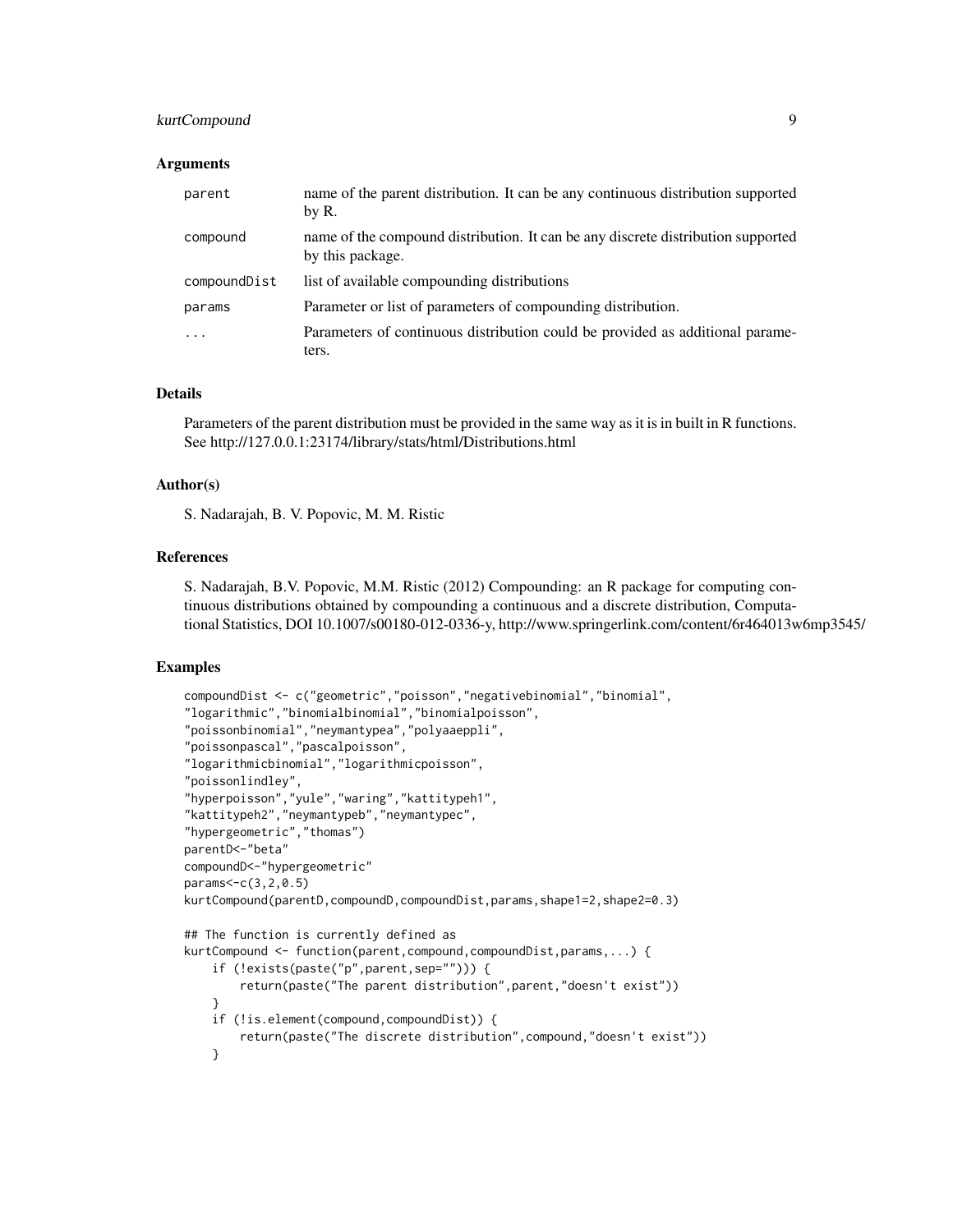### Arguments

| | |
|---|---|
| parent | name of the parent distribution. It can be any continuous distribution supported by R. |
| compound | name of the compound distribution. It can be any discrete distribution supported by this package. |
| compoundDist | list of available compounding distributions |
| params | Parameter or list of parameters of compounding distribution. |
| ... | Parameters of continuous distribution could be provided as additional parameters. |

### Details

Parameters of the parent distribution must be provided in the same way as it is in built in R functions. See http://127.0.0.1:23174/library/stats/html/Distributions.html

### Author(s)

S. Nadarajah, B. V. Popovic, M. M. Ristic

### References

S. Nadarajah, B.V. Popovic, M.M. Ristic (2012) Compounding: an R package for computing continuous distributions obtained by compounding a continuous and a discrete distribution, Computational Statistics, DOI 10.1007/s00180-012-0336-y, http://www.springerlink.com/content/6r464013w6mp3545/

### Examples

```
compoundDist <- c("geometric","poisson","negativebinomial","binomial",
"logarithmic","binomialbinomial","binomialpoisson",
"poissonbinomial","neymantypea","polyaaeppli",
"poissonpascal","pascalpoisson",
"logarithmicbinomial","logarithmicpoisson",
"poissonlindley",
"hyperpoisson","yule","waring","kattitypeh1",
"kattitypeh2","neymantypeb","neymantypec",
"hypergeometric","thomas")
parentD<-"beta"
compoundD<-"hypergeometric"
params<-c(3,2,0.5)
kurtCompound(parentD,compoundD,compoundDist,params,shape1=2,shape2=0.3)

## The function is currently defined as
kurtCompound <- function(parent,compound,compoundDist,params,...) {
    if (!exists(paste("p",parent,sep=""))) {
        return(paste("The parent distribution",parent,"doesn't exist"))
    }
    if (!is.element(compound,compoundDist)) {
        return(paste("The discrete distribution",compound,"doesn't exist"))
    }
```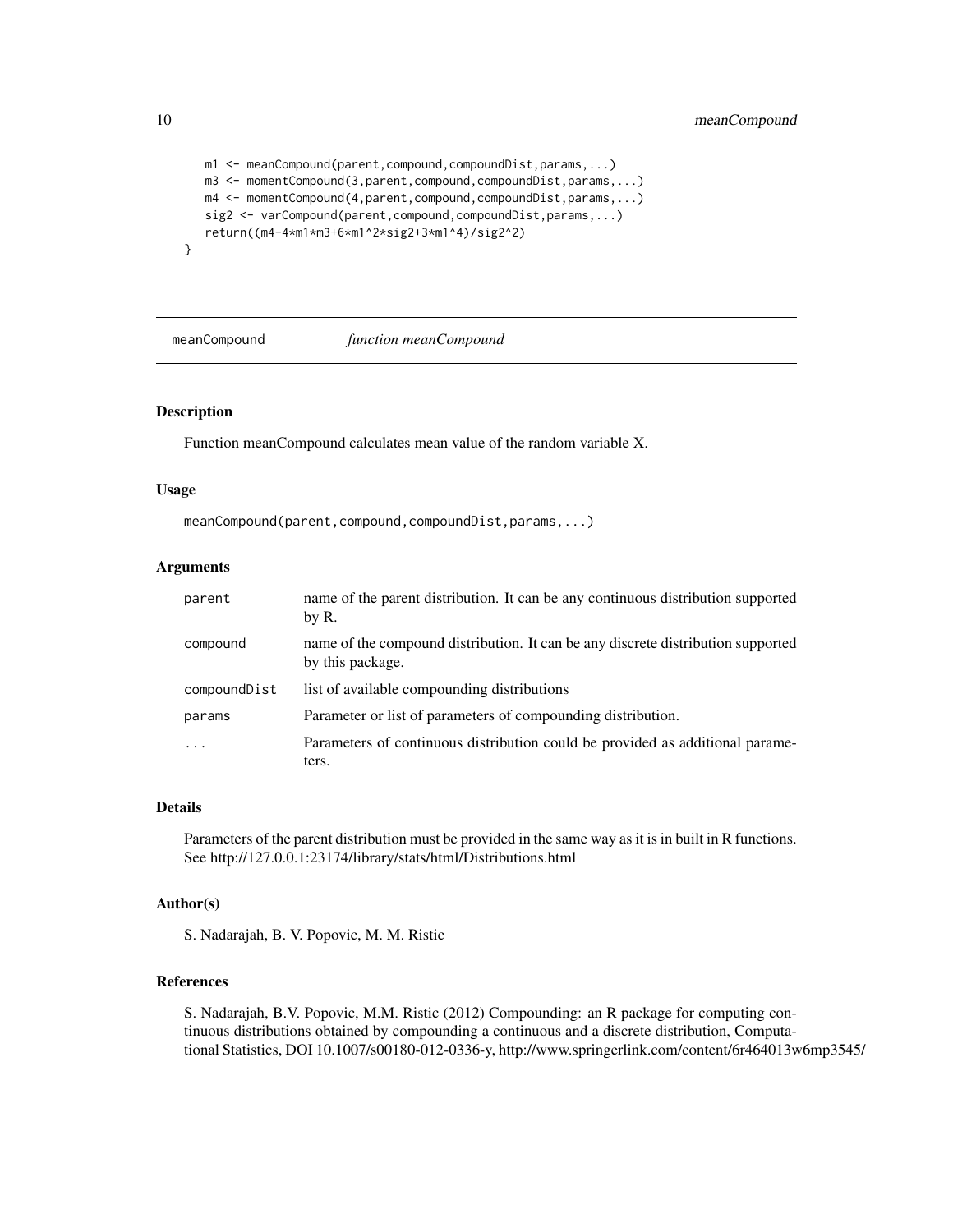```
    m1 <- meanCompound(parent,compound,compoundDist,params,...)
    m3 <- momentCompound(3,parent,compound,compoundDist,params,...)
    m4 <- momentCompound(4,parent,compound,compoundDist,params,...)
    sig2 <- varCompound(parent,compound,compoundDist,params,...)
    return((m4-4*m1*m3+6*m1^2*sig2+3*m1^4)/sig2^2)
}
```

---

## meanCompound — *function meanCompound*

### Description

Function meanCompound calculates mean value of the random variable X.

### Usage

```
meanCompound(parent,compound,compoundDist,params,...)
```

### Arguments

| | |
|---|---|
| parent | name of the parent distribution. It can be any continuous distribution supported by R. |
| compound | name of the compound distribution. It can be any discrete distribution supported by this package. |
| compoundDist | list of available compounding distributions |
| params | Parameter or list of parameters of compounding distribution. |
| ... | Parameters of continuous distribution could be provided as additional parameters. |

### Details

Parameters of the parent distribution must be provided in the same way as it is in built in R functions. See http://127.0.0.1:23174/library/stats/html/Distributions.html

### Author(s)

S. Nadarajah, B. V. Popovic, M. M. Ristic

### References

S. Nadarajah, B.V. Popovic, M.M. Ristic (2012) Compounding: an R package for computing continuous distributions obtained by compounding a continuous and a discrete distribution, Computational Statistics, DOI 10.1007/s00180-012-0336-y, http://www.springerlink.com/content/6r464013w6mp3545/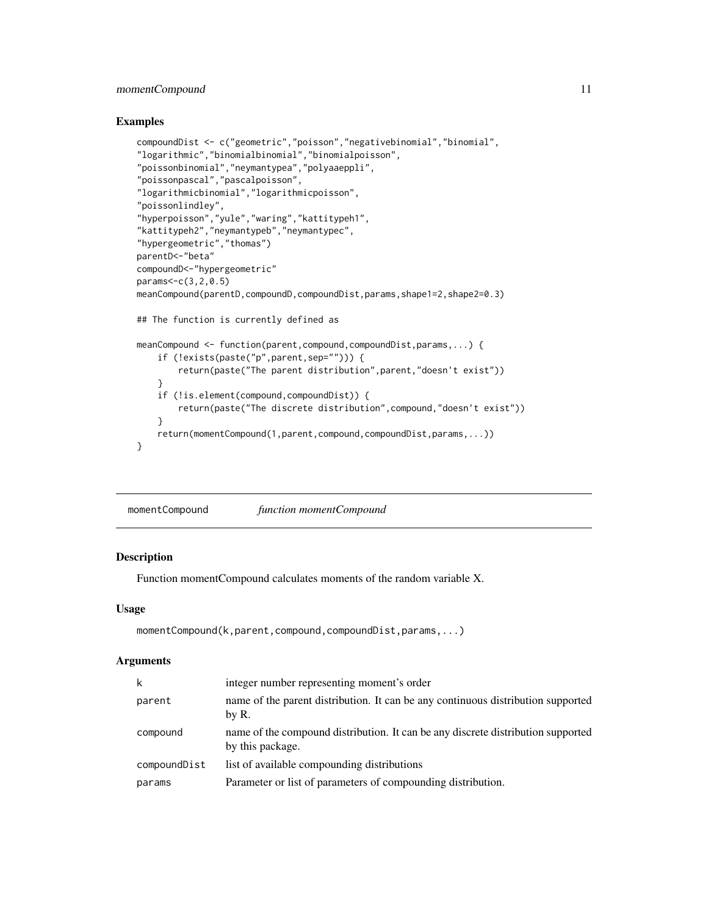### Examples

```
compoundDist <- c("geometric","poisson","negativebinomial","binomial",
"logarithmic","binomialbinomial","binomialpoisson",
"poissonbinomial","neymantypea","polyaeppli",
"poissonpascal","pascalpoisson",
"logarithmicbinomial","logarithmicpoisson",
"poissonlindley",
"hyperpoisson","yule","waring","kattitypeh1",
"kattitypeh2","neymantypeb","neymantypec",
"hypergeometric","thomas")
parentD<-"beta"
compoundD<-"hypergeometric"
params<-c(3,2,0.5)
meanCompound(parentD,compoundD,compoundDist,params,shape1=2,shape2=0.3)

## The function is currently defined as

meanCompound <- function(parent,compound,compoundDist,params,...) {
    if (!exists(paste("p",parent,sep=""))) {
        return(paste("The parent distribution",parent,"doesn't exist"))
    }
    if (!is.element(compound,compoundDist)) {
        return(paste("The discrete distribution",compound,"doesn't exist"))
    }
    return(momentCompound(1,parent,compound,compoundDist,params,...))
}
```

---

## momentCompound *function momentCompound*

### Description

Function momentCompound calculates moments of the random variable X.

### Usage

```
momentCompound(k,parent,compound,compoundDist,params,...)
```

### Arguments

| | |
|---|---|
| k | integer number representing moment's order |
| parent | name of the parent distribution. It can be any continuous distribution supported by R. |
| compound | name of the compound distribution. It can be any discrete distribution supported by this package. |
| compoundDist | list of available compounding distributions |
| params | Parameter or list of parameters of compounding distribution. |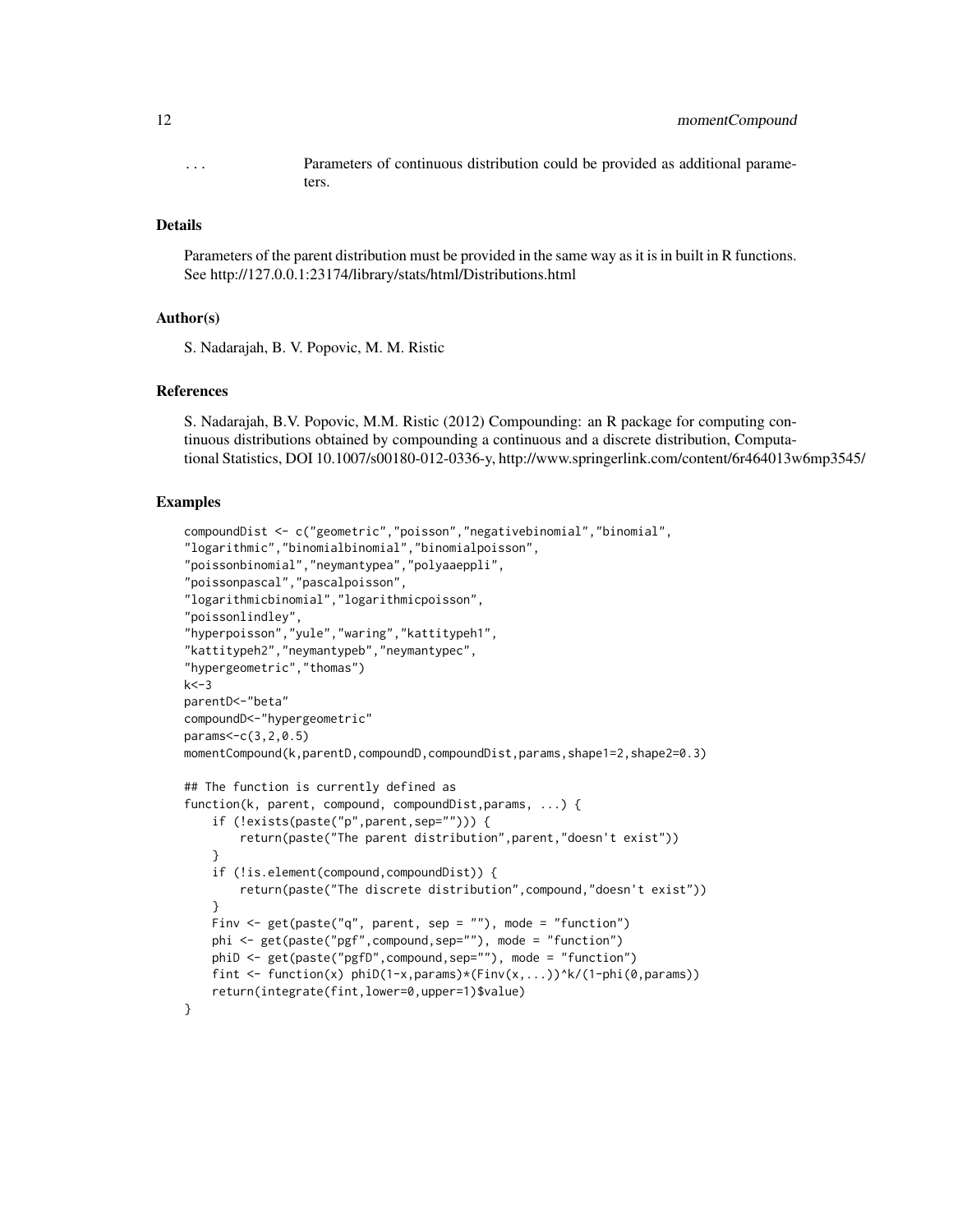... Parameters of continuous distribution could be provided as additional parameters.

### Details

Parameters of the parent distribution must be provided in the same way as it is in built in R functions. See http://127.0.0.1:23174/library/stats/html/Distributions.html

### Author(s)

S. Nadarajah, B. V. Popovic, M. M. Ristic

### References

S. Nadarajah, B.V. Popovic, M.M. Ristic (2012) Compounding: an R package for computing continuous distributions obtained by compounding a continuous and a discrete distribution, Computational Statistics, DOI 10.1007/s00180-012-0336-y, http://www.springerlink.com/content/6r464013w6mp3545/

### Examples

```
compoundDist <- c("geometric","poisson","negativebinomial","binomial",
"logarithmic","binomialbinomial","binomialpoisson",
"poissonbinomial","neymantypea","polyaaeppli",
"poissonpascal","pascalpoisson",
"logarithmicbinomial","logarithmicpoisson",
"poissonlindley",
"hyperpoisson","yule","waring","kattitypeh1",
"kattitypeh2","neymantypeb","neymantypec",
"hypergeometric","thomas")
k<-3
parentD<-"beta"
compoundD<-"hypergeometric"
params<-c(3,2,0.5)
momentCompound(k,parentD,compoundD,compoundDist,params,shape1=2,shape2=0.3)

## The function is currently defined as
function(k, parent, compound, compoundDist,params, ...) {
    if (!exists(paste("p",parent,sep=""))) {
        return(paste("The parent distribution",parent,"doesn't exist"))
    }
    if (!is.element(compound,compoundDist)) {
        return(paste("The discrete distribution",compound,"doesn't exist"))
    }
    Finv <- get(paste("q", parent, sep = ""), mode = "function")
    phi <- get(paste("pgf",compound,sep=""), mode = "function")
    phiD <- get(paste("pgfD",compound,sep=""), mode = "function")
    fint <- function(x) phiD(1-x,params)*(Finv(x,...))^k/(1-phi(0,params))
    return(integrate(fint,lower=0,upper=1)$value)
}
```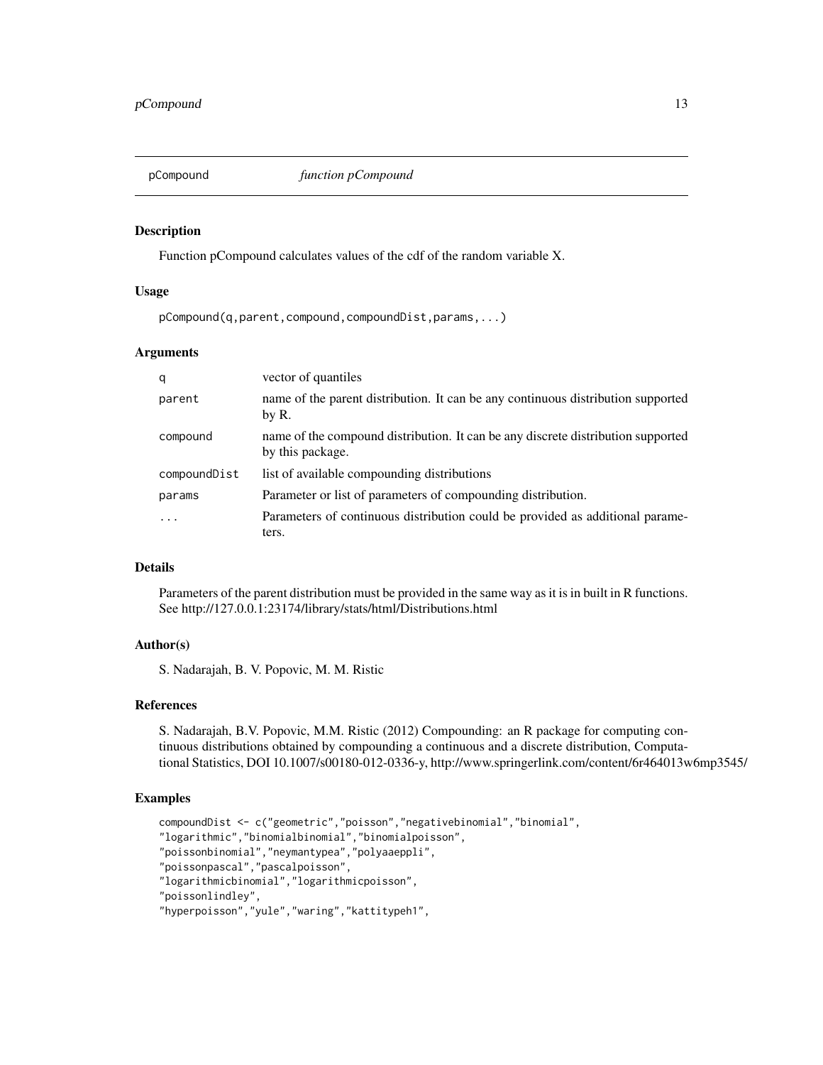## pCompound *function pCompound*

### Description

Function pCompound calculates values of the cdf of the random variable X.

### Usage

```
pCompound(q,parent,compound,compoundDist,params,...)
```

### Arguments

| | |
|---|---|
| q | vector of quantiles |
| parent | name of the parent distribution. It can be any continuous distribution supported by R. |
| compound | name of the compound distribution. It can be any discrete distribution supported by this package. |
| compoundDist | list of available compounding distributions |
| params | Parameter or list of parameters of compounding distribution. |
| ... | Parameters of continuous distribution could be provided as additional parameters. |

### Details

Parameters of the parent distribution must be provided in the same way as it is in built in R functions. See http://127.0.0.1:23174/library/stats/html/Distributions.html

### Author(s)

S. Nadarajah, B. V. Popovic, M. M. Ristic

### References

S. Nadarajah, B.V. Popovic, M.M. Ristic (2012) Compounding: an R package for computing continuous distributions obtained by compounding a continuous and a discrete distribution, Computational Statistics, DOI 10.1007/s00180-012-0336-y, http://www.springerlink.com/content/6r464013w6mp3545/

### Examples

```
compoundDist <- c("geometric","poisson","negativebinomial","binomial",
"logarithmic","binomialbinomial","binomialpoisson",
"poissonbinomial","neymantypea","polyaaeppli",
"poissonpascal","pascalpoisson",
"logarithmicbinomial","logarithmicpoisson",
"poissonlindley",
"hyperpoisson","yule","waring","kattitypeh1",
```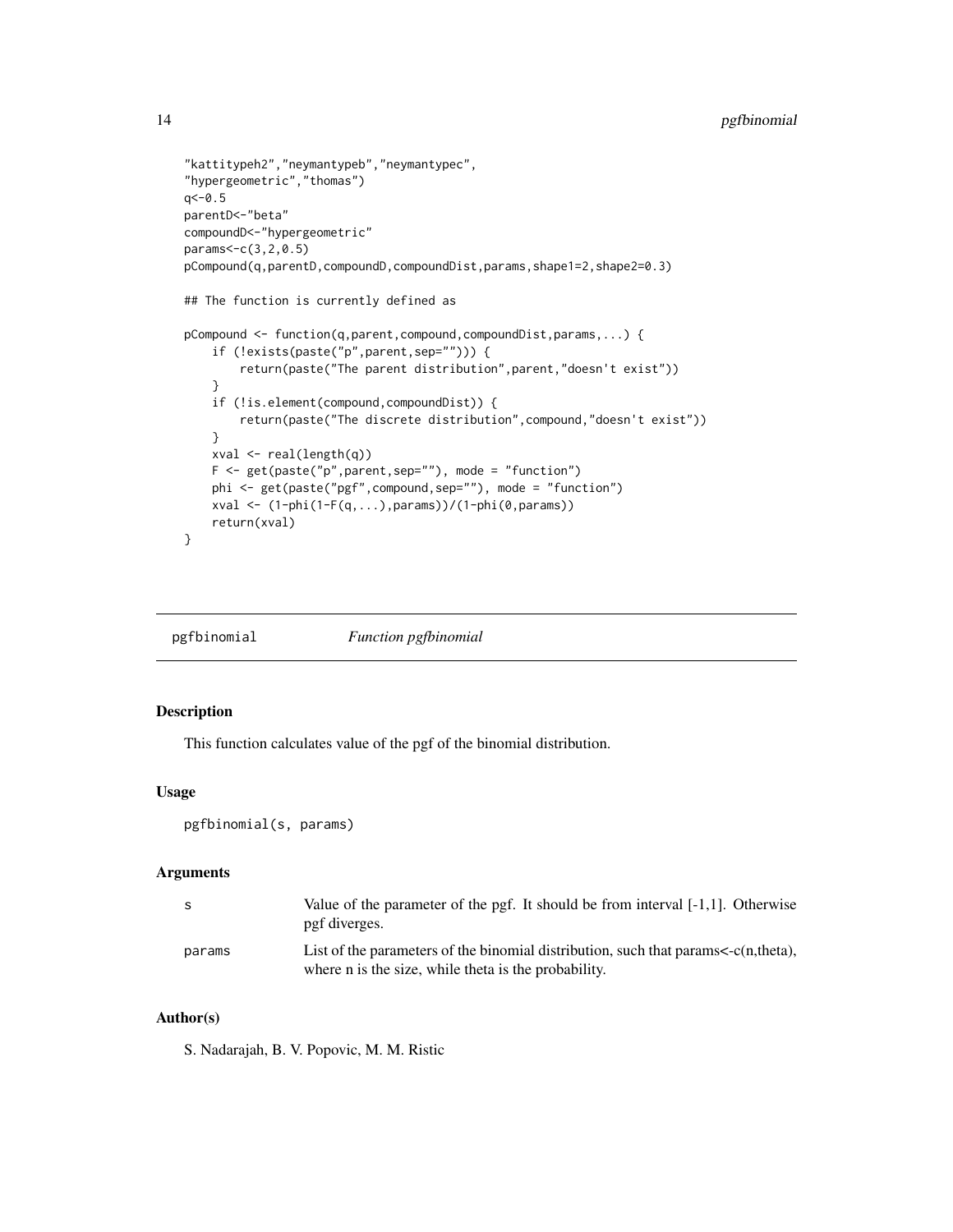```
"kattitypeh2","neymantypeb","neymantypec",
"hypergeometric","thomas")
q<-0.5
parentD<-"beta"
compoundD<-"hypergeometric"
params<-c(3,2,0.5)
pCompound(q,parentD,compoundD,compoundDist,params,shape1=2,shape2=0.3)

## The function is currently defined as

pCompound <- function(q,parent,compound,compoundDist,params,...) {
    if (!exists(paste("p",parent,sep=""))) {
        return(paste("The parent distribution",parent,"doesn't exist"))
    }
    if (!is.element(compound,compoundDist)) {
        return(paste("The discrete distribution",compound,"doesn't exist"))
    }
    xval <- real(length(q))
    F <- get(paste("p",parent,sep=""), mode = "function")
    phi <- get(paste("pgf",compound,sep=""), mode = "function")
    xval <- (1-phi(1-F(q,...),params))/(1-phi(0,params))
    return(xval)
}
```

---

`pgfbinomial` *Function pgfbinomial*

---

### Description

This function calculates value of the pgf of the binomial distribution.

### Usage

```
pgfbinomial(s, params)
```

### Arguments

| | |
|---|---|
| s | Value of the parameter of the pgf. It should be from interval [-1,1]. Otherwise pgf diverges. |
| params | List of the parameters of the binomial distribution, such that params<-c(n,theta), where n is the size, while theta is the probability. |

### Author(s)

S. Nadarajah, B. V. Popovic, M. M. Ristic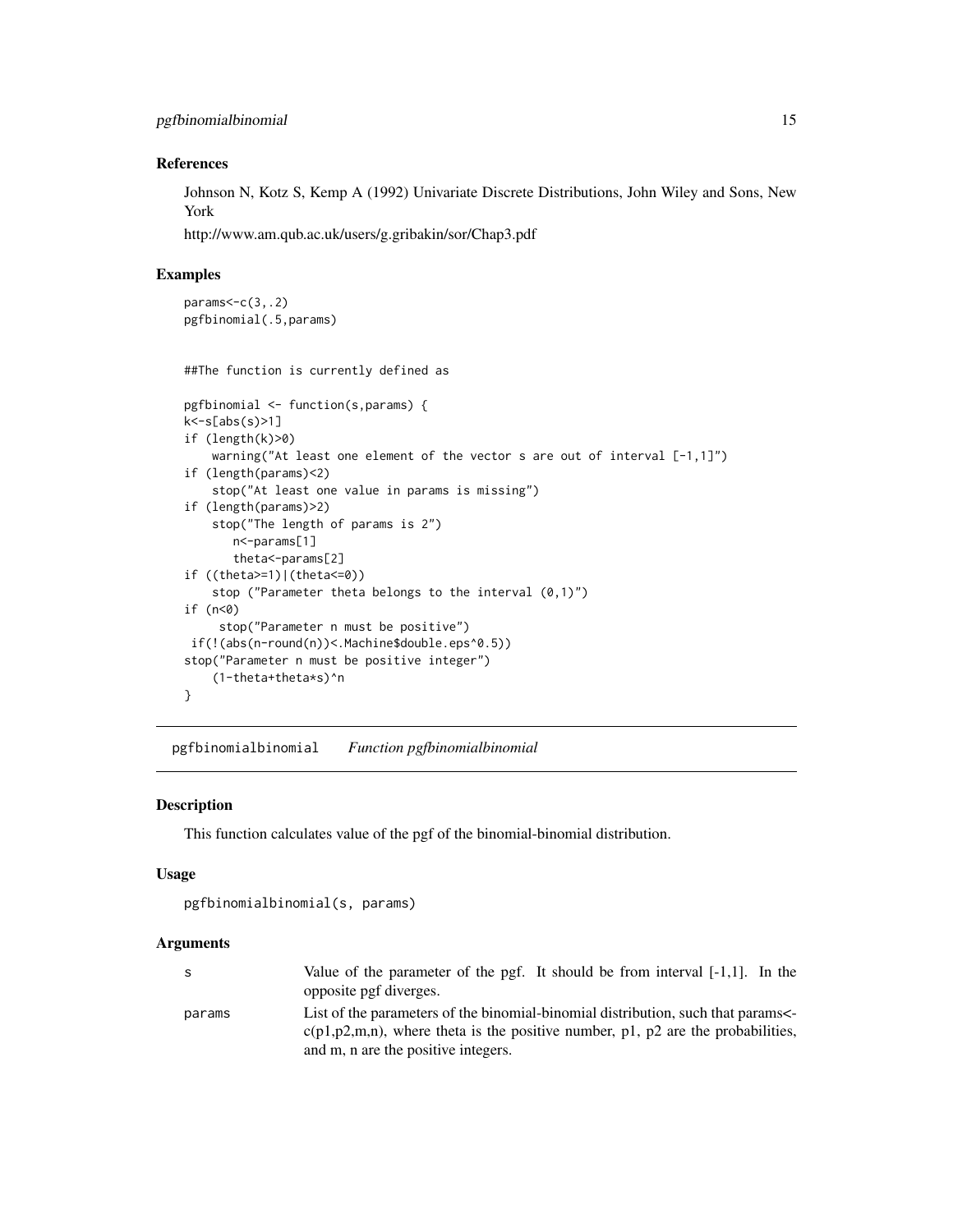### References

Johnson N, Kotz S, Kemp A (1992) Univariate Discrete Distributions, John Wiley and Sons, New York

http://www.am.qub.ac.uk/users/g.gribakin/sor/Chap3.pdf

### Examples

```
params<-c(3,.2)
pgfbinomial(.5,params)


##The function is currently defined as

pgfbinomial <- function(s,params) {
k<-s[abs(s)>1]
if (length(k)>0)
    warning("At least one element of the vector s are out of interval [-1,1]")
if (length(params)<2)
    stop("At least one value in params is missing")
if (length(params)>2)
    stop("The length of params is 2")
       n<-params[1]
       theta<-params[2]
if ((theta>=1)|(theta<=0))
    stop ("Parameter theta belongs to the interval (0,1)")
if (n<0)
     stop("Parameter n must be positive")
 if(!(abs(n-round(n))<.Machine$double.eps^0.5))
stop("Parameter n must be positive integer")
    (1-theta+theta*s)^n
}
```

---

## pgfbinomialbinomial *Function pgfbinomialbinomial*

### Description

This function calculates value of the pgf of the binomial-binomial distribution.

### Usage

```
pgfbinomialbinomial(s, params)
```

### Arguments

| | |
|---|---|
| s | Value of the parameter of the pgf. It should be from interval [-1,1]. In the opposite pgf diverges. |
| params | List of the parameters of the binomial-binomial distribution, such that params<-c(p1,p2,m,n), where theta is the positive number, p1, p2 are the probabilities, and m, n are the positive integers. |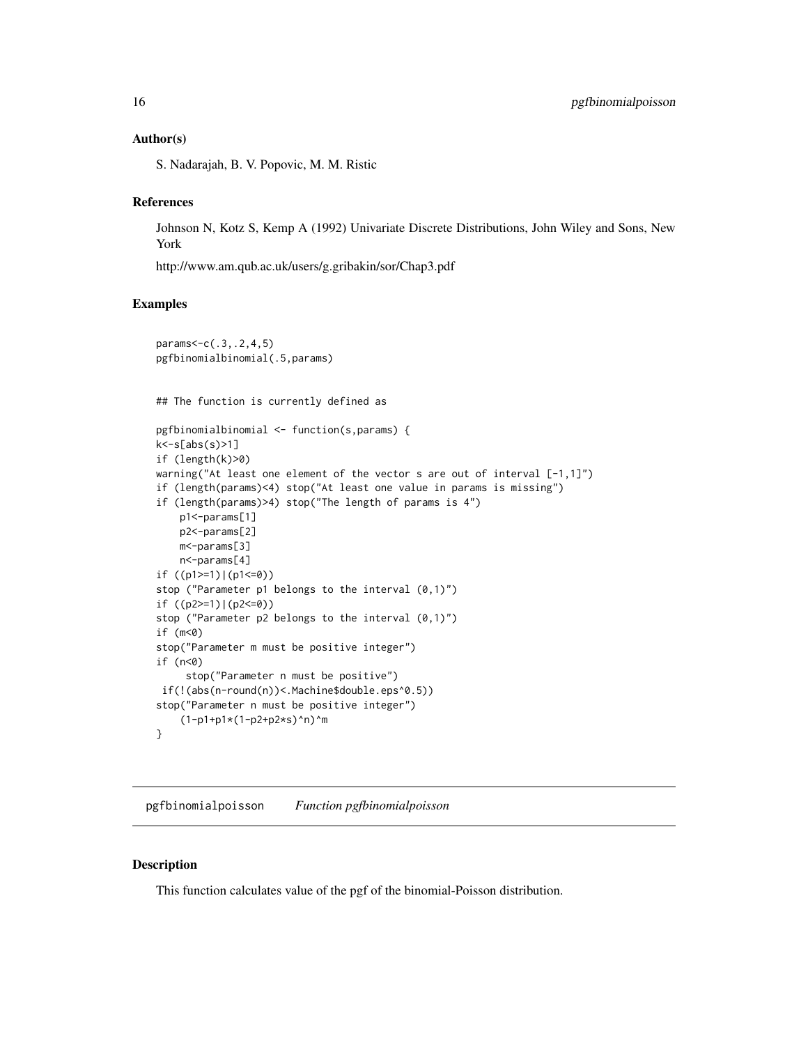### Author(s)

S. Nadarajah, B. V. Popovic, M. M. Ristic

### References

Johnson N, Kotz S, Kemp A (1992) Univariate Discrete Distributions, John Wiley and Sons, New York

http://www.am.qub.ac.uk/users/g.gribakin/sor/Chap3.pdf

### Examples

```
params<-c(.3,.2,4,5)
pgfbinomialbinomial(.5,params)


## The function is currently defined as

pgfbinomialbinomial <- function(s,params) {
k<-s[abs(s)>1]
if (length(k)>0)
warning("At least one element of the vector s are out of interval [-1,1]")
if (length(params)<4) stop("At least one value in params is missing")
if (length(params)>4) stop("The length of params is 4")
    p1<-params[1]
    p2<-params[2]
    m<-params[3]
    n<-params[4]
if ((p1>=1)|(p1<=0))
stop ("Parameter p1 belongs to the interval (0,1)")
if ((p2>=1)|(p2<=0))
stop ("Parameter p2 belongs to the interval (0,1)")
if (m<0)
stop("Parameter m must be positive integer")
if (n<0)
     stop("Parameter n must be positive")
 if(!(abs(n-round(n))<.Machine$double.eps^0.5))
stop("Parameter n must be positive integer")
    (1-p1+p1*(1-p2+p2*s)^n)^m
}
```

---

## pgfbinomialpoisson    *Function pgfbinomialpoisson*

### Description

This function calculates value of the pgf of the binomial-Poisson distribution.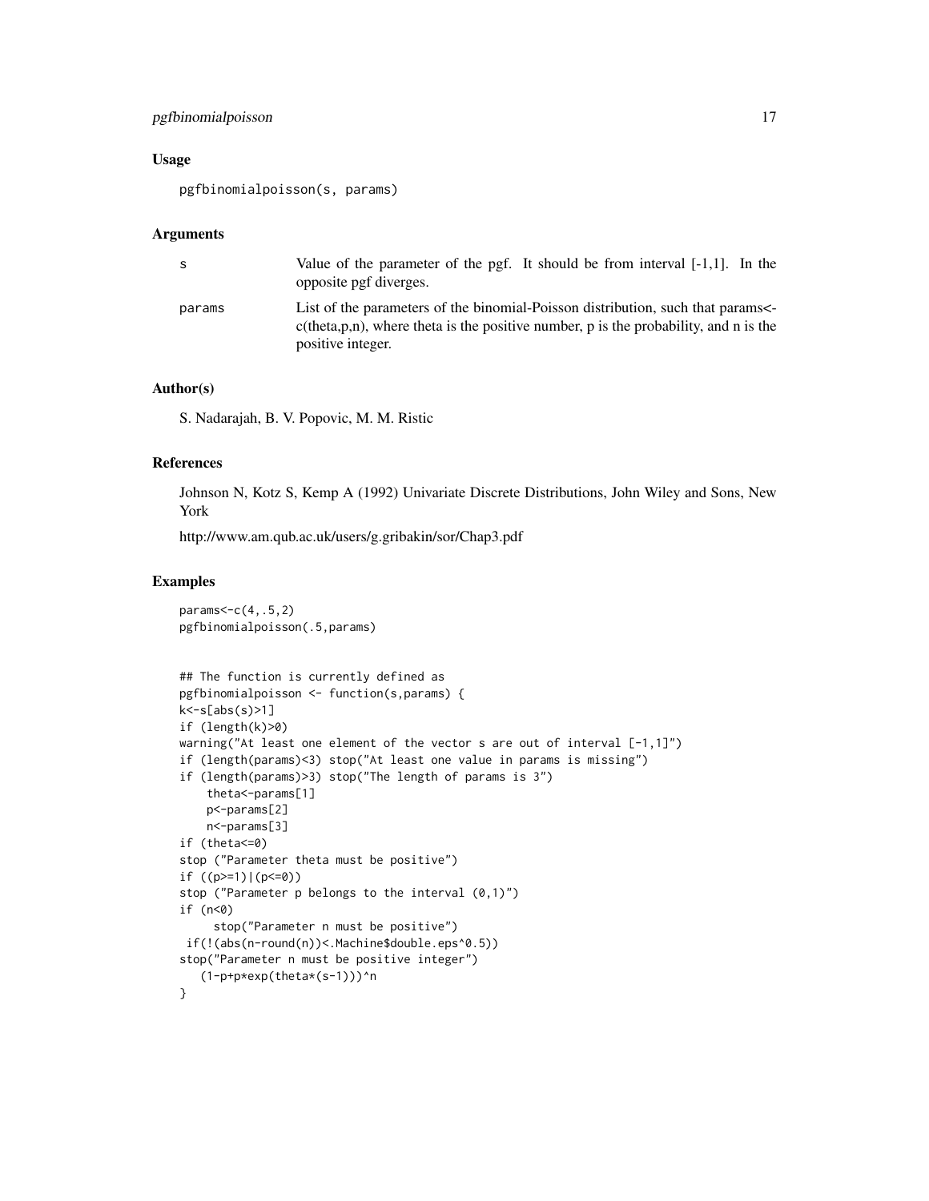### Usage

```
pgfbinomialpoisson(s, params)
```

### Arguments

| | |
|---|---|
| s | Value of the parameter of the pgf. It should be from interval [-1,1]. In the opposite pgf diverges. |
| params | List of the parameters of the binomial-Poisson distribution, such that params<-c(theta,p,n), where theta is the positive number, p is the probability, and n is the positive integer. |

### Author(s)

S. Nadarajah, B. V. Popovic, M. M. Ristic

### References

Johnson N, Kotz S, Kemp A (1992) Univariate Discrete Distributions, John Wiley and Sons, New York

http://www.am.qub.ac.uk/users/g.gribakin/sor/Chap3.pdf

### Examples

```
params<-c(4,.5,2)
pgfbinomialpoisson(.5,params)


## The function is currently defined as
pgfbinomialpoisson <- function(s,params) {
k<-s[abs(s)>1]
if (length(k)>0)
warning("At least one element of the vector s are out of interval [-1,1]")
if (length(params)<3) stop("At least one value in params is missing")
if (length(params)>3) stop("The length of params is 3")
    theta<-params[1]
    p<-params[2]
    n<-params[3]
if (theta<=0)
stop ("Parameter theta must be positive")
if ((p>=1)|(p<=0))
stop ("Parameter p belongs to the interval (0,1)")
if (n<0)
     stop("Parameter n must be positive")
 if(!(abs(n-round(n))<.Machine$double.eps^0.5))
stop("Parameter n must be positive integer")
   (1-p+p*exp(theta*(s-1)))^n
}
```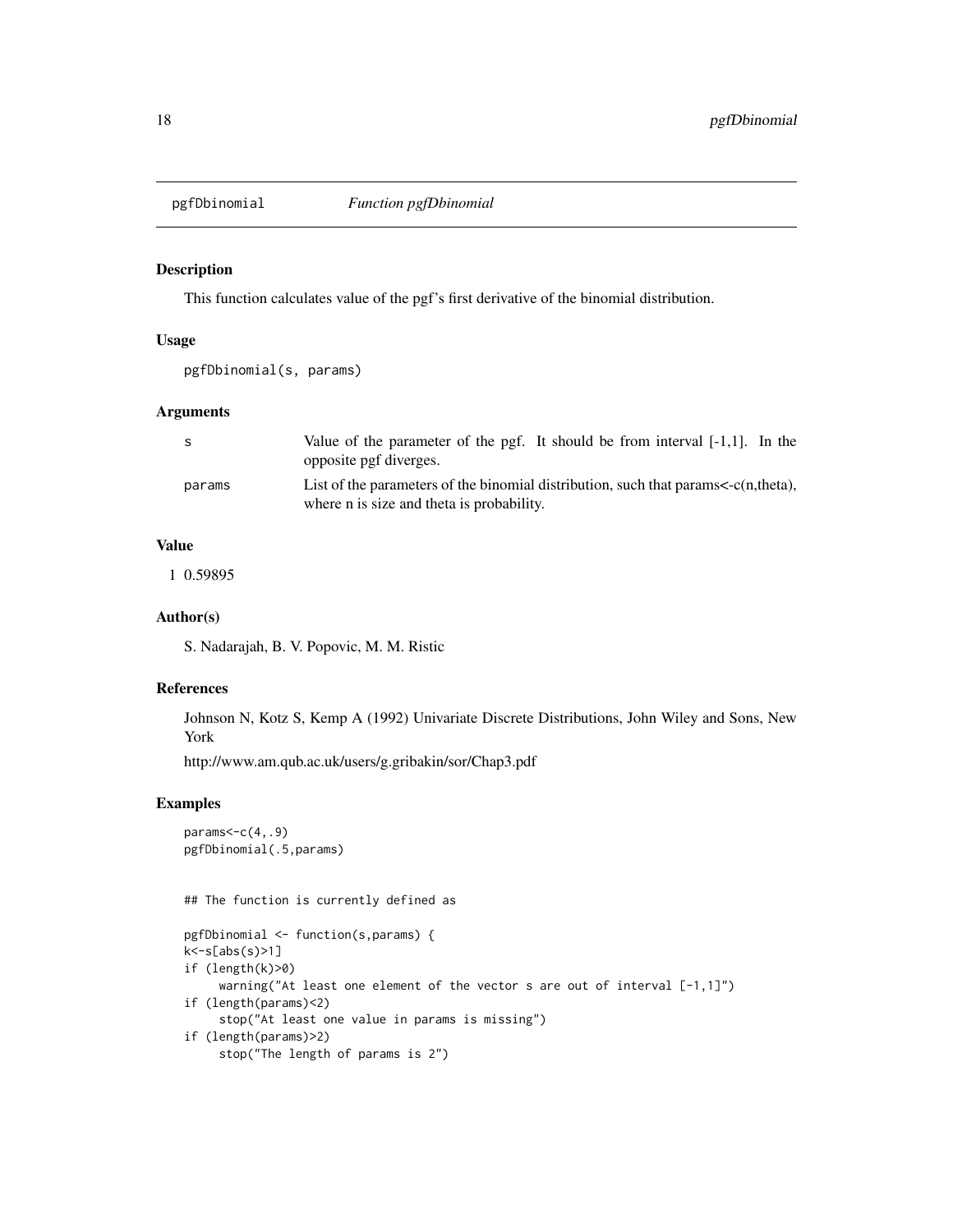# pgfDbinomial    *Function pgfDbinomial*

## Description

This function calculates value of the pgf's first derivative of the binomial distribution.

## Usage

```
pgfDbinomial(s, params)
```

## Arguments

| | |
|---|---|
| s | Value of the parameter of the pgf. It should be from interval [-1,1]. In the opposite pgf diverges. |
| params | List of the parameters of the binomial distribution, such that params<-c(n,theta), where n is size and theta is probability. |

## Value

1 0.59895

## Author(s)

S. Nadarajah, B. V. Popovic, M. M. Ristic

## References

Johnson N, Kotz S, Kemp A (1992) Univariate Discrete Distributions, John Wiley and Sons, New York

http://www.am.qub.ac.uk/users/g.gribakin/sor/Chap3.pdf

## Examples

```
params<-c(4,.9)
pgfDbinomial(.5,params)


## The function is currently defined as

pgfDbinomial <- function(s,params) {
k<-s[abs(s)>1]
if (length(k)>0)
     warning("At least one element of the vector s are out of interval [-1,1]")
if (length(params)<2)
     stop("At least one value in params is missing")
if (length(params)>2)
     stop("The length of params is 2")
```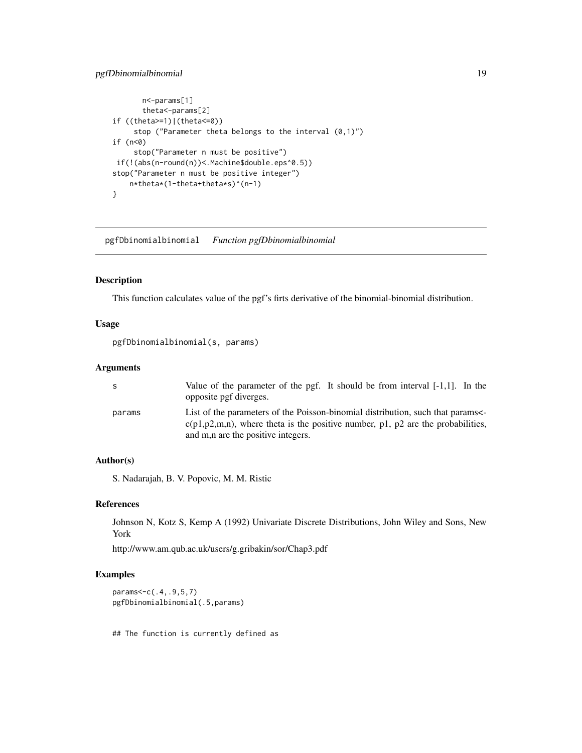```
      n<-params[1]
      theta<-params[2]
if ((theta>=1)|(theta<=0))
     stop ("Parameter theta belongs to the interval (0,1)")
if (n<0)
     stop("Parameter n must be positive")
 if(!(abs(n-round(n))<.Machine$double.eps^0.5))
stop("Parameter n must be positive integer")
    n*theta*(1-theta+theta*s)^(n-1)
}
```

---

pgfDbinomialbinomial    *Function pgfDbinomialbinomial*

---

## Description

This function calculates value of the pgf's firts derivative of the binomial-binomial distribution.

## Usage

```
pgfDbinomialbinomial(s, params)
```

## Arguments

| | |
|---|---|
| s | Value of the parameter of the pgf. It should be from interval [-1,1]. In the opposite pgf diverges. |
| params | List of the parameters of the Poisson-binomial distribution, such that params<-c(p1,p2,m,n), where theta is the positive number, p1, p2 are the probabilities, and m,n are the positive integers. |

## Author(s)

S. Nadarajah, B. V. Popovic, M. M. Ristic

## References

Johnson N, Kotz S, Kemp A (1992) Univariate Discrete Distributions, John Wiley and Sons, New York

http://www.am.qub.ac.uk/users/g.gribakin/sor/Chap3.pdf

## Examples

```
params<-c(.4,.9,5,7)
pgfDbinomialbinomial(.5,params)


## The function is currently defined as
```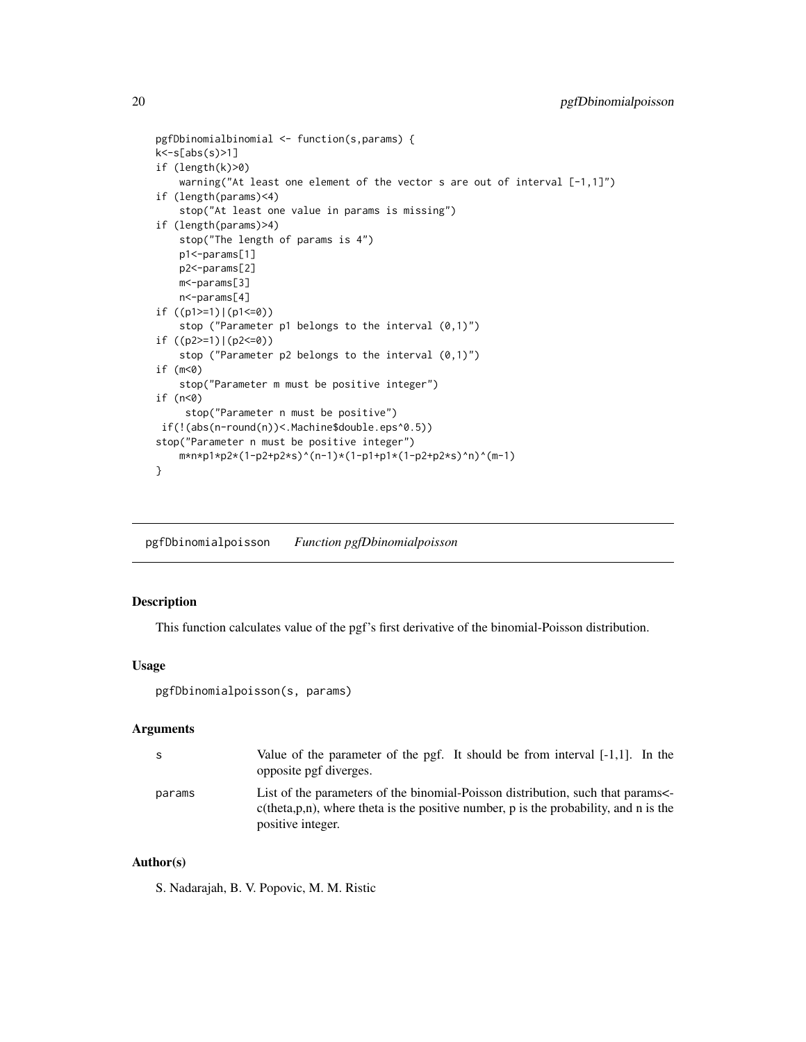```
pgfDbinomialbinomial <- function(s,params) {
k<-s[abs(s)>1]
if (length(k)>0)
    warning("At least one element of the vector s are out of interval [-1,1]")
if (length(params)<4)
    stop("At least one value in params is missing")
if (length(params)>4)
    stop("The length of params is 4")
    p1<-params[1]
    p2<-params[2]
    m<-params[3]
    n<-params[4]
if ((p1>=1)|(p1<=0))
    stop ("Parameter p1 belongs to the interval (0,1)")
if ((p2>=1)|(p2<=0))
    stop ("Parameter p2 belongs to the interval (0,1)")
if (m<0)
    stop("Parameter m must be positive integer")
if (n<0)
     stop("Parameter n must be positive")
 if(!(abs(n-round(n))<.Machine$double.eps^0.5))
stop("Parameter n must be positive integer")
    m*n*p1*p2*(1-p2+p2*s)^(n-1)*(1-p1+p1*(1-p2+p2*s)^n)^(m-1)
}
```

---

## pgfDbinomialpoisson *Function pgfDbinomialpoisson*

### Description

This function calculates value of the pgf's first derivative of the binomial-Poisson distribution.

### Usage

```
pgfDbinomialpoisson(s, params)
```

### Arguments

| | |
|---|---|
| s | Value of the parameter of the pgf. It should be from interval [-1,1]. In the opposite pgf diverges. |
| params | List of the parameters of the binomial-Poisson distribution, such that params<-c(theta,p,n), where theta is the positive number, p is the probability, and n is the positive integer. |

### Author(s)

S. Nadarajah, B. V. Popovic, M. M. Ristic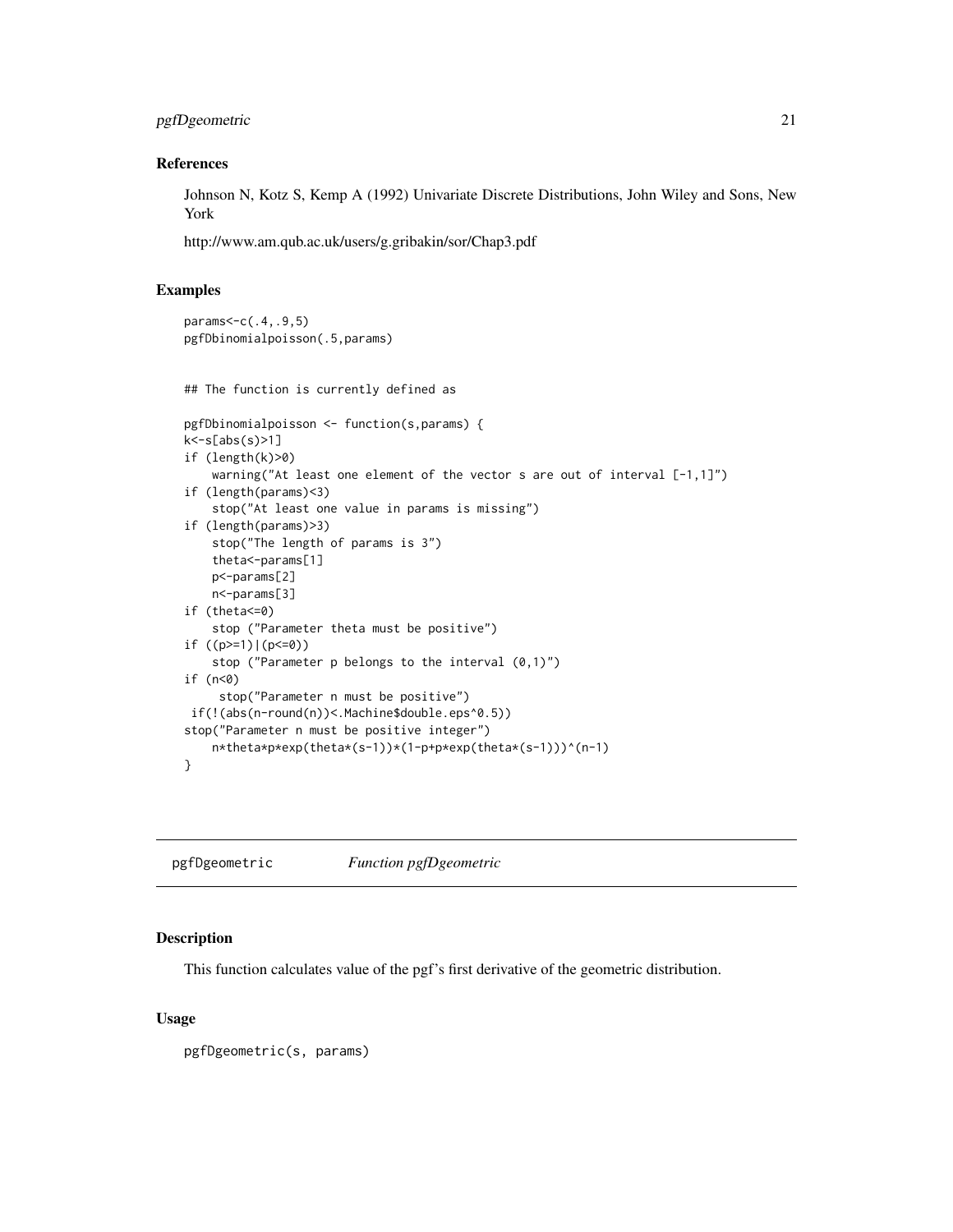### References

Johnson N, Kotz S, Kemp A (1992) Univariate Discrete Distributions, John Wiley and Sons, New York

http://www.am.qub.ac.uk/users/g.gribakin/sor/Chap3.pdf

### Examples

```
params<-c(.4,.9,5)
pgfDbinomialpoisson(.5,params)


## The function is currently defined as

pgfDbinomialpoisson <- function(s,params) {
k<-s[abs(s)>1]
if (length(k)>0)
    warning("At least one element of the vector s are out of interval [-1,1]")
if (length(params)<3)
    stop("At least one value in params is missing")
if (length(params)>3)
    stop("The length of params is 3")
    theta<-params[1]
    p<-params[2]
    n<-params[3]
if (theta<=0)
    stop ("Parameter theta must be positive")
if ((p>=1)|(p<=0))
    stop ("Parameter p belongs to the interval (0,1)")
if (n<0)
     stop("Parameter n must be positive")
 if(!(abs(n-round(n))<.Machine$double.eps^0.5))
stop("Parameter n must be positive integer")
    n*theta*p*exp(theta*(s-1))*(1-p+p*exp(theta*(s-1)))^(n-1)
}
```

---

## pgfDgeometric — *Function pgfDgeometric*

### Description

This function calculates value of the pgf's first derivative of the geometric distribution.

### Usage

```
pgfDgeometric(s, params)
```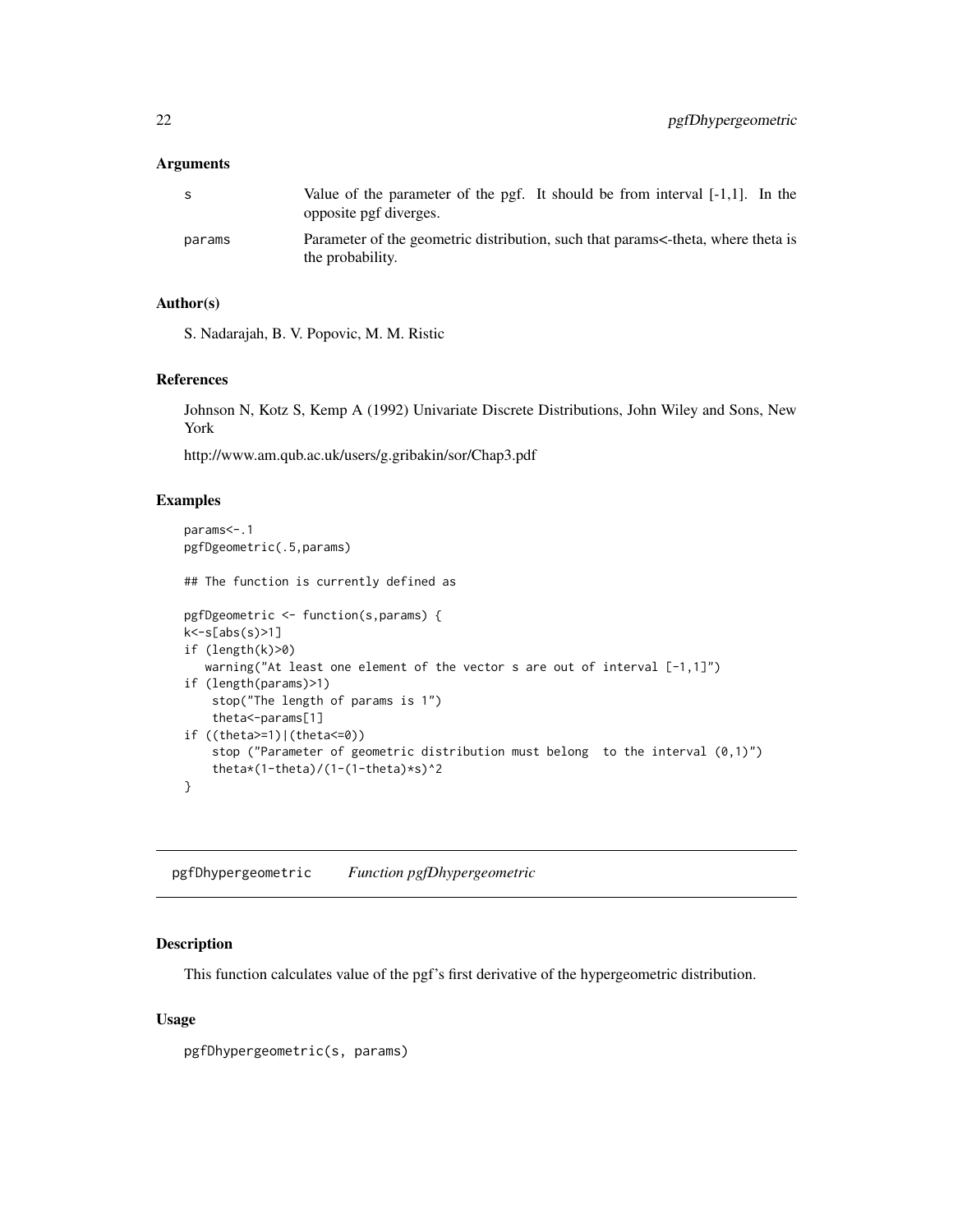### Arguments

| | |
|---|---|
| s | Value of the parameter of the pgf. It should be from interval [-1,1]. In the opposite pgf diverges. |
| params | Parameter of the geometric distribution, such that params<-theta, where theta is the probability. |

### Author(s)

S. Nadarajah, B. V. Popovic, M. M. Ristic

### References

Johnson N, Kotz S, Kemp A (1992) Univariate Discrete Distributions, John Wiley and Sons, New York

http://www.am.qub.ac.uk/users/g.gribakin/sor/Chap3.pdf

### Examples

```
params<-.1
pgfDgeometric(.5,params)

## The function is currently defined as

pgfDgeometric <- function(s,params) {
k<-s[abs(s)>1]
if (length(k)>0)
   warning("At least one element of the vector s are out of interval [-1,1]")
if (length(params)>1)
    stop("The length of params is 1")
    theta<-params[1]
if ((theta>=1)|(theta<=0))
    stop ("Parameter of geometric distribution must belong  to the interval (0,1)")
    theta*(1-theta)/(1-(1-theta)*s)^2
}
```

---

## pgfDhypergeometric *Function pgfDhypergeometric*

### Description

This function calculates value of the pgf's first derivative of the hypergeometric distribution.

### Usage

```
pgfDhypergeometric(s, params)
```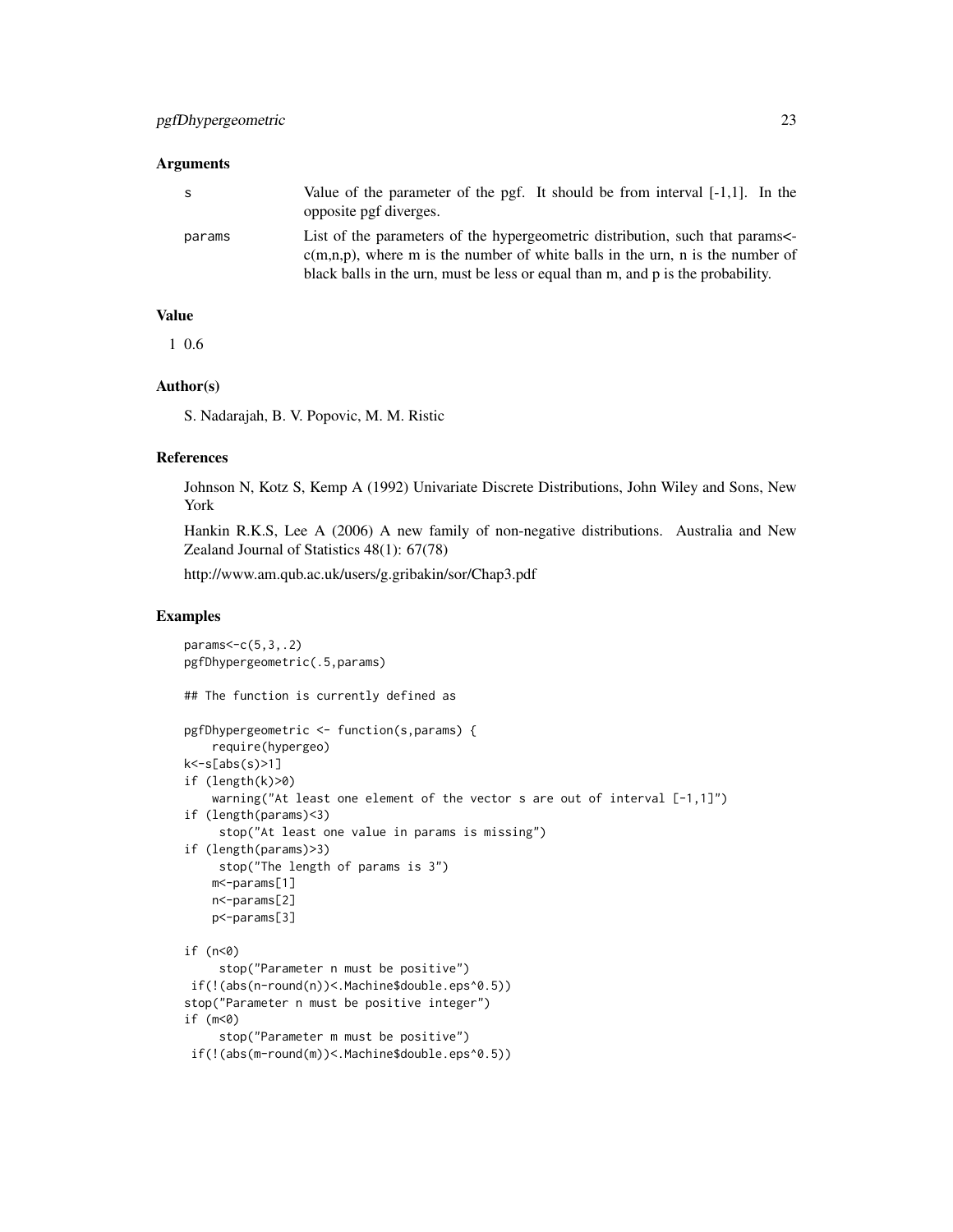## Arguments

| | |
|---|---|
| s | Value of the parameter of the pgf. It should be from interval [-1,1]. In the opposite pgf diverges. |
| params | List of the parameters of the hypergeometric distribution, such that params<-c(m,n,p), where m is the number of white balls in the urn, n is the number of black balls in the urn, must be less or equal than m, and p is the probability. |

## Value

1 0.6

## Author(s)

S. Nadarajah, B. V. Popovic, M. M. Ristic

## References

Johnson N, Kotz S, Kemp A (1992) Univariate Discrete Distributions, John Wiley and Sons, New York

Hankin R.K.S, Lee A (2006) A new family of non-negative distributions. Australia and New Zealand Journal of Statistics 48(1): 67(78)

http://www.am.qub.ac.uk/users/g.gribakin/sor/Chap3.pdf

## Examples

```
params<-c(5,3,.2)
pgfDhypergeometric(.5,params)

## The function is currently defined as

pgfDhypergeometric <- function(s,params) {
    require(hypergeo)
k<-s[abs(s)>1]
if (length(k)>0)
    warning("At least one element of the vector s are out of interval [-1,1]")
if (length(params)<3)
     stop("At least one value in params is missing")
if (length(params)>3)
     stop("The length of params is 3")
    m<-params[1]
    n<-params[2]
    p<-params[3]

if (n<0)
     stop("Parameter n must be positive")
 if(!(abs(n-round(n))<.Machine$double.eps^0.5))
stop("Parameter n must be positive integer")
if (m<0)
     stop("Parameter m must be positive")
 if(!(abs(m-round(m))<.Machine$double.eps^0.5))
```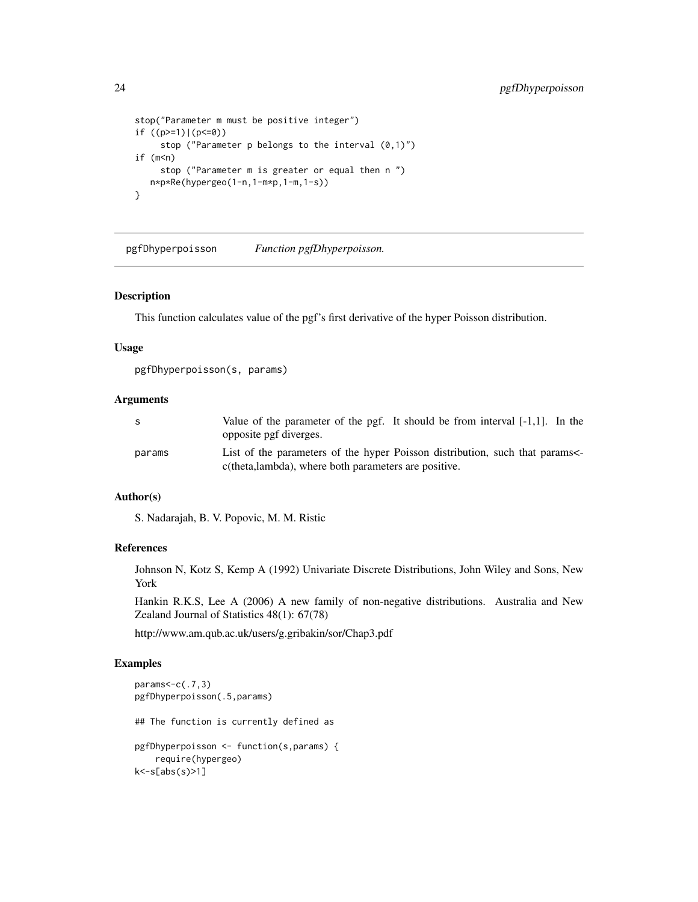```
stop("Parameter m must be positive integer")
if ((p>=1)|(p<=0))
     stop ("Parameter p belongs to the interval (0,1)")
if (m<n)
     stop ("Parameter m is greater or equal then n ")
   n*p*Re(hypergeo(1-n,1-m*p,1-m,1-s))
}
```

---

## pgfDhyperpoisson — *Function pgfDhyperpoisson.*

### Description

This function calculates value of the pgf's first derivative of the hyper Poisson distribution.

### Usage

```
pgfDhyperpoisson(s, params)
```

### Arguments

| | |
|---|---|
| s | Value of the parameter of the pgf. It should be from interval [-1,1]. In the opposite pgf diverges. |
| params | List of the parameters of the hyper Poisson distribution, such that params<-c(theta,lambda), where both parameters are positive. |

### Author(s)

S. Nadarajah, B. V. Popovic, M. M. Ristic

### References

Johnson N, Kotz S, Kemp A (1992) Univariate Discrete Distributions, John Wiley and Sons, New York

Hankin R.K.S, Lee A (2006) A new family of non-negative distributions. Australia and New Zealand Journal of Statistics 48(1): 67(78)

http://www.am.qub.ac.uk/users/g.gribakin/sor/Chap3.pdf

### Examples

```
params<-c(.7,3)
pgfDhyperpoisson(.5,params)

## The function is currently defined as

pgfDhyperpoisson <- function(s,params) {
    require(hypergeo)
k<-s[abs(s)>1]
```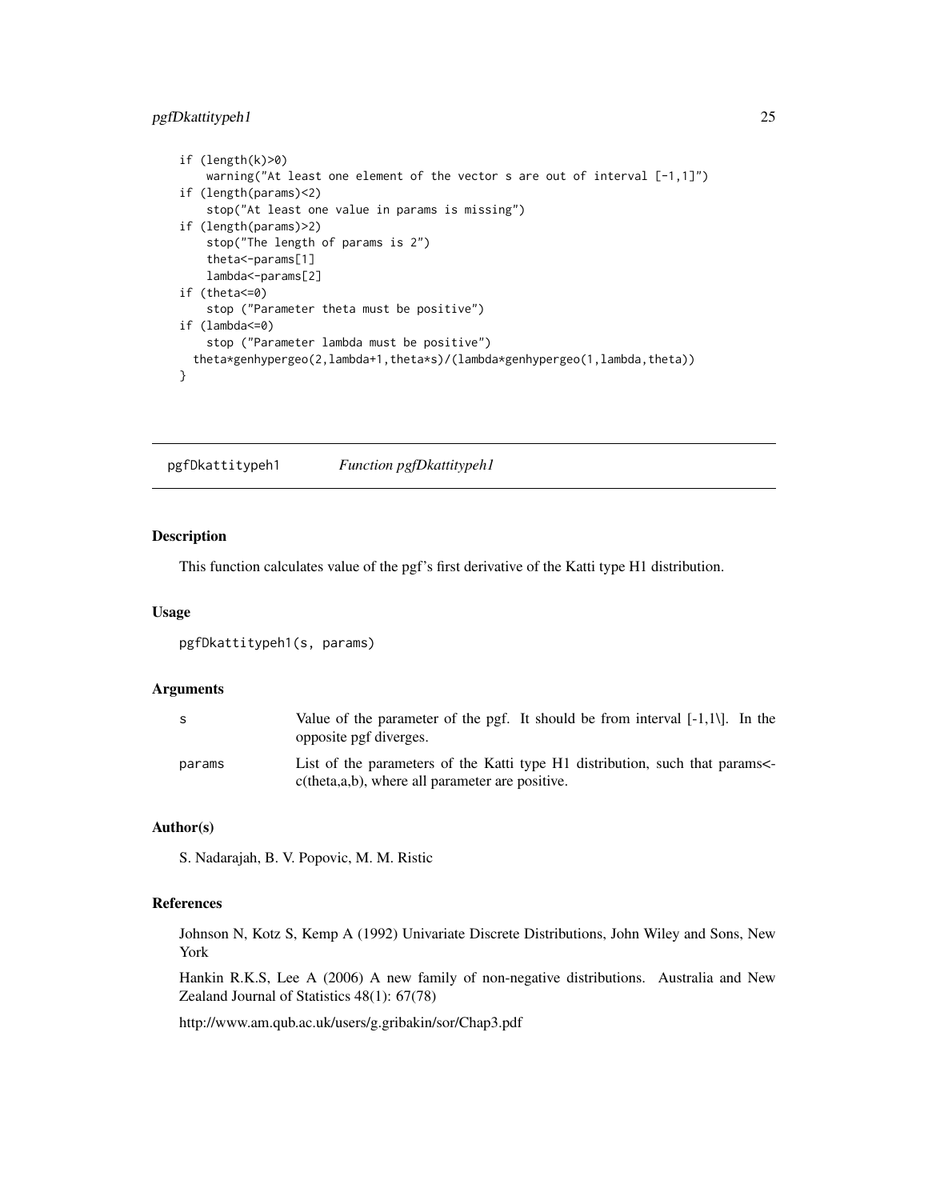```
if (length(k)>0)
    warning("At least one element of the vector s are out of interval [-1,1]")
if (length(params)<2)
    stop("At least one value in params is missing")
if (length(params)>2)
    stop("The length of params is 2")
    theta<-params[1]
    lambda<-params[2]
if (theta<=0)
    stop ("Parameter theta must be positive")
if (lambda<=0)
    stop ("Parameter lambda must be positive")
  theta*genhypergeo(2,lambda+1,theta*s)/(lambda*genhypergeo(1,lambda,theta))
}
```

## pgfDkattitypeh1 *Function pgfDkattitypeh1*

### Description

This function calculates value of the pgf's first derivative of the Katti type H1 distribution.

### Usage

```
pgfDkattitypeh1(s, params)
```

### Arguments

| | |
|---|---|
| s | Value of the parameter of the pgf. It should be from interval [-1,1\]. In the opposite pgf diverges. |
| params | List of the parameters of the Katti type H1 distribution, such that params<-c(theta,a,b), where all parameter are positive. |

### Author(s)

S. Nadarajah, B. V. Popovic, M. M. Ristic

### References

Johnson N, Kotz S, Kemp A (1992) Univariate Discrete Distributions, John Wiley and Sons, New York

Hankin R.K.S, Lee A (2006) A new family of non-negative distributions. Australia and New Zealand Journal of Statistics 48(1): 67(78)

http://www.am.qub.ac.uk/users/g.gribakin/sor/Chap3.pdf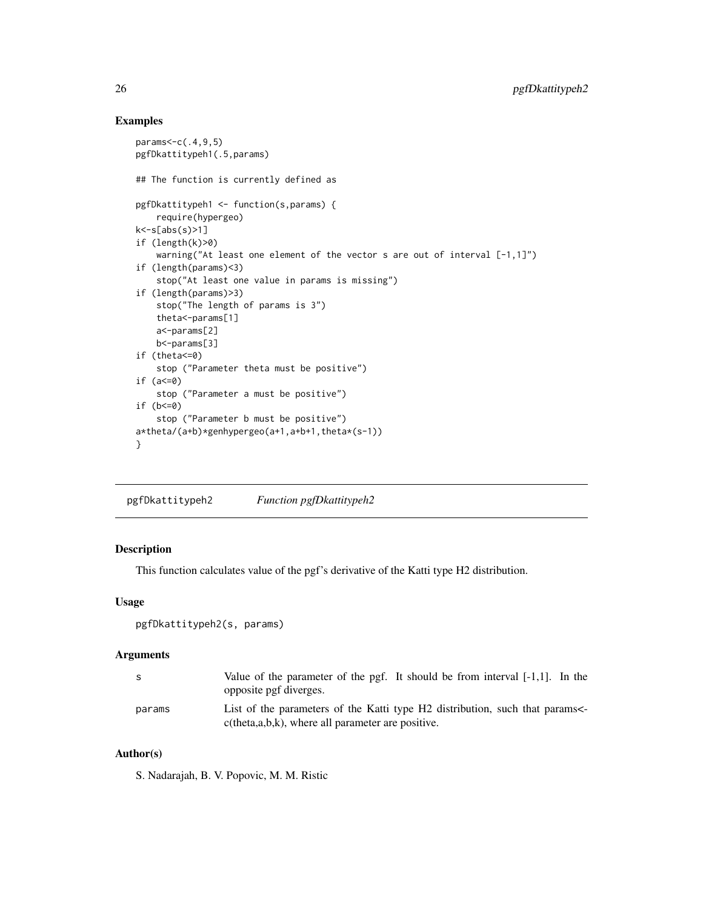## Examples

```
params<-c(.4,9,5)
pgfDkattitypeh1(.5,params)

## The function is currently defined as

pgfDkattitypeh1 <- function(s,params) {
    require(hypergeo)
k<-s[abs(s)>1]
if (length(k)>0)
    warning("At least one element of the vector s are out of interval [-1,1]")
if (length(params)<3)
    stop("At least one value in params is missing")
if (length(params)>3)
    stop("The length of params is 3")
    theta<-params[1]
    a<-params[2]
    b<-params[3]
if (theta<=0)
    stop ("Parameter theta must be positive")
if (a<=0)
    stop ("Parameter a must be positive")
if (b<=0)
    stop ("Parameter b must be positive")
a*theta/(a+b)*genhypergeo(a+1,a+b+1,theta*(s-1))
}
```

---

# pgfDkattitypeh2 — *Function pgfDkattitypeh2*

## Description

This function calculates value of the pgf's derivative of the Katti type H2 distribution.

## Usage

```
pgfDkattitypeh2(s, params)
```

## Arguments

| | |
|---|---|
| s | Value of the parameter of the pgf. It should be from interval [-1,1]. In the opposite pgf diverges. |
| params | List of the parameters of the Katti type H2 distribution, such that params<-c(theta,a,b,k), where all parameter are positive. |

## Author(s)

S. Nadarajah, B. V. Popovic, M. M. Ristic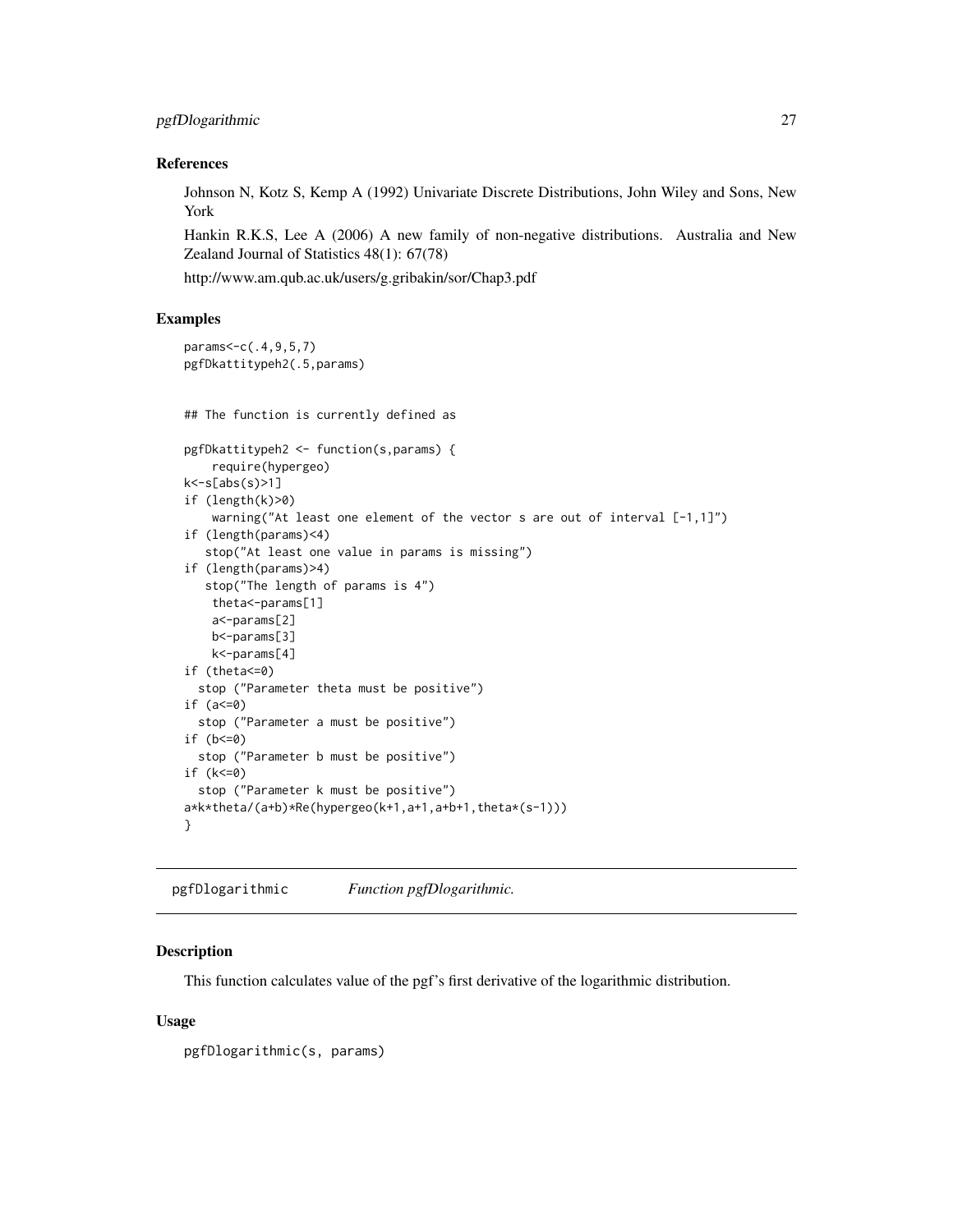### References

Johnson N, Kotz S, Kemp A (1992) Univariate Discrete Distributions, John Wiley and Sons, New York

Hankin R.K.S, Lee A (2006) A new family of non-negative distributions. Australia and New Zealand Journal of Statistics 48(1): 67(78)

http://www.am.qub.ac.uk/users/g.gribakin/sor/Chap3.pdf

### Examples

```
params<-c(.4,9,5,7)
pgfDkattitypeh2(.5,params)


## The function is currently defined as

pgfDkattitypeh2 <- function(s,params) {
    require(hypergeo)
k<-s[abs(s)>1]
if (length(k)>0)
    warning("At least one element of the vector s are out of interval [-1,1]")
if (length(params)<4)
   stop("At least one value in params is missing")
if (length(params)>4)
   stop("The length of params is 4")
    theta<-params[1]
    a<-params[2]
    b<-params[3]
    k<-params[4]
if (theta<=0)
  stop ("Parameter theta must be positive")
if (a<=0)
  stop ("Parameter a must be positive")
if (b<=0)
  stop ("Parameter b must be positive")
if (k<=0)
  stop ("Parameter k must be positive")
a*k*theta/(a+b)*Re(hypergeo(k+1,a+1,a+b+1,theta*(s-1)))
}
```

## pgfDlogarithmic *Function pgfDlogarithmic.*

### Description

This function calculates value of the pgf's first derivative of the logarithmic distribution.

### Usage

```
pgfDlogarithmic(s, params)
```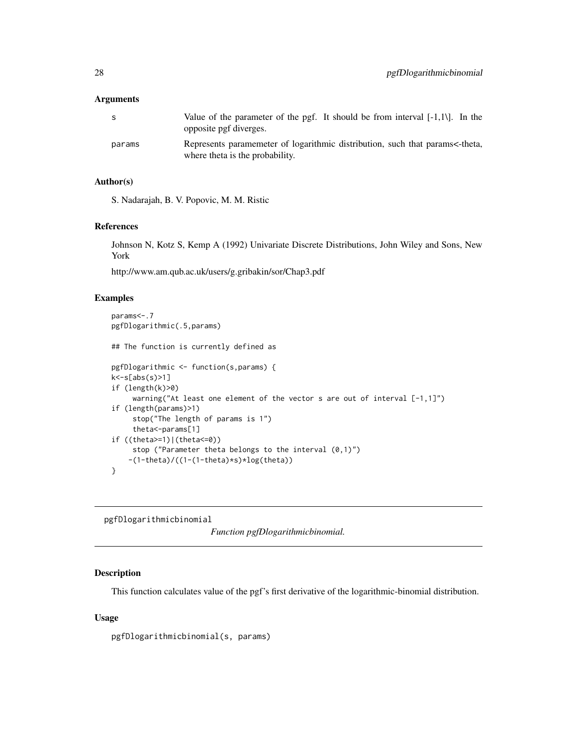### Arguments

| | |
|---|---|
| s | Value of the parameter of the pgf. It should be from interval [-1,1\]. In the opposite pgf diverges. |
| params | Represents paramemeter of logarithmic distribution, such that params<-theta, where theta is the probability. |

### Author(s)

S. Nadarajah, B. V. Popovic, M. M. Ristic

### References

Johnson N, Kotz S, Kemp A (1992) Univariate Discrete Distributions, John Wiley and Sons, New York

http://www.am.qub.ac.uk/users/g.gribakin/sor/Chap3.pdf

### Examples

```
params<-.7
pgfDlogarithmic(.5,params)

## The function is currently defined as

pgfDlogarithmic <- function(s,params) {
k<-s[abs(s)>1]
if (length(k)>0)
     warning("At least one element of the vector s are out of interval [-1,1]")
if (length(params)>1)
     stop("The length of params is 1")
     theta<-params[1]
if ((theta>=1)|(theta<=0))
     stop ("Parameter theta belongs to the interval (0,1)")
    -(1-theta)/((1-(1-theta)*s)*log(theta))
}
```

---

## pgfDlogarithmicbinomial

*Function pgfDlogarithmicbinomial.*

---

### Description

This function calculates value of the pgf's first derivative of the logarithmic-binomial distribution.

### Usage

```
pgfDlogarithmicbinomial(s, params)
```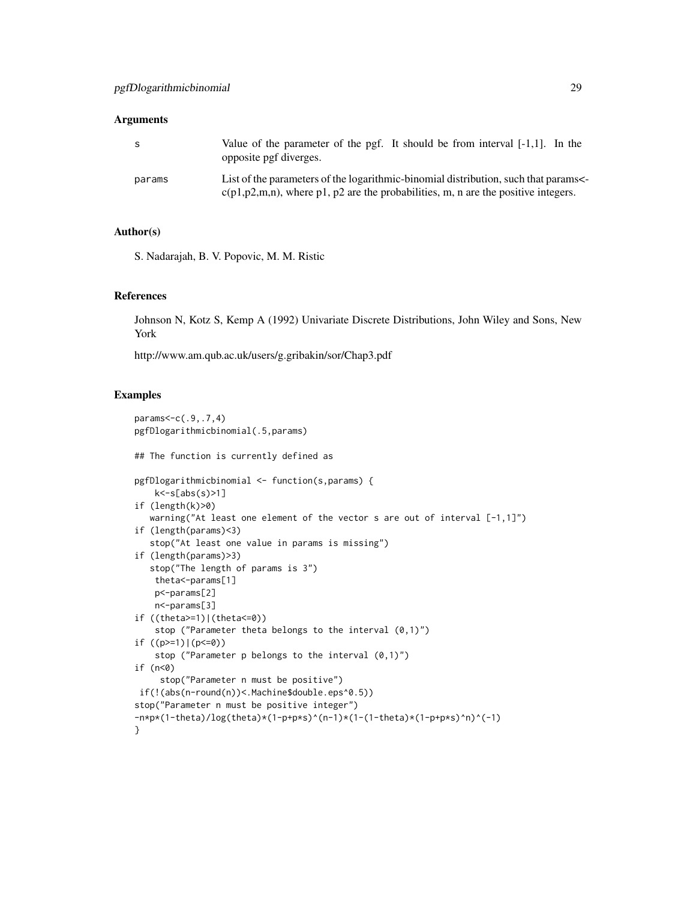## Arguments

| | |
|---|---|
| s | Value of the parameter of the pgf. It should be from interval [-1,1]. In the opposite pgf diverges. |
| params | List of the parameters of the logarithmic-binomial distribution, such that params<-c(p1,p2,m,n), where p1, p2 are the probabilities, m, n are the positive integers. |

## Author(s)

S. Nadarajah, B. V. Popovic, M. M. Ristic

## References

Johnson N, Kotz S, Kemp A (1992) Univariate Discrete Distributions, John Wiley and Sons, New York

http://www.am.qub.ac.uk/users/g.gribakin/sor/Chap3.pdf

## Examples

```
params<-c(.9,.7,4)
pgfDlogarithmicbinomial(.5,params)

## The function is currently defined as

pgfDlogarithmicbinomial <- function(s,params) {
    k<-s[abs(s)>1]
if (length(k)>0)
   warning("At least one element of the vector s are out of interval [-1,1]")
if (length(params)<3)
   stop("At least one value in params is missing")
if (length(params)>3)
   stop("The length of params is 3")
    theta<-params[1]
    p<-params[2]
    n<-params[3]
if ((theta>=1)|(theta<=0))
    stop ("Parameter theta belongs to the interval (0,1)")
if ((p>=1)|(p<=0))
    stop ("Parameter p belongs to the interval (0,1)")
if (n<0)
     stop("Parameter n must be positive")
 if(!(abs(n-round(n))<.Machine$double.eps^0.5))
stop("Parameter n must be positive integer")
-n*p*(1-theta)/log(theta)*(1-p+p*s)^(n-1)*(1-(1-theta)*(1-p+p*s)^n)^(-1)
}
```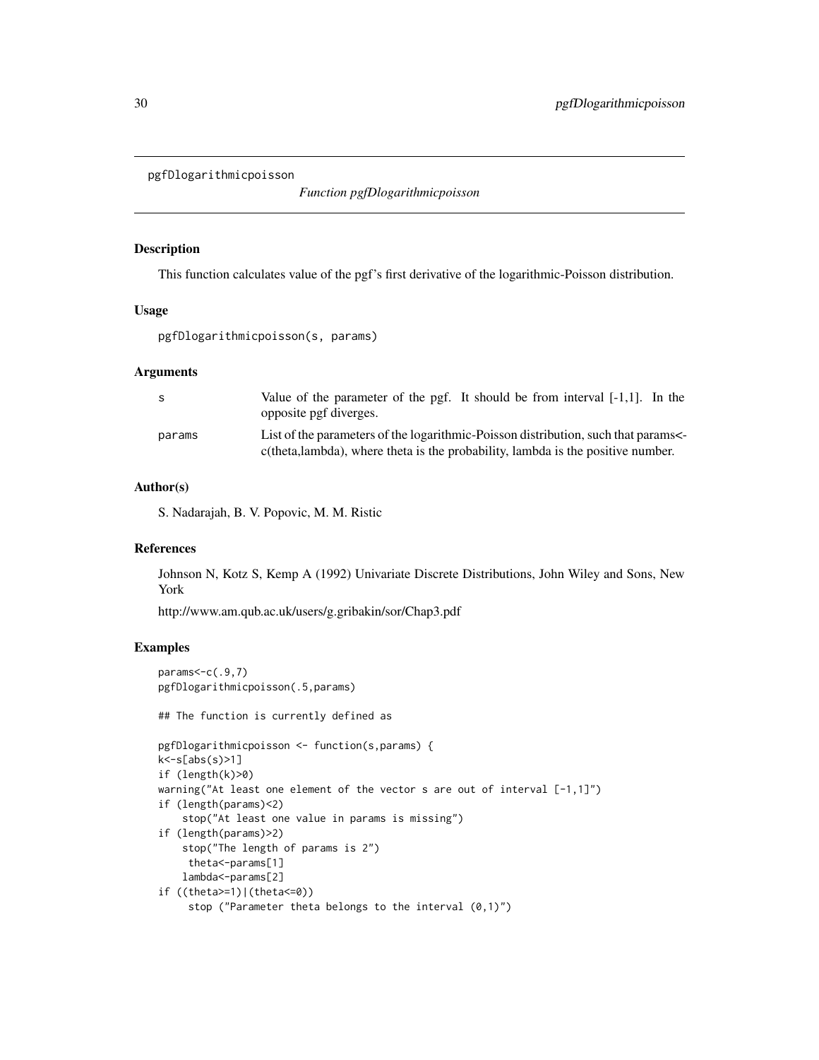pgfDlogarithmicpoisson

*Function pgfDlogarithmicpoisson*

## Description

This function calculates value of the pgf's first derivative of the logarithmic-Poisson distribution.

## Usage

```
pgfDlogarithmicpoisson(s, params)
```

## Arguments

| | |
|---|---|
| s | Value of the parameter of the pgf. It should be from interval [-1,1]. In the opposite pgf diverges. |
| params | List of the parameters of the logarithmic-Poisson distribution, such that params<-c(theta,lambda), where theta is the probability, lambda is the positive number. |

## Author(s)

S. Nadarajah, B. V. Popovic, M. M. Ristic

## References

Johnson N, Kotz S, Kemp A (1992) Univariate Discrete Distributions, John Wiley and Sons, New York

http://www.am.qub.ac.uk/users/g.gribakin/sor/Chap3.pdf

## Examples

```
params<-c(.9,7)
pgfDlogarithmicpoisson(.5,params)

## The function is currently defined as

pgfDlogarithmicpoisson <- function(s,params) {
k<-s[abs(s)>1]
if (length(k)>0)
warning("At least one element of the vector s are out of interval [-1,1]")
if (length(params)<2)
    stop("At least one value in params is missing")
if (length(params)>2)
    stop("The length of params is 2")
     theta<-params[1]
    lambda<-params[2]
if ((theta>=1)|(theta<=0))
     stop ("Parameter theta belongs to the interval (0,1)")
```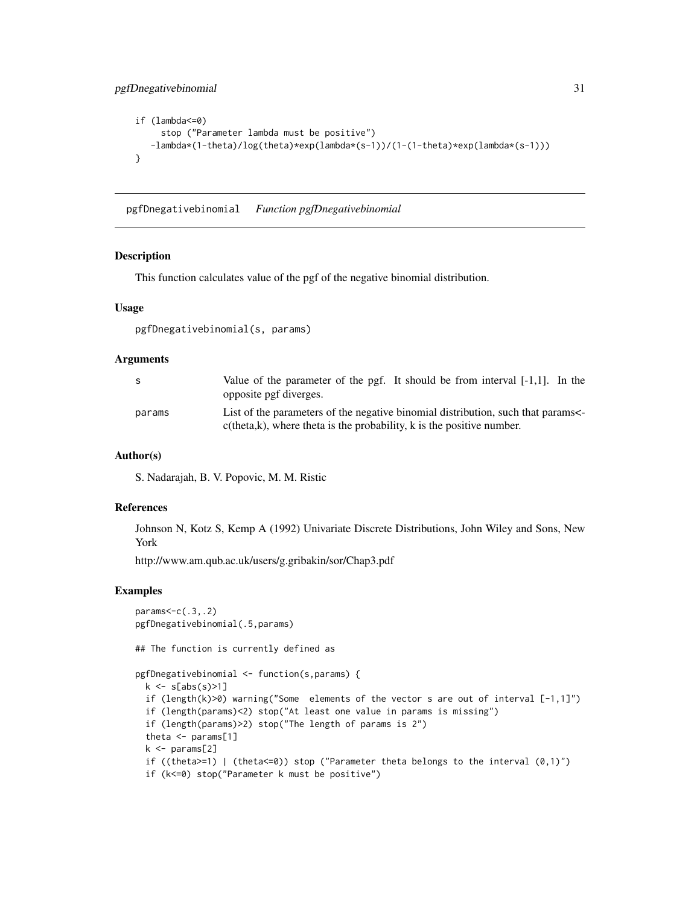```
  if (lambda<=0)
      stop ("Parameter lambda must be positive")
    -lambda*(1-theta)/log(theta)*exp(lambda*(s-1))/(1-(1-theta)*exp(lambda*(s-1)))
}
```

## pgfDnegativebinomial *Function pgfDnegativebinomial*

### Description

This function calculates value of the pgf of the negative binomial distribution.

### Usage

```
pgfDnegativebinomial(s, params)
```

### Arguments

| | |
|---|---|
| s | Value of the parameter of the pgf. It should be from interval [-1,1]. In the opposite pgf diverges. |
| params | List of the parameters of the negative binomial distribution, such that params<-c(theta,k), where theta is the probability, k is the positive number. |

### Author(s)

S. Nadarajah, B. V. Popovic, M. M. Ristic

### References

Johnson N, Kotz S, Kemp A (1992) Univariate Discrete Distributions, John Wiley and Sons, New York

http://www.am.qub.ac.uk/users/g.gribakin/sor/Chap3.pdf

### Examples

```
params<-c(.3,.2)
pgfDnegativebinomial(.5,params)

## The function is currently defined as

pgfDnegativebinomial <- function(s,params) {
  k <- s[abs(s)>1]
  if (length(k)>0) warning("Some  elements of the vector s are out of interval [-1,1]")
  if (length(params)<2) stop("At least one value in params is missing")
  if (length(params)>2) stop("The length of params is 2")
  theta <- params[1]
  k <- params[2]
  if ((theta>=1) | (theta<=0)) stop ("Parameter theta belongs to the interval (0,1)")
  if (k<=0) stop("Parameter k must be positive")
```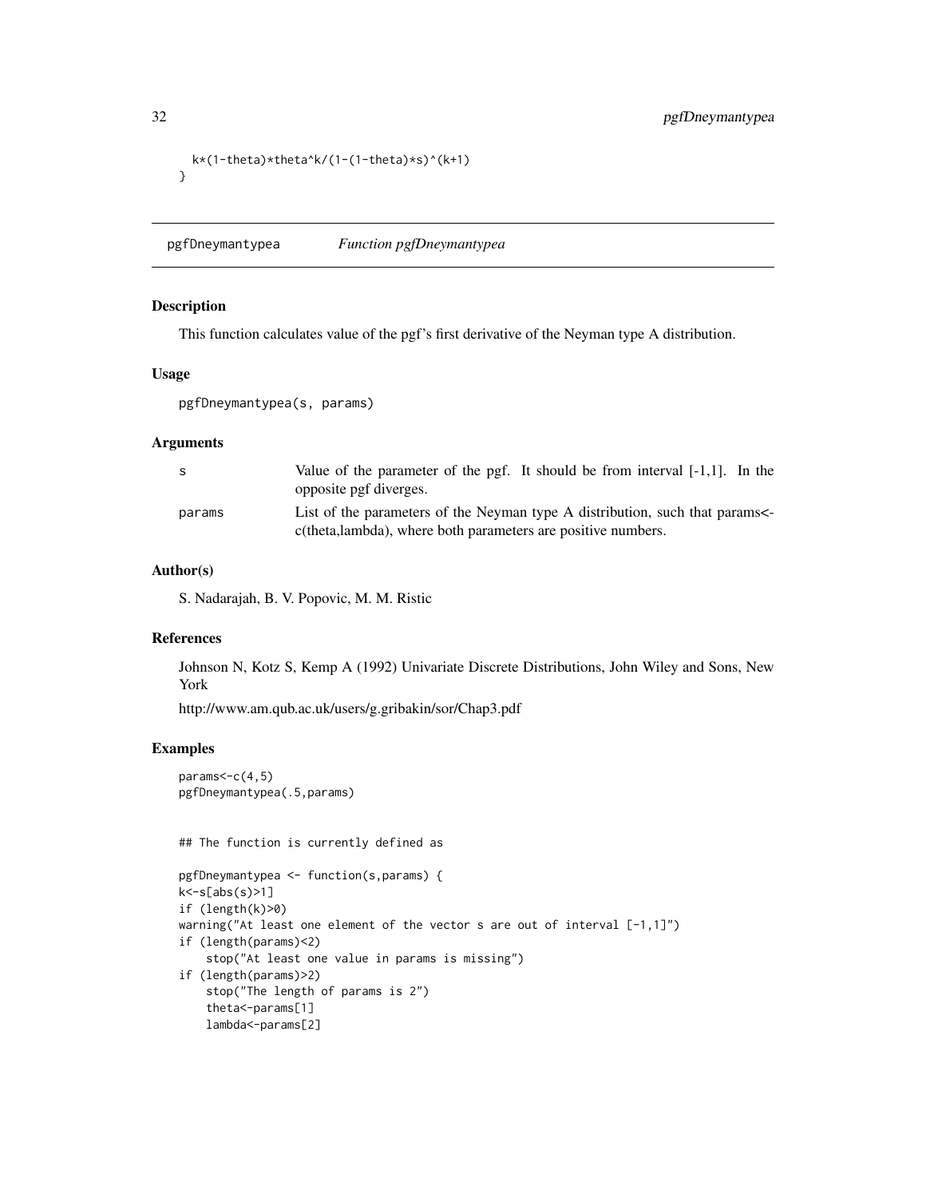```
  k*(1-theta)*theta^k/(1-(1-theta)*s)^(k+1)
}
```

## pgfDneymantypea — *Function pgfDneymantypea*

### Description

This function calculates value of the pgf's first derivative of the Neyman type A distribution.

### Usage

```
pgfDneymantypea(s, params)
```

### Arguments

| | |
|---|---|
| s | Value of the parameter of the pgf. It should be from interval [-1,1]. In the opposite pgf diverges. |
| params | List of the parameters of the Neyman type A distribution, such that params<-c(theta,lambda), where both parameters are positive numbers. |

### Author(s)

S. Nadarajah, B. V. Popovic, M. M. Ristic

### References

Johnson N, Kotz S, Kemp A (1992) Univariate Discrete Distributions, John Wiley and Sons, New York

http://www.am.qub.ac.uk/users/g.gribakin/sor/Chap3.pdf

### Examples

```
params<-c(4,5)
pgfDneymantypea(.5,params)


## The function is currently defined as

pgfDneymantypea <- function(s,params) {
k<-s[abs(s)>1]
if (length(k)>0)
warning("At least one element of the vector s are out of interval [-1,1]")
if (length(params)<2)
    stop("At least one value in params is missing")
if (length(params)>2)
    stop("The length of params is 2")
    theta<-params[1]
    lambda<-params[2]
```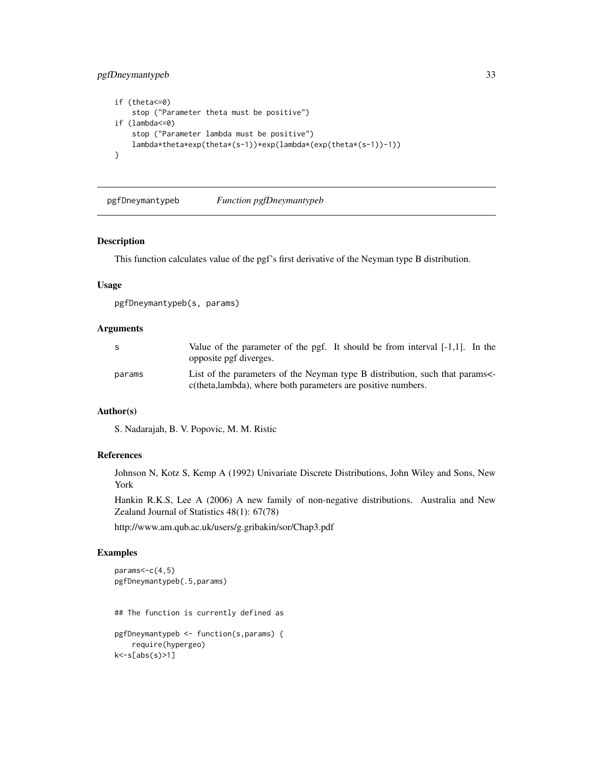```
    if (theta<=0)
        stop ("Parameter theta must be positive")
    if (lambda<=0)
        stop ("Parameter lambda must be positive")
        lambda*theta*exp(theta*(s-1))*exp(lambda*(exp(theta*(s-1))-1))
}
```

## pgfDneymantypeb    *Function pgfDneymantypeb*

### Description

This function calculates value of the pgf's first derivative of the Neyman type B distribution.

### Usage

```
pgfDneymantypeb(s, params)
```

### Arguments

| | |
|---|---|
| s | Value of the parameter of the pgf. It should be from interval [-1,1]. In the opposite pgf diverges. |
| params | List of the parameters of the Neyman type B distribution, such that params<-c(theta,lambda), where both parameters are positive numbers. |

### Author(s)

S. Nadarajah, B. V. Popovic, M. M. Ristic

### References

Johnson N, Kotz S, Kemp A (1992) Univariate Discrete Distributions, John Wiley and Sons, New York

Hankin R.K.S, Lee A (2006) A new family of non-negative distributions. Australia and New Zealand Journal of Statistics 48(1): 67(78)

http://www.am.qub.ac.uk/users/g.gribakin/sor/Chap3.pdf

### Examples

```
params<-c(4,5)
pgfDneymantypeb(.5,params)


## The function is currently defined as

pgfDneymantypeb <- function(s,params) {
    require(hypergeo)
k<-s[abs(s)>1]
```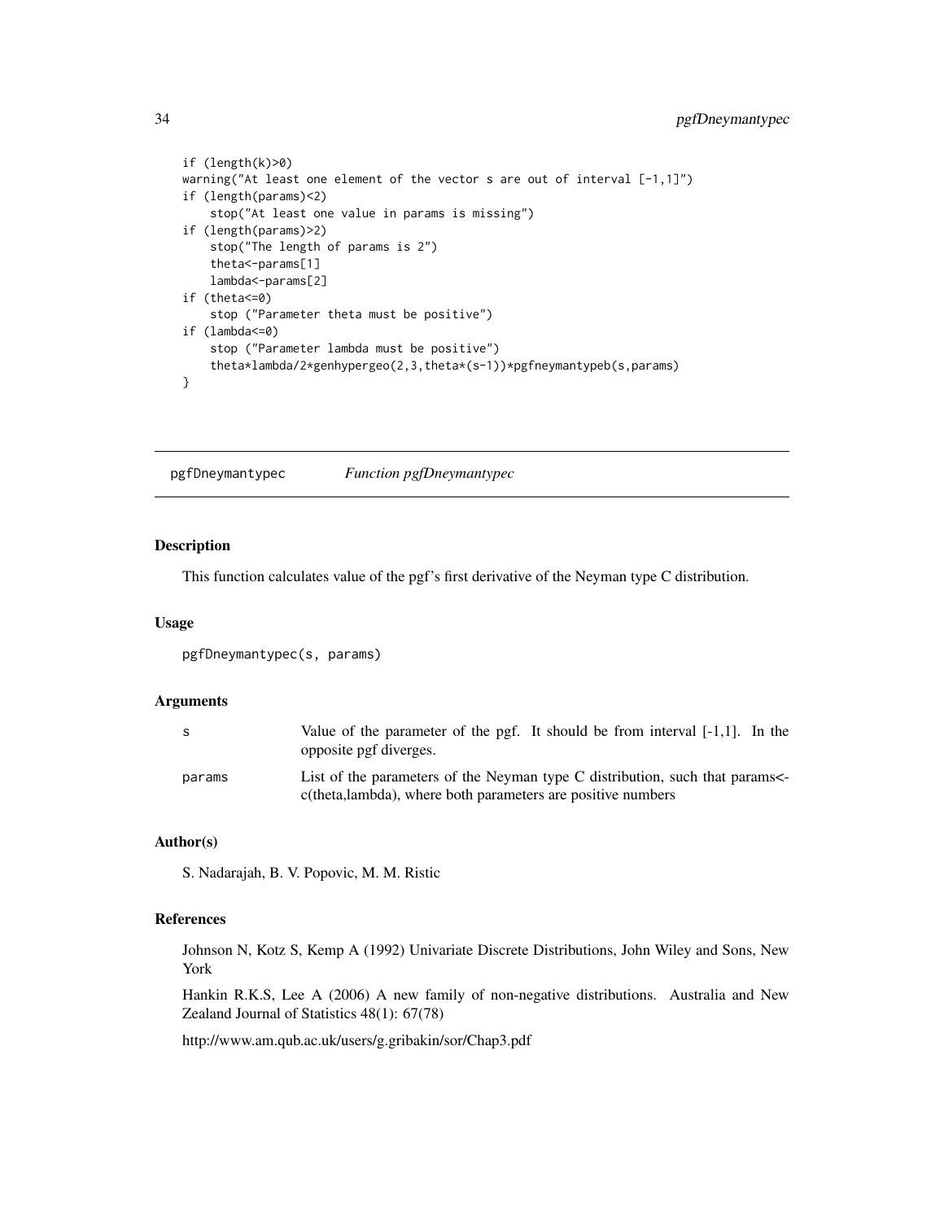```
if (length(k)>0)
warning("At least one element of the vector s are out of interval [-1,1]")
if (length(params)<2)
    stop("At least one value in params is missing")
if (length(params)>2)
    stop("The length of params is 2")
    theta<-params[1]
    lambda<-params[2]
if (theta<=0)
    stop ("Parameter theta must be positive")
if (lambda<=0)
    stop ("Parameter lambda must be positive")
    theta*lambda/2*genhypergeo(2,3,theta*(s-1))*pgfneymantypeb(s,params)
}
```

---

## pgfDneymantypec — *Function pgfDneymantypec*

### Description

This function calculates value of the pgf's first derivative of the Neyman type C distribution.

### Usage

```
pgfDneymantypec(s, params)
```

### Arguments

| | |
|---|---|
| s | Value of the parameter of the pgf. It should be from interval [-1,1]. In the opposite pgf diverges. |
| params | List of the parameters of the Neyman type C distribution, such that params<-c(theta,lambda), where both parameters are positive numbers |

### Author(s)

S. Nadarajah, B. V. Popovic, M. M. Ristic

### References

Johnson N, Kotz S, Kemp A (1992) Univariate Discrete Distributions, John Wiley and Sons, New York

Hankin R.K.S, Lee A (2006) A new family of non-negative distributions. Australia and New Zealand Journal of Statistics 48(1): 67(78)

http://www.am.qub.ac.uk/users/g.gribakin/sor/Chap3.pdf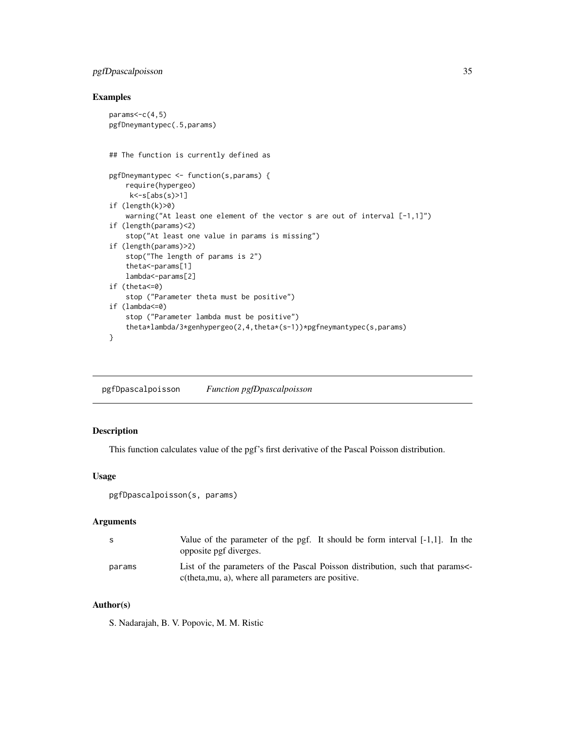## Examples

```
params<-c(4,5)
pgfDneymantypec(.5,params)


## The function is currently defined as

pgfDneymantypec <- function(s,params) {
    require(hypergeo)
     k<-s[abs(s)>1]
if (length(k)>0)
    warning("At least one element of the vector s are out of interval [-1,1]")
if (length(params)<2)
    stop("At least one value in params is missing")
if (length(params)>2)
    stop("The length of params is 2")
    theta<-params[1]
    lambda<-params[2]
if (theta<=0)
    stop ("Parameter theta must be positive")
if (lambda<=0)
    stop ("Parameter lambda must be positive")
    theta*lambda/3*genhypergeo(2,4,theta*(s-1))*pgfneymantypec(s,params)
}
```

---

pgfDpascalpoisson *Function pgfDpascalpoisson*

---

## Description

This function calculates value of the pgf's first derivative of the Pascal Poisson distribution.

## Usage

```
pgfDpascalpoisson(s, params)
```

## Arguments

| | |
|---|---|
| s | Value of the parameter of the pgf. It should be form interval [-1,1]. In the opposite pgf diverges. |
| params | List of the parameters of the Pascal Poisson distribution, such that params<-c(theta,mu, a), where all parameters are positive. |

## Author(s)

S. Nadarajah, B. V. Popovic, M. M. Ristic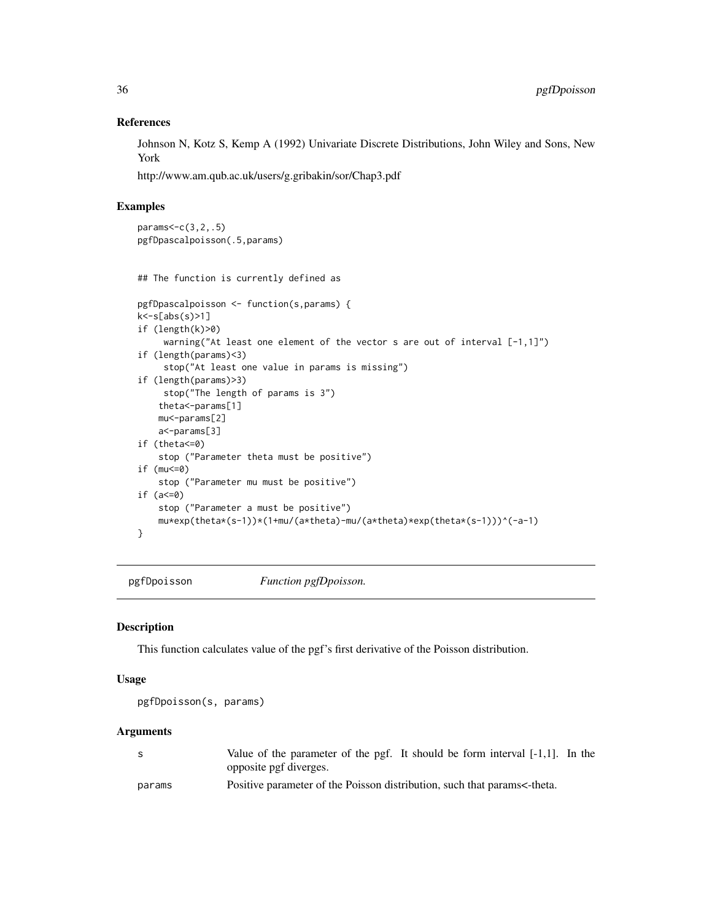## References

Johnson N, Kotz S, Kemp A (1992) Univariate Discrete Distributions, John Wiley and Sons, New York

http://www.am.qub.ac.uk/users/g.gribakin/sor/Chap3.pdf

## Examples

```
params<-c(3,2,.5)
pgfDpascalpoisson(.5,params)


## The function is currently defined as

pgfDpascalpoisson <- function(s,params) {
k<-s[abs(s)>1]
if (length(k)>0)
     warning("At least one element of the vector s are out of interval [-1,1]")
if (length(params)<3)
     stop("At least one value in params is missing")
if (length(params)>3)
     stop("The length of params is 3")
    theta<-params[1]
    mu<-params[2]
    a<-params[3]
if (theta<=0)
    stop ("Parameter theta must be positive")
if (mu<=0)
    stop ("Parameter mu must be positive")
if (a<=0)
    stop ("Parameter a must be positive")
    mu*exp(theta*(s-1))*(1+mu/(a*theta)-mu/(a*theta)*exp(theta*(s-1)))^(-a-1)
}
```

---

# pgfDpoisson — *Function pgfDpoisson.*

## Description

This function calculates value of the pgf's first derivative of the Poisson distribution.

## Usage

```
pgfDpoisson(s, params)
```

## Arguments

| | |
|---|---|
| s | Value of the parameter of the pgf. It should be form interval [-1,1]. In the opposite pgf diverges. |
| params | Positive parameter of the Poisson distribution, such that params<-theta. |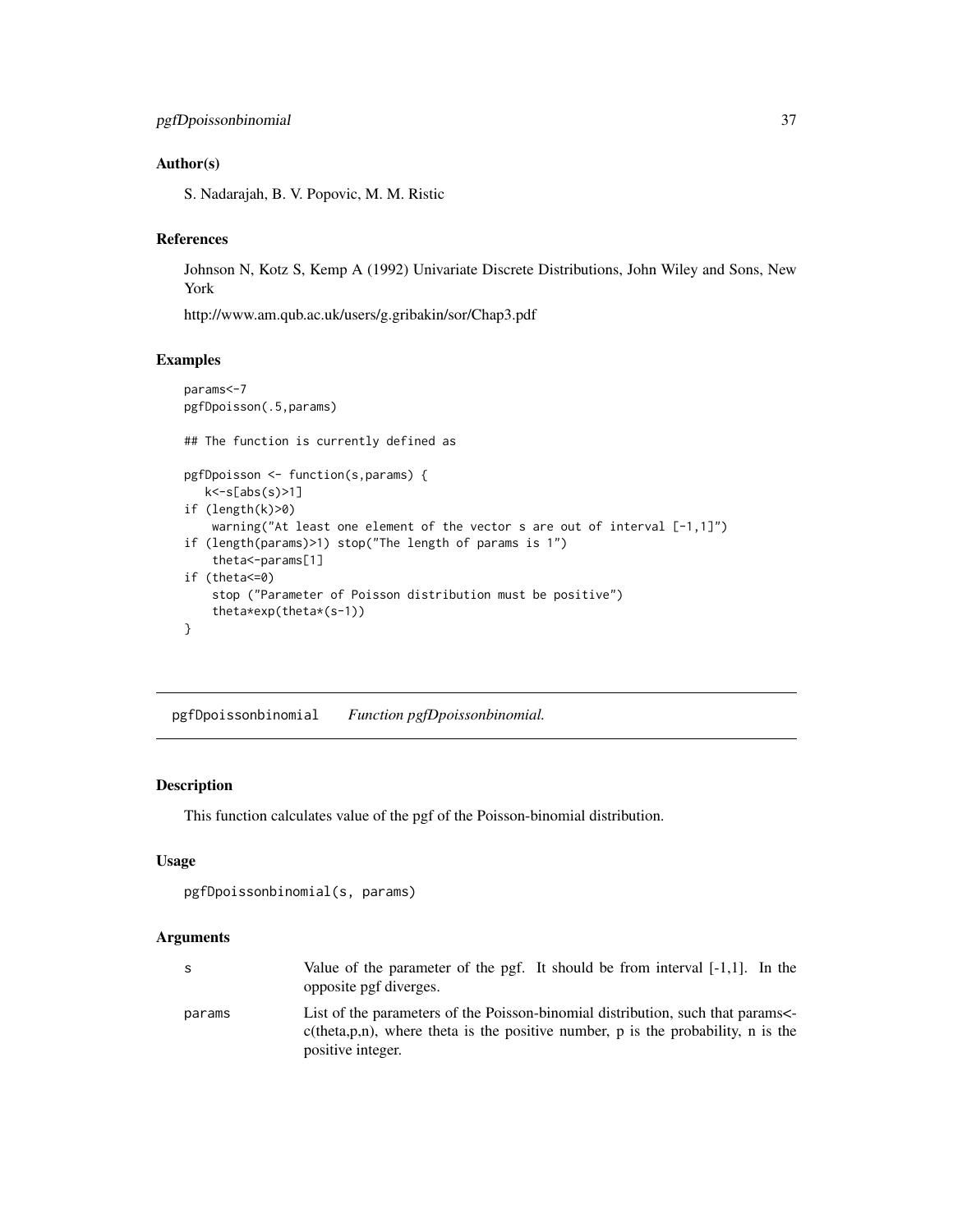### Author(s)

S. Nadarajah, B. V. Popovic, M. M. Ristic

### References

Johnson N, Kotz S, Kemp A (1992) Univariate Discrete Distributions, John Wiley and Sons, New York

http://www.am.qub.ac.uk/users/g.gribakin/sor/Chap3.pdf

### Examples

```
params<-7
pgfDpoisson(.5,params)

## The function is currently defined as

pgfDpoisson <- function(s,params) {
   k<-s[abs(s)>1]
if (length(k)>0)
    warning("At least one element of the vector s are out of interval [-1,1]")
if (length(params)>1) stop("The length of params is 1")
    theta<-params[1]
if (theta<=0)
    stop ("Parameter of Poisson distribution must be positive")
    theta*exp(theta*(s-1))
}
```

---

## pgfDpoissonbinomial    *Function pgfDpoissonbinomial.*

### Description

This function calculates value of the pgf of the Poisson-binomial distribution.

### Usage

```
pgfDpoissonbinomial(s, params)
```

### Arguments

| | |
|---|---|
| s | Value of the parameter of the pgf. It should be from interval [-1,1]. In the opposite pgf diverges. |
| params | List of the parameters of the Poisson-binomial distribution, such that params<-c(theta,p,n), where theta is the positive number, p is the probability, n is the positive integer. |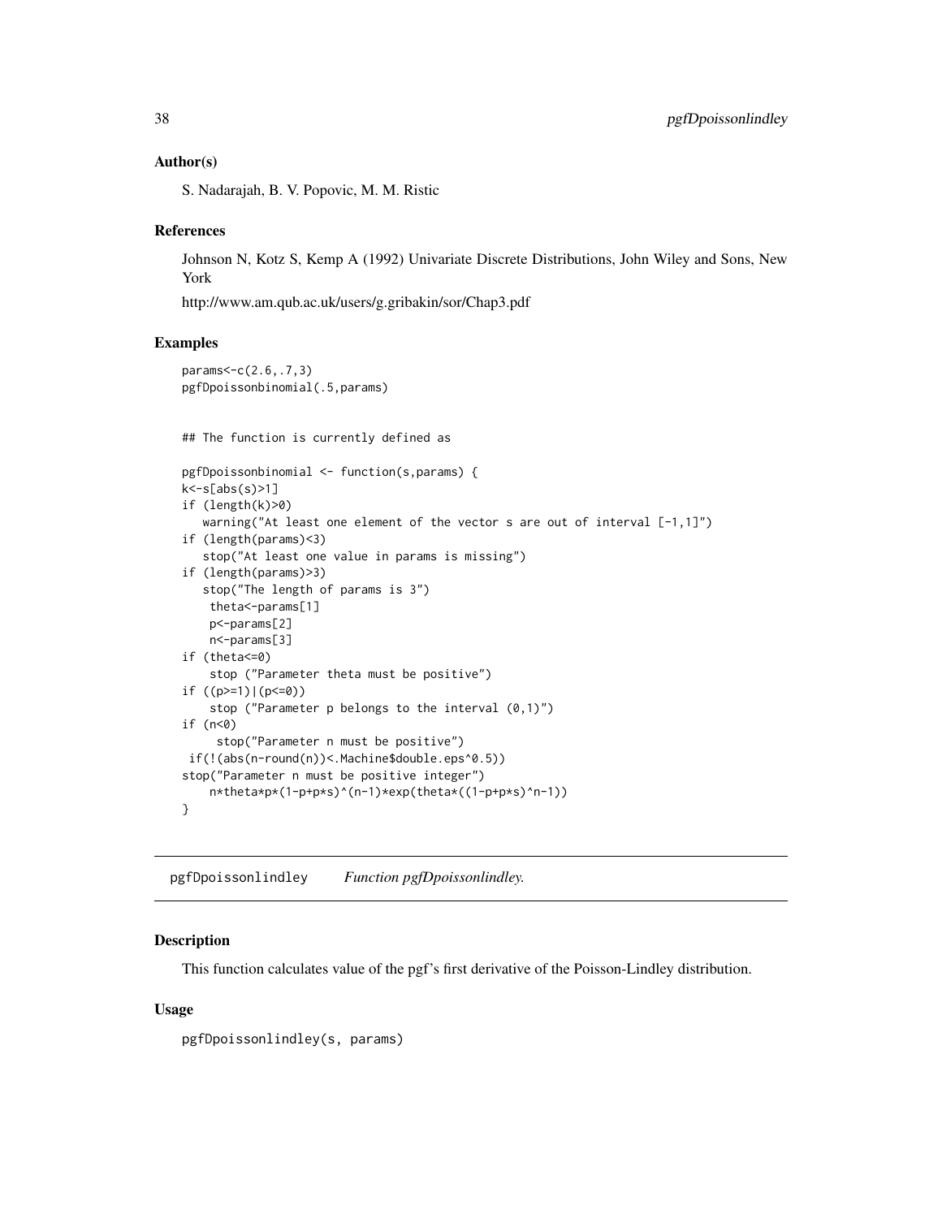### Author(s)

S. Nadarajah, B. V. Popovic, M. M. Ristic

### References

Johnson N, Kotz S, Kemp A (1992) Univariate Discrete Distributions, John Wiley and Sons, New York

http://www.am.qub.ac.uk/users/g.gribakin/sor/Chap3.pdf

### Examples

```
params<-c(2.6,.7,3)
pgfDpoissonbinomial(.5,params)


## The function is currently defined as

pgfDpoissonbinomial <- function(s,params) {
k<-s[abs(s)>1]
if (length(k)>0)
   warning("At least one element of the vector s are out of interval [-1,1]")
if (length(params)<3)
   stop("At least one value in params is missing")
if (length(params)>3)
   stop("The length of params is 3")
    theta<-params[1]
    p<-params[2]
    n<-params[3]
if (theta<=0)
    stop ("Parameter theta must be positive")
if ((p>=1)|(p<=0))
    stop ("Parameter p belongs to the interval (0,1)")
if (n<0)
     stop("Parameter n must be positive")
 if(!(abs(n-round(n))<.Machine$double.eps^0.5))
stop("Parameter n must be positive integer")
    n*theta*p*(1-p+p*s)^(n-1)*exp(theta*((1-p+p*s)^n-1))
}
```

---

## pgfDpoissonlindley &nbsp;&nbsp;&nbsp; *Function pgfDpoissonlindley.*

### Description

This function calculates value of the pgf's first derivative of the Poisson-Lindley distribution.

### Usage

```
pgfDpoissonlindley(s, params)
```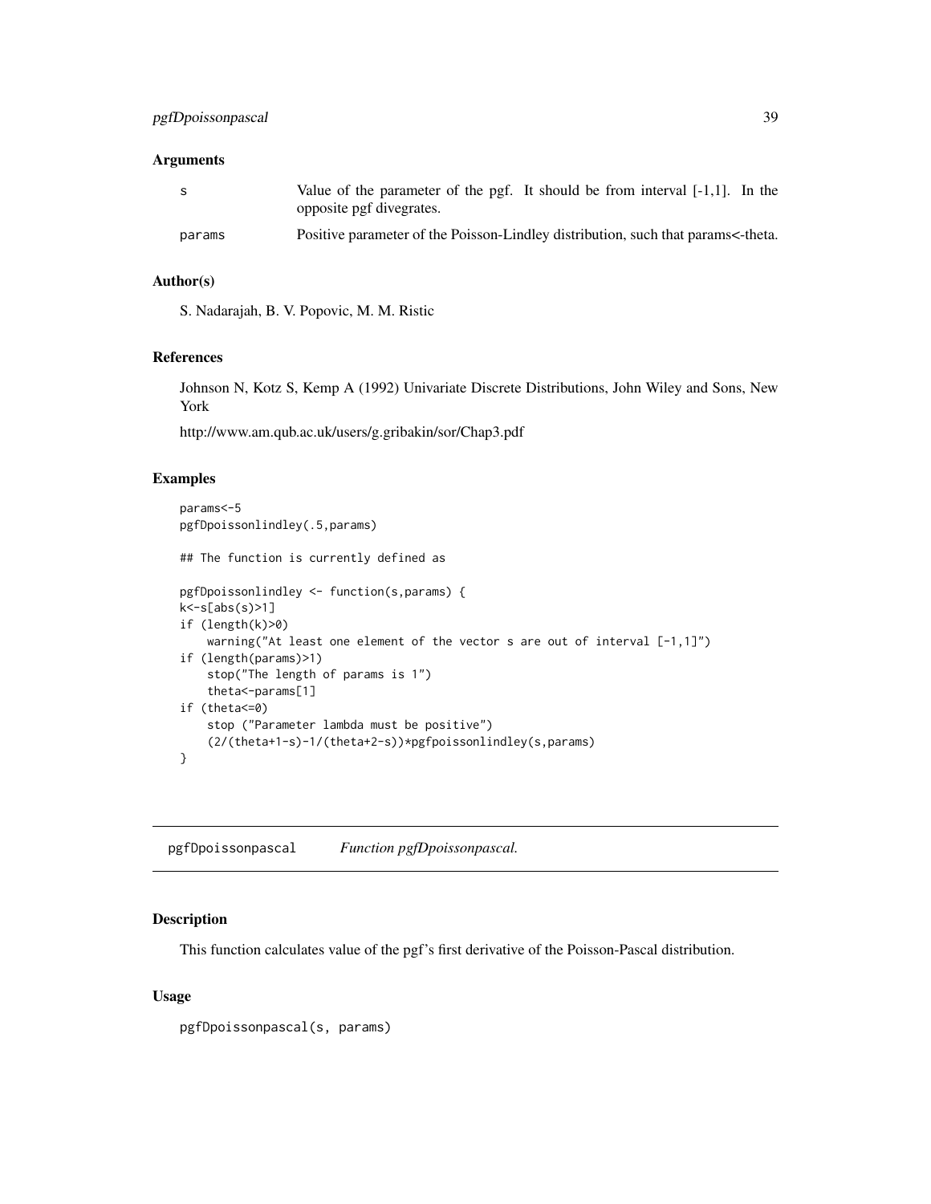### Arguments

| | |
|---|---|
| s | Value of the parameter of the pgf. It should be from interval [-1,1]. In the opposite pgf divegrates. |
| params | Positive parameter of the Poisson-Lindley distribution, such that params<-theta. |

### Author(s)

S. Nadarajah, B. V. Popovic, M. M. Ristic

### References

Johnson N, Kotz S, Kemp A (1992) Univariate Discrete Distributions, John Wiley and Sons, New York

http://www.am.qub.ac.uk/users/g.gribakin/sor/Chap3.pdf

### Examples

```
params<-5
pgfDpoissonlindley(.5,params)

## The function is currently defined as

pgfDpoissonlindley <- function(s,params) {
k<-s[abs(s)>1]
if (length(k)>0)
    warning("At least one element of the vector s are out of interval [-1,1]")
if (length(params)>1)
    stop("The length of params is 1")
    theta<-params[1]
if (theta<=0)
    stop ("Parameter lambda must be positive")
    (2/(theta+1-s)-1/(theta+2-s))*pgfpoissonlindley(s,params)
}
```

---

## pgfDpoissonpascal    *Function pgfDpoissonpascal.*

### Description

This function calculates value of the pgf's first derivative of the Poisson-Pascal distribution.

### Usage

```
pgfDpoissonpascal(s, params)
```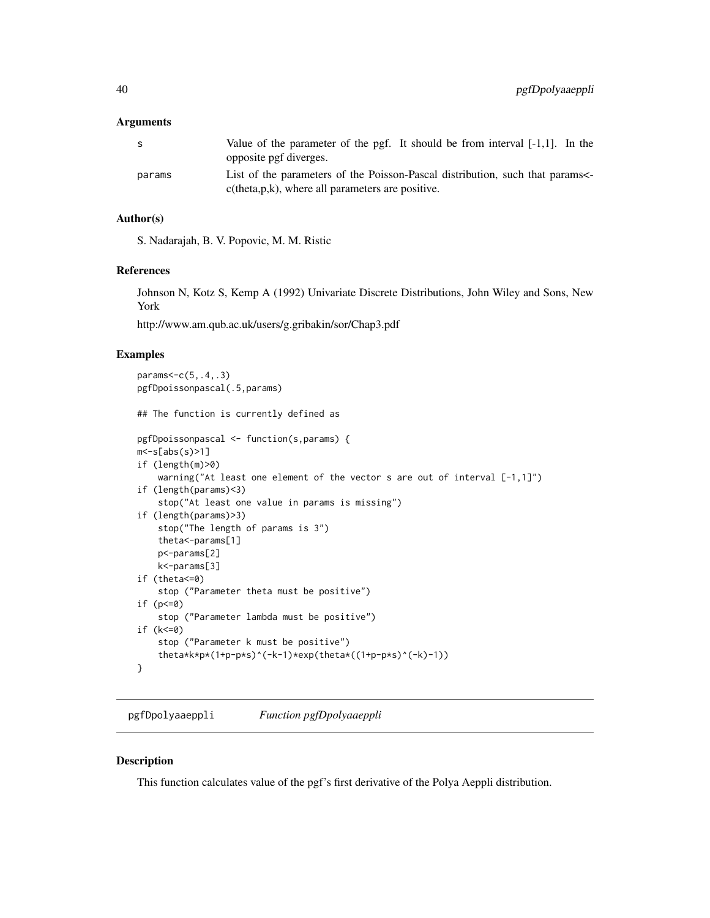### Arguments

| | |
|---|---|
| s | Value of the parameter of the pgf. It should be from interval [-1,1]. In the opposite pgf diverges. |
| params | List of the parameters of the Poisson-Pascal distribution, such that params<-c(theta,p,k), where all parameters are positive. |

### Author(s)

S. Nadarajah, B. V. Popovic, M. M. Ristic

### References

Johnson N, Kotz S, Kemp A (1992) Univariate Discrete Distributions, John Wiley and Sons, New York

http://www.am.qub.ac.uk/users/g.gribakin/sor/Chap3.pdf

### Examples

```
params<-c(5,.4,.3)
pgfDpoissonpascal(.5,params)

## The function is currently defined as

pgfDpoissonpascal <- function(s,params) {
m<-s[abs(s)>1]
if (length(m)>0)
    warning("At least one element of the vector s are out of interval [-1,1]")
if (length(params)<3)
    stop("At least one value in params is missing")
if (length(params)>3)
    stop("The length of params is 3")
    theta<-params[1]
    p<-params[2]
    k<-params[3]
if (theta<=0)
    stop ("Parameter theta must be positive")
if (p<=0)
    stop ("Parameter lambda must be positive")
if (k<=0)
    stop ("Parameter k must be positive")
    theta*k*p*(1+p-p*s)^(-k-1)*exp(theta*((1+p-p*s)^(-k)-1))
}
```

---

## pgfDpolyaaeppli    *Function pgfDpolyaaeppli*

### Description

This function calculates value of the pgf's first derivative of the Polya Aeppli distribution.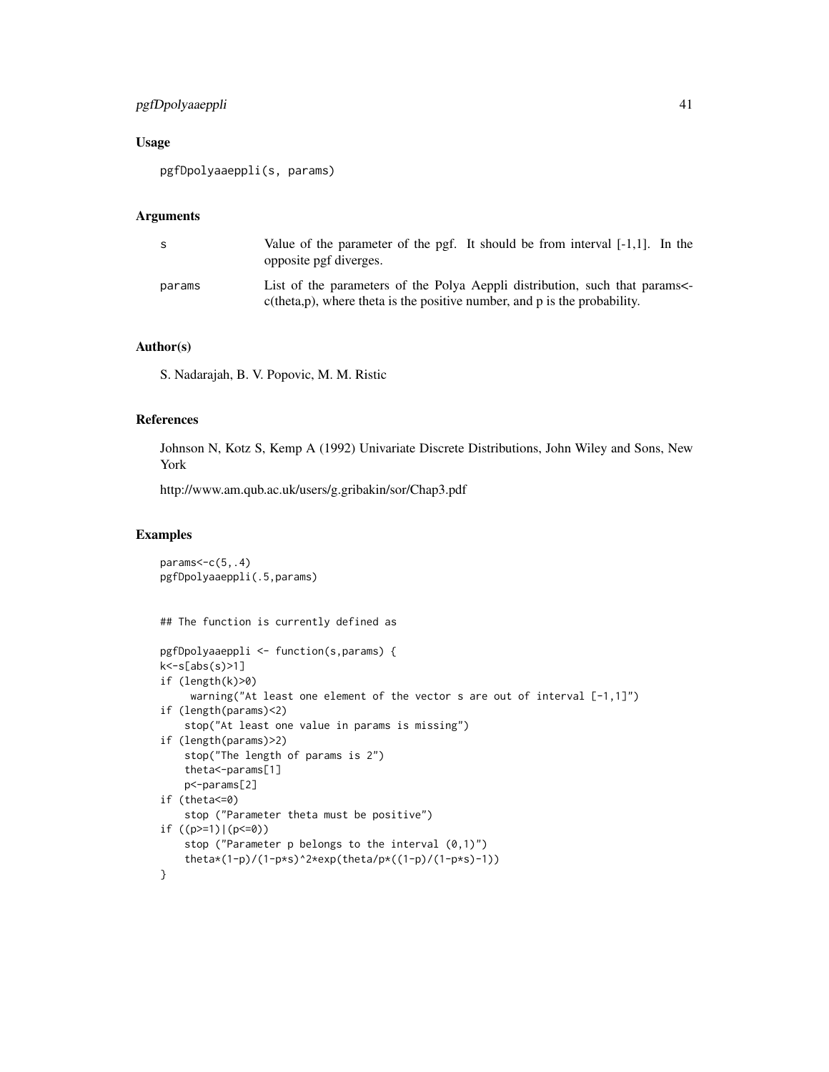## Usage

```
pgfDpolyaaeppli(s, params)
```

## Arguments

| | |
|---|---|
| s | Value of the parameter of the pgf. It should be from interval [-1,1]. In the opposite pgf diverges. |
| params | List of the parameters of the Polya Aeppli distribution, such that params<-c(theta,p), where theta is the positive number, and p is the probability. |

## Author(s)

S. Nadarajah, B. V. Popovic, M. M. Ristic

## References

Johnson N, Kotz S, Kemp A (1992) Univariate Discrete Distributions, John Wiley and Sons, New York

http://www.am.qub.ac.uk/users/g.gribakin/sor/Chap3.pdf

## Examples

```
params<-c(5,.4)
pgfDpolyaaeppli(.5,params)


## The function is currently defined as

pgfDpolyaaeppli <- function(s,params) {
k<-s[abs(s)>1]
if (length(k)>0)
     warning("At least one element of the vector s are out of interval [-1,1]")
if (length(params)<2)
    stop("At least one value in params is missing")
if (length(params)>2)
    stop("The length of params is 2")
    theta<-params[1]
    p<-params[2]
if (theta<=0)
    stop ("Parameter theta must be positive")
if ((p>=1)|(p<=0))
    stop ("Parameter p belongs to the interval (0,1)")
    theta*(1-p)/(1-p*s)^2*exp(theta/p*((1-p)/(1-p*s)-1))
}
```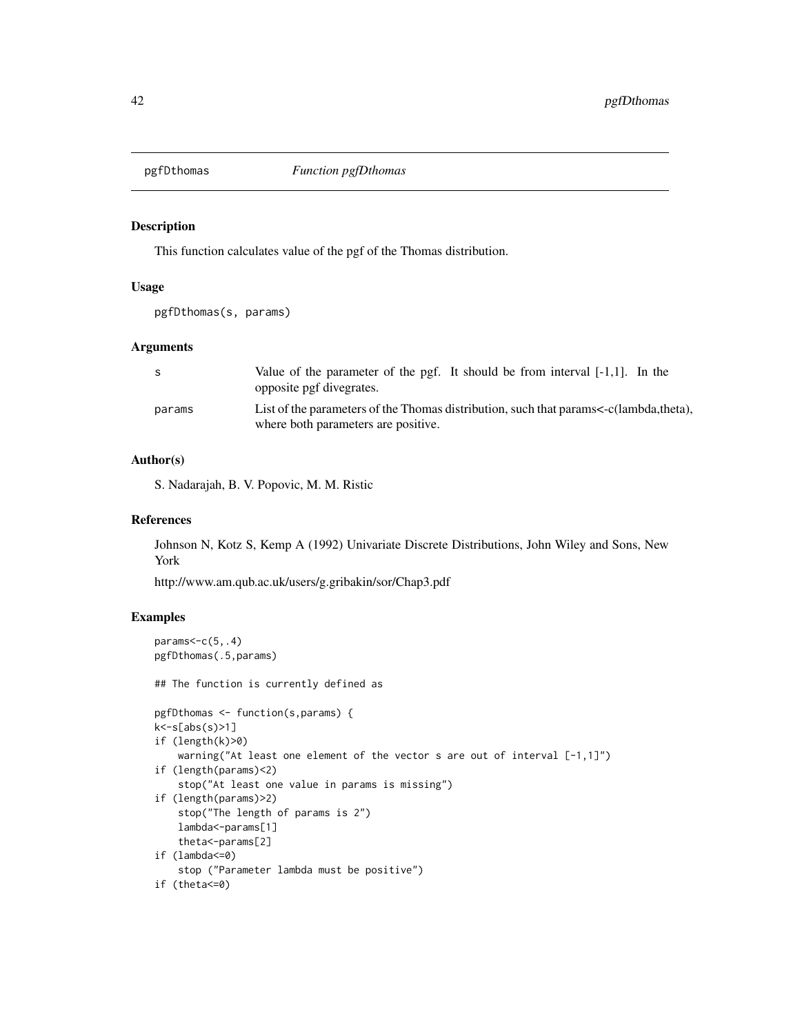pgfDthomas *Function pgfDthomas*

## Description

This function calculates value of the pgf of the Thomas distribution.

## Usage

```
pgfDthomas(s, params)
```

## Arguments

| | |
|---|---|
| s | Value of the parameter of the pgf. It should be from interval [-1,1]. In the opposite pgf divegrates. |
| params | List of the parameters of the Thomas distribution, such that params<-c(lambda,theta), where both parameters are positive. |

## Author(s)

S. Nadarajah, B. V. Popovic, M. M. Ristic

## References

Johnson N, Kotz S, Kemp A (1992) Univariate Discrete Distributions, John Wiley and Sons, New York

http://www.am.qub.ac.uk/users/g.gribakin/sor/Chap3.pdf

## Examples

```
params<-c(5,.4)
pgfDthomas(.5,params)

## The function is currently defined as

pgfDthomas <- function(s,params) {
k<-s[abs(s)>1]
if (length(k)>0)
    warning("At least one element of the vector s are out of interval [-1,1]")
if (length(params)<2)
    stop("At least one value in params is missing")
if (length(params)>2)
    stop("The length of params is 2")
    lambda<-params[1]
    theta<-params[2]
if (lambda<=0)
    stop ("Parameter lambda must be positive")
if (theta<=0)
```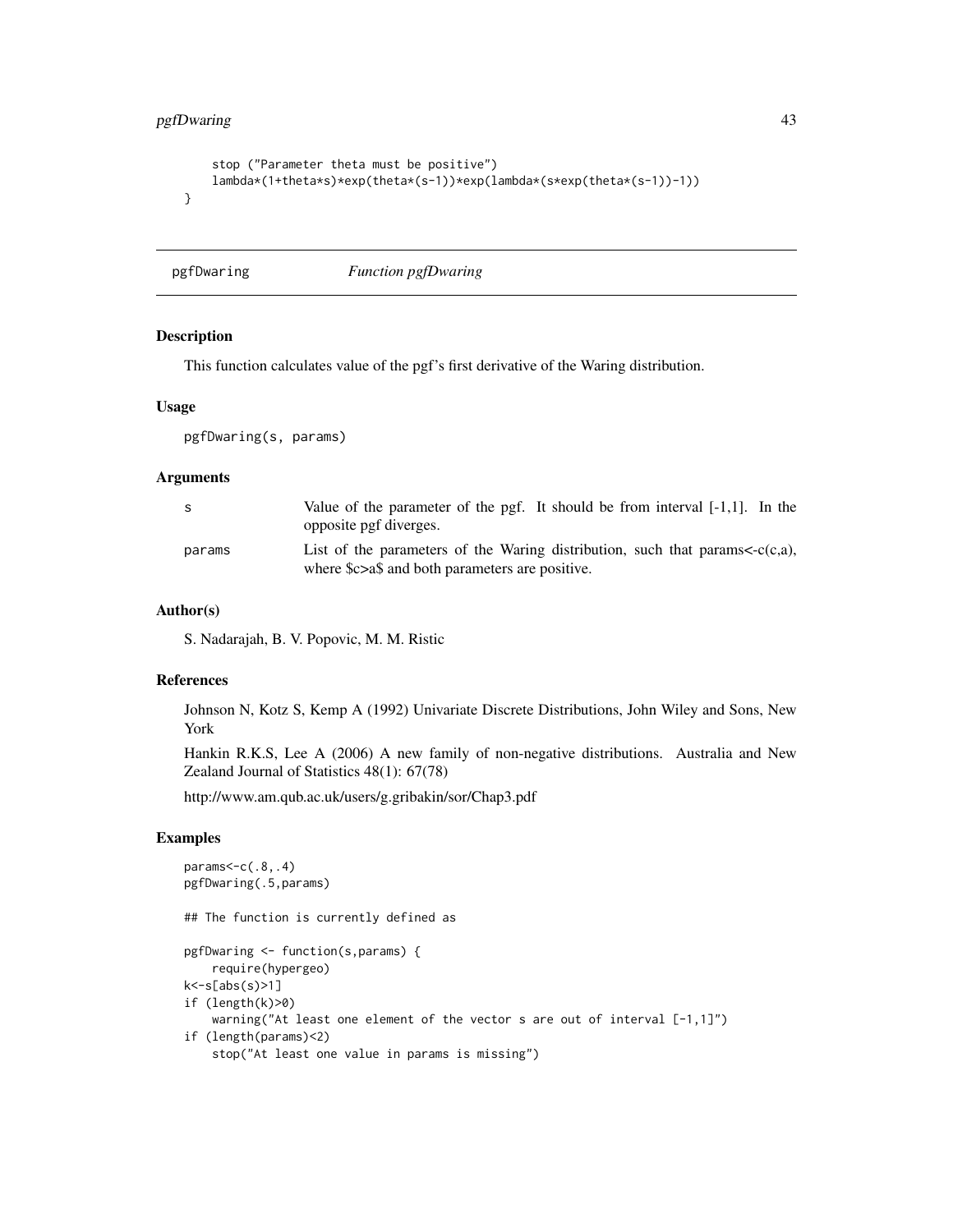```
    stop ("Parameter theta must be positive")
    lambda*(1+theta*s)*exp(theta*(s-1))*exp(lambda*(s*exp(theta*(s-1))-1))
}
```

## pgfDwaring *Function pgfDwaring*

### Description

This function calculates value of the pgf's first derivative of the Waring distribution.

### Usage

```
pgfDwaring(s, params)
```

### Arguments

| | |
|---|---|
| s | Value of the parameter of the pgf. It should be from interval [-1,1]. In the opposite pgf diverges. |
| params | List of the parameters of the Waring distribution, such that params<-c(c,a), where $c>a$ and both parameters are positive. |

### Author(s)

S. Nadarajah, B. V. Popovic, M. M. Ristic

### References

Johnson N, Kotz S, Kemp A (1992) Univariate Discrete Distributions, John Wiley and Sons, New York

Hankin R.K.S, Lee A (2006) A new family of non-negative distributions. Australia and New Zealand Journal of Statistics 48(1): 67(78)

http://www.am.qub.ac.uk/users/g.gribakin/sor/Chap3.pdf

### Examples

```
params<-c(.8,.4)
pgfDwaring(.5,params)

## The function is currently defined as

pgfDwaring <- function(s,params) {
    require(hypergeo)
k<-s[abs(s)>1]
if (length(k)>0)
    warning("At least one element of the vector s are out of interval [-1,1]")
if (length(params)<2)
    stop("At least one value in params is missing")
```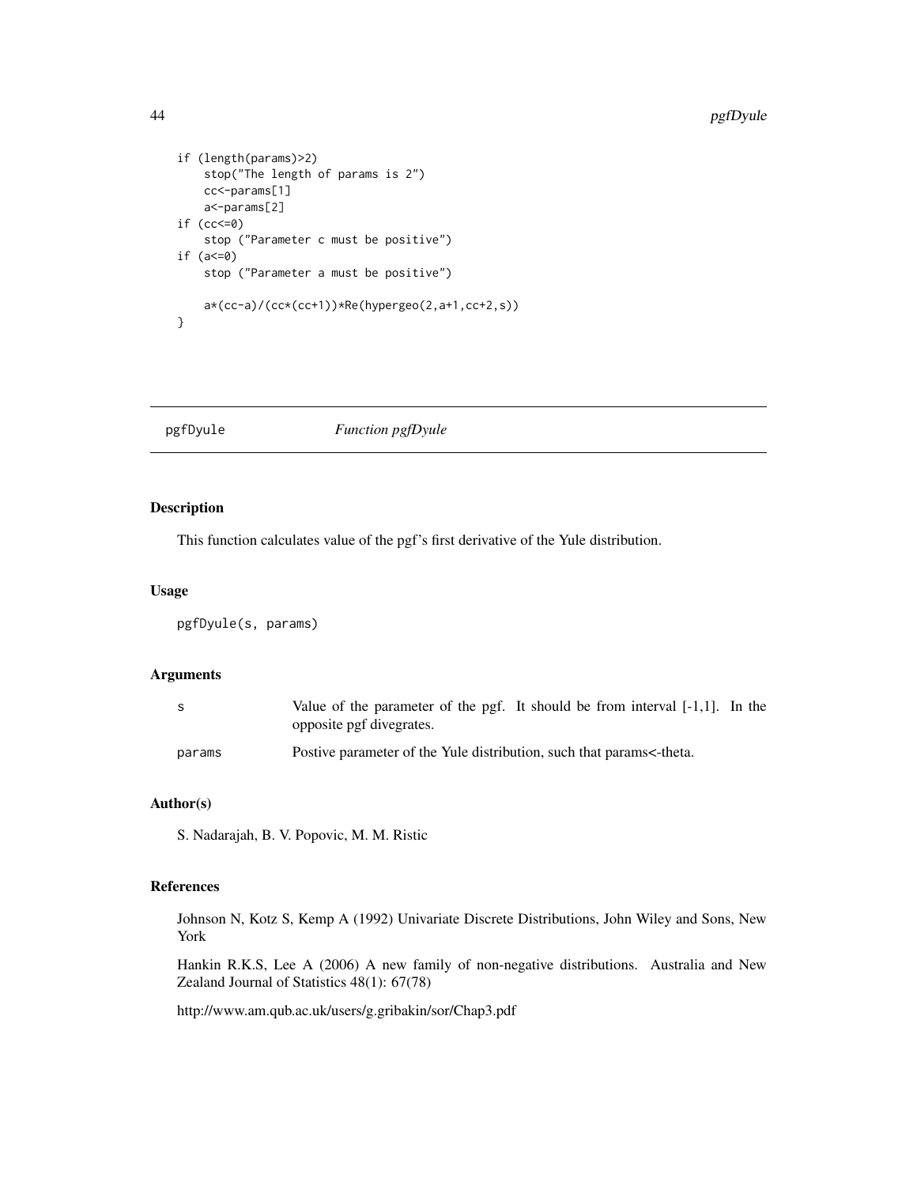```
if (length(params)>2)
    stop("The length of params is 2")
    cc<-params[1]
    a<-params[2]
if (cc<=0)
    stop ("Parameter c must be positive")
if (a<=0)
    stop ("Parameter a must be positive")

    a*(cc-a)/(cc*(cc+1))*Re(hypergeo(2,a+1,cc+2,s))
}
```

## pgfDyule    *Function pgfDyule*

### Description

This function calculates value of the pgf's first derivative of the Yule distribution.

### Usage

```
pgfDyule(s, params)
```

### Arguments

| | |
|---|---|
| s | Value of the parameter of the pgf. It should be from interval [-1,1]. In the opposite pgf divegrates. |
| params | Postive parameter of the Yule distribution, such that params<-theta. |

### Author(s)

S. Nadarajah, B. V. Popovic, M. M. Ristic

### References

Johnson N, Kotz S, Kemp A (1992) Univariate Discrete Distributions, John Wiley and Sons, New York

Hankin R.K.S, Lee A (2006) A new family of non-negative distributions. Australia and New Zealand Journal of Statistics 48(1): 67(78)

http://www.am.qub.ac.uk/users/g.gribakin/sor/Chap3.pdf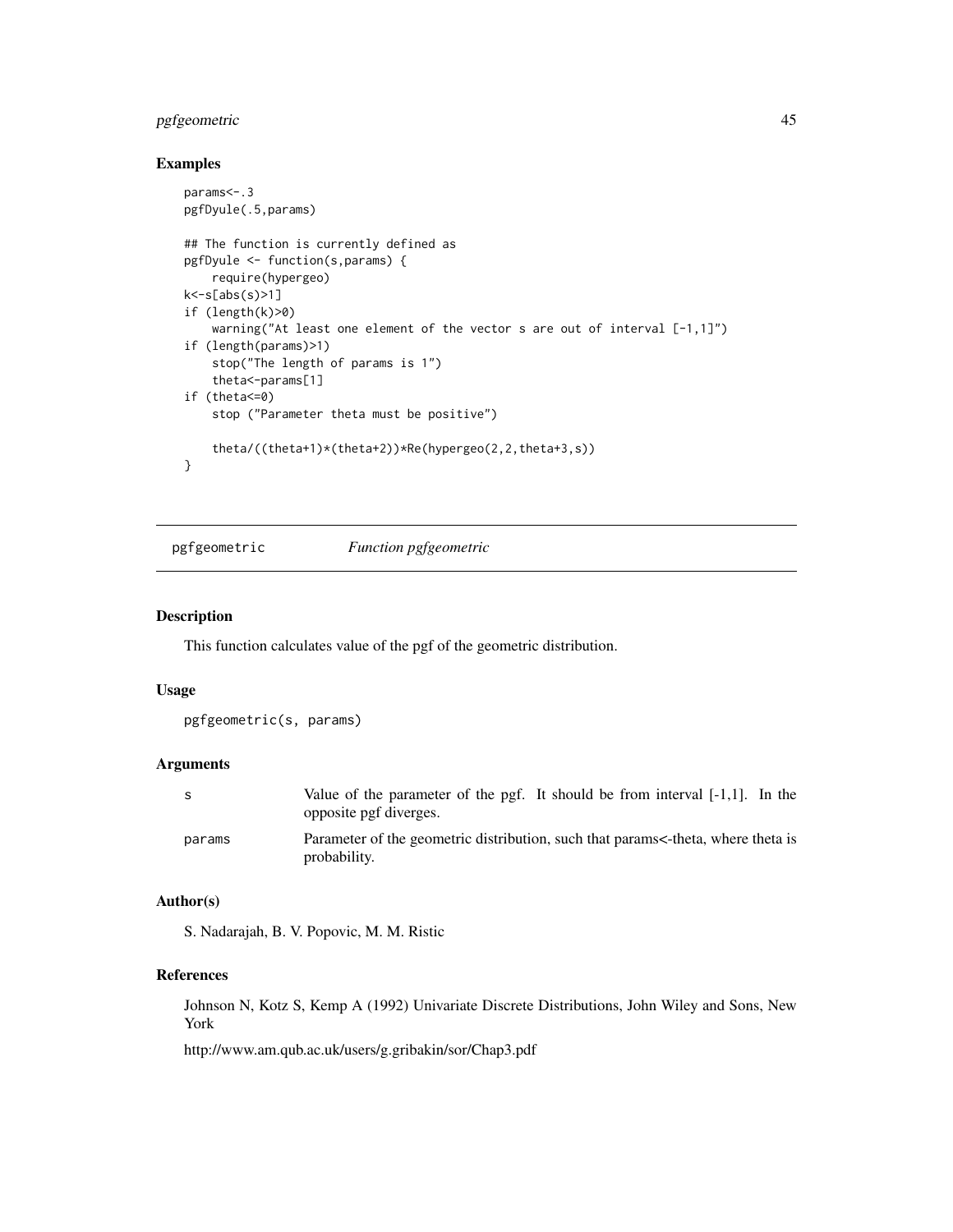## Examples

```
params<-.3
pgfDyule(.5,params)

## The function is currently defined as
pgfDyule <- function(s,params) {
    require(hypergeo)
k<-s[abs(s)>1]
if (length(k)>0)
    warning("At least one element of the vector s are out of interval [-1,1]")
if (length(params)>1)
    stop("The length of params is 1")
    theta<-params[1]
if (theta<=0)
    stop ("Parameter theta must be positive")

    theta/((theta+1)*(theta+2))*Re(hypergeo(2,2,theta+3,s))
}
```

---

# pgfgeometric *Function pgfgeometric*

---

## Description

This function calculates value of the pgf of the geometric distribution.

## Usage

```
pgfgeometric(s, params)
```

## Arguments

| | |
|---|---|
| s | Value of the parameter of the pgf. It should be from interval [-1,1]. In the opposite pgf diverges. |
| params | Parameter of the geometric distribution, such that params<-theta, where theta is probability. |

## Author(s)

S. Nadarajah, B. V. Popovic, M. M. Ristic

## References

Johnson N, Kotz S, Kemp A (1992) Univariate Discrete Distributions, John Wiley and Sons, New York

http://www.am.qub.ac.uk/users/g.gribakin/sor/Chap3.pdf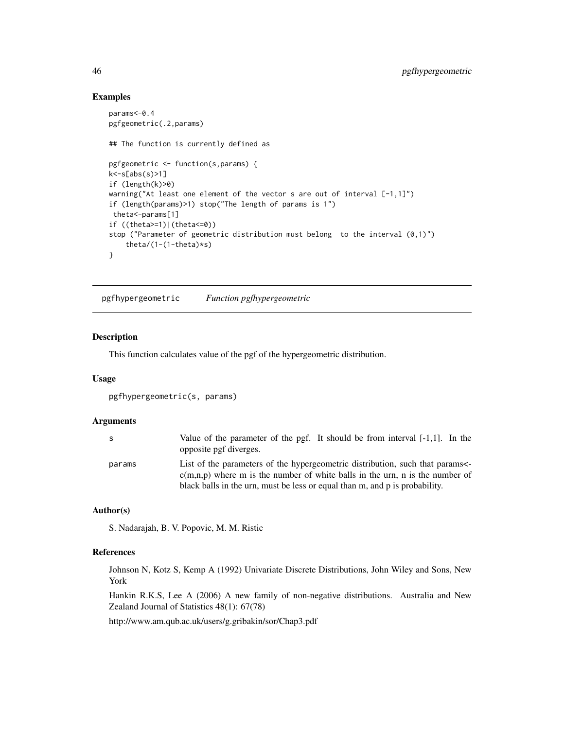## Examples

```
params<-0.4
pgfgeometric(.2,params)

## The function is currently defined as

pgfgeometric <- function(s,params) {
k<-s[abs(s)>1]
if (length(k)>0)
warning("At least one element of the vector s are out of interval [-1,1]")
if (length(params)>1) stop("The length of params is 1")
 theta<-params[1]
if ((theta>=1)|(theta<=0))
stop ("Parameter of geometric distribution must belong  to the interval (0,1)")
    theta/(1-(1-theta)*s)
}
```

---

# pgfhypergeometric *Function pgfhypergeometric*

---

## Description

This function calculates value of the pgf of the hypergeometric distribution.

## Usage

```
pgfhypergeometric(s, params)
```

## Arguments

| | |
|---|---|
| `s` | Value of the parameter of the pgf. It should be from interval [-1,1]. In the opposite pgf diverges. |
| `params` | List of the parameters of the hypergeometric distribution, such that params<-c(m,n,p) where m is the number of white balls in the urn, n is the number of black balls in the urn, must be less or equal than m, and p is probability. |

## Author(s)

S. Nadarajah, B. V. Popovic, M. M. Ristic

## References

Johnson N, Kotz S, Kemp A (1992) Univariate Discrete Distributions, John Wiley and Sons, New York

Hankin R.K.S, Lee A (2006) A new family of non-negative distributions. Australia and New Zealand Journal of Statistics 48(1): 67(78)

http://www.am.qub.ac.uk/users/g.gribakin/sor/Chap3.pdf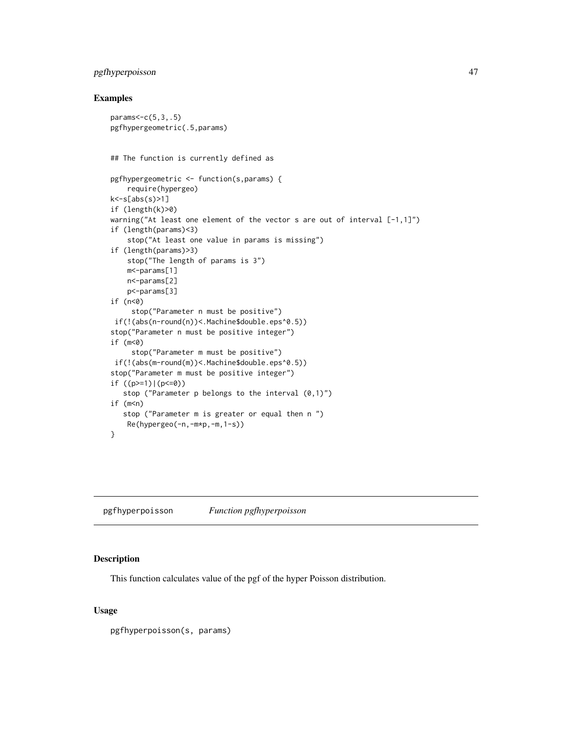## Examples

```
params<-c(5,3,.5)
pgfhypergeometric(.5,params)


## The function is currently defined as

pgfhypergeometric <- function(s,params) {
    require(hypergeo)
k<-s[abs(s)>1]
if (length(k)>0)
warning("At least one element of the vector s are out of interval [-1,1]")
if (length(params)<3)
    stop("At least one value in params is missing")
if (length(params)>3)
    stop("The length of params is 3")
    m<-params[1]
    n<-params[2]
    p<-params[3]
if (n<0)
     stop("Parameter n must be positive")
 if(!(abs(n-round(n))<.Machine$double.eps^0.5))
stop("Parameter n must be positive integer")
if (m<0)
     stop("Parameter m must be positive")
 if(!(abs(m-round(m))<.Machine$double.eps^0.5))
stop("Parameter m must be positive integer")
if ((p>=1)|(p<=0))
   stop ("Parameter p belongs to the interval (0,1)")
if (m<n)
   stop ("Parameter m is greater or equal then n ")
    Re(hypergeo(-n,-m*p,-m,1-s))
}
```

---

# pgfhyperpoisson *Function pgfhyperpoisson*

---

## Description

This function calculates value of the pgf of the hyper Poisson distribution.

## Usage

```
pgfhyperpoisson(s, params)
```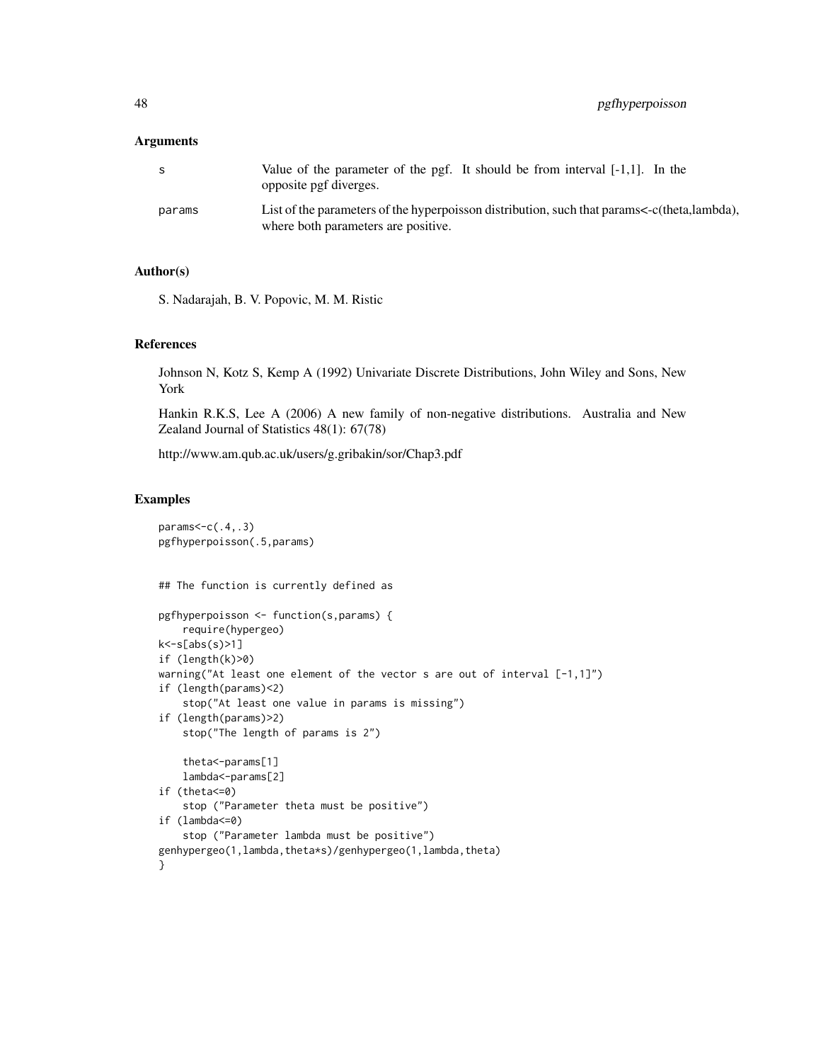## Arguments

| | |
|---|---|
| s | Value of the parameter of the pgf. It should be from interval [-1,1]. In the opposite pgf diverges. |
| params | List of the parameters of the hyperpoisson distribution, such that params<-c(theta,lambda), where both parameters are positive. |

## Author(s)

S. Nadarajah, B. V. Popovic, M. M. Ristic

## References

Johnson N, Kotz S, Kemp A (1992) Univariate Discrete Distributions, John Wiley and Sons, New York

Hankin R.K.S, Lee A (2006) A new family of non-negative distributions. Australia and New Zealand Journal of Statistics 48(1): 67(78)

http://www.am.qub.ac.uk/users/g.gribakin/sor/Chap3.pdf

## Examples

```
params<-c(.4,.3)
pgfhyperpoisson(.5,params)


## The function is currently defined as

pgfhyperpoisson <- function(s,params) {
    require(hypergeo)
k<-s[abs(s)>1]
if (length(k)>0)
warning("At least one element of the vector s are out of interval [-1,1]")
if (length(params)<2)
    stop("At least one value in params is missing")
if (length(params)>2)
    stop("The length of params is 2")

    theta<-params[1]
    lambda<-params[2]
if (theta<=0)
    stop ("Parameter theta must be positive")
if (lambda<=0)
    stop ("Parameter lambda must be positive")
genhypergeo(1,lambda,theta*s)/genhypergeo(1,lambda,theta)
}
```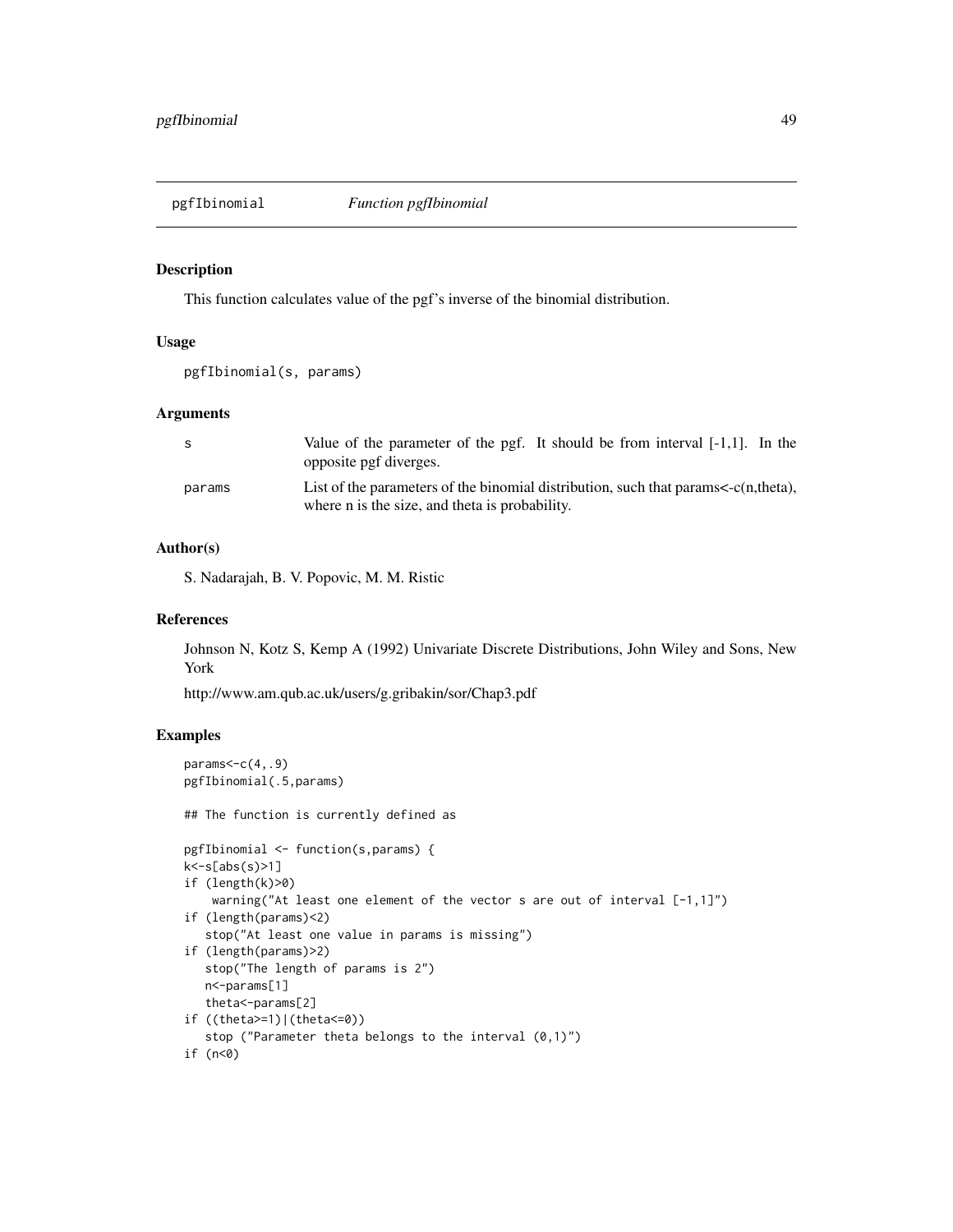## pgfIbinomial *Function pgfIbinomial*

### Description

This function calculates value of the pgf's inverse of the binomial distribution.

### Usage

```
pgfIbinomial(s, params)
```

### Arguments

| | |
|---|---|
| s | Value of the parameter of the pgf. It should be from interval [-1,1]. In the opposite pgf diverges. |
| params | List of the parameters of the binomial distribution, such that params<-c(n,theta), where n is the size, and theta is probability. |

### Author(s)

S. Nadarajah, B. V. Popovic, M. M. Ristic

### References

Johnson N, Kotz S, Kemp A (1992) Univariate Discrete Distributions, John Wiley and Sons, New York

http://www.am.qub.ac.uk/users/g.gribakin/sor/Chap3.pdf

### Examples

```
params<-c(4,.9)
pgfIbinomial(.5,params)

## The function is currently defined as

pgfIbinomial <- function(s,params) {
k<-s[abs(s)>1]
if (length(k)>0)
    warning("At least one element of the vector s are out of interval [-1,1]")
if (length(params)<2)
   stop("At least one value in params is missing")
if (length(params)>2)
   stop("The length of params is 2")
   n<-params[1]
   theta<-params[2]
if ((theta>=1)|(theta<=0))
   stop ("Parameter theta belongs to the interval (0,1)")
if (n<0)
```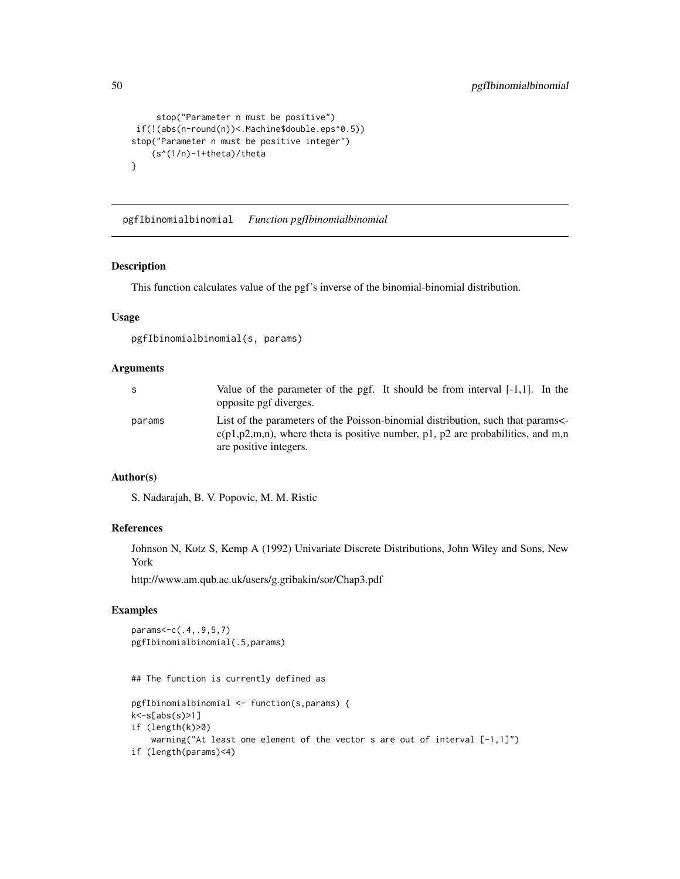```
        stop("Parameter n must be positive")
    if(!(abs(n-round(n))<.Machine$double.eps^0.5))
    stop("Parameter n must be positive integer")
        (s^(1/n)-1+theta)/theta
}
```

## pgfIbinomialbinomial *Function pgfIbinomialbinomial*

### Description

This function calculates value of the pgf's inverse of the binomial-binomial distribution.

### Usage

```
pgfIbinomialbinomial(s, params)
```

### Arguments

| | |
|---|---|
| s | Value of the parameter of the pgf. It should be from interval [-1,1]. In the opposite pgf diverges. |
| params | List of the parameters of the Poisson-binomial distribution, such that params<-c(p1,p2,m,n), where theta is positive number, p1, p2 are probabilities, and m,n are positive integers. |

### Author(s)

S. Nadarajah, B. V. Popovic, M. M. Ristic

### References

Johnson N, Kotz S, Kemp A (1992) Univariate Discrete Distributions, John Wiley and Sons, New York

http://www.am.qub.ac.uk/users/g.gribakin/sor/Chap3.pdf

### Examples

```
params<-c(.4,.9,5,7)
pgfIbinomialbinomial(.5,params)


## The function is currently defined as

pgfIbinomialbinomial <- function(s,params) {
k<-s[abs(s)>1]
if (length(k)>0)
    warning("At least one element of the vector s are out of interval [-1,1]")
if (length(params)<4)
```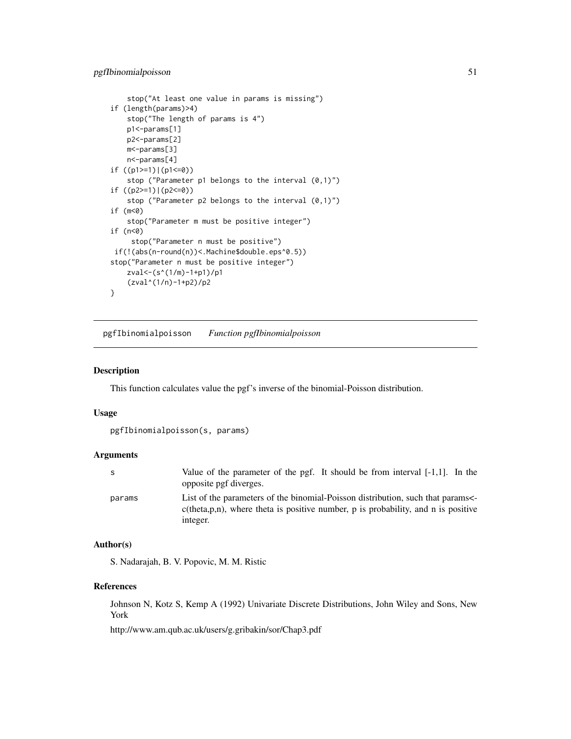```
    stop("At least one value in params is missing")
if (length(params)>4)
    stop("The length of params is 4")
    p1<-params[1]
    p2<-params[2]
    m<-params[3]
    n<-params[4]
if ((p1>=1)|(p1<=0))
    stop ("Parameter p1 belongs to the interval (0,1)")
if ((p2>=1)|(p2<=0))
    stop ("Parameter p2 belongs to the interval (0,1)")
if (m<0)
    stop("Parameter m must be positive integer")
if (n<0)
     stop("Parameter n must be positive")
 if(!(abs(n-round(n))<.Machine$double.eps^0.5))
stop("Parameter n must be positive integer")
    zval<-(s^(1/m)-1+p1)/p1
    (zval^(1/n)-1+p2)/p2
}
```

## pgfIbinomialpoisson *Function pgfIbinomialpoisson*

### Description

This function calculates value the pgf's inverse of the binomial-Poisson distribution.

### Usage

```
pgfIbinomialpoisson(s, params)
```

### Arguments

| | |
|---|---|
| s | Value of the parameter of the pgf. It should be from interval [-1,1]. In the opposite pgf diverges. |
| params | List of the parameters of the binomial-Poisson distribution, such that params<-c(theta,p,n), where theta is positive number, p is probability, and n is positive integer. |

### Author(s)

S. Nadarajah, B. V. Popovic, M. M. Ristic

### References

Johnson N, Kotz S, Kemp A (1992) Univariate Discrete Distributions, John Wiley and Sons, New York

http://www.am.qub.ac.uk/users/g.gribakin/sor/Chap3.pdf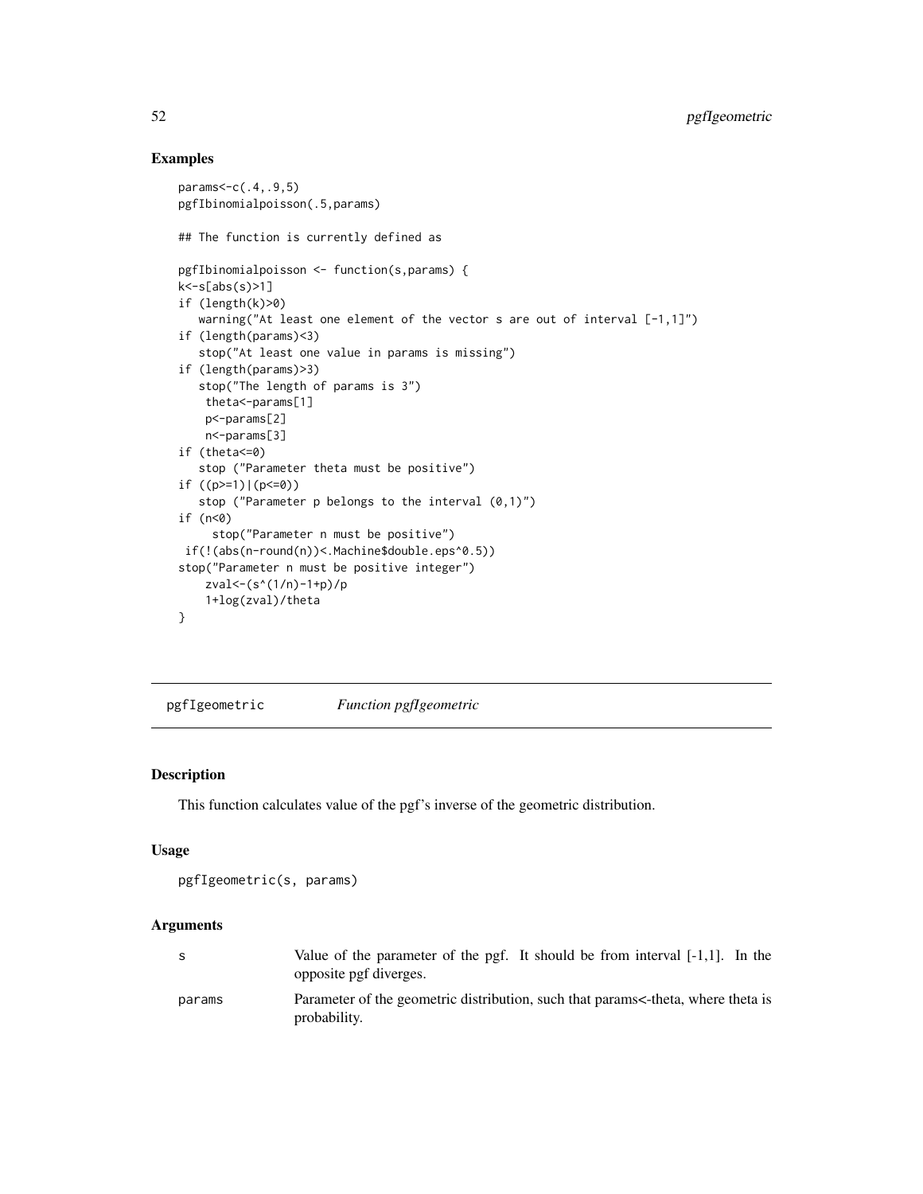## Examples

```
params<-c(.4,.9,5)
pgfIbinomialpoisson(.5,params)

## The function is currently defined as

pgfIbinomialpoisson <- function(s,params) {
k<-s[abs(s)>1]
if (length(k)>0)
   warning("At least one element of the vector s are out of interval [-1,1]")
if (length(params)<3)
   stop("At least one value in params is missing")
if (length(params)>3)
   stop("The length of params is 3")
    theta<-params[1]
    p<-params[2]
    n<-params[3]
if (theta<=0)
   stop ("Parameter theta must be positive")
if ((p>=1)|(p<=0))
   stop ("Parameter p belongs to the interval (0,1)")
if (n<0)
     stop("Parameter n must be positive")
 if(!(abs(n-round(n))<.Machine$double.eps^0.5))
stop("Parameter n must be positive integer")
    zval<-(s^(1/n)-1+p)/p
    1+log(zval)/theta
}
```

---

pgfIgeometric *Function pgfIgeometric*

---

## Description

This function calculates value of the pgf's inverse of the geometric distribution.

## Usage

```
pgfIgeometric(s, params)
```

## Arguments

| | |
|---|---|
| s | Value of the parameter of the pgf. It should be from interval [-1,1]. In the opposite pgf diverges. |
| params | Parameter of the geometric distribution, such that params<-theta, where theta is probability. |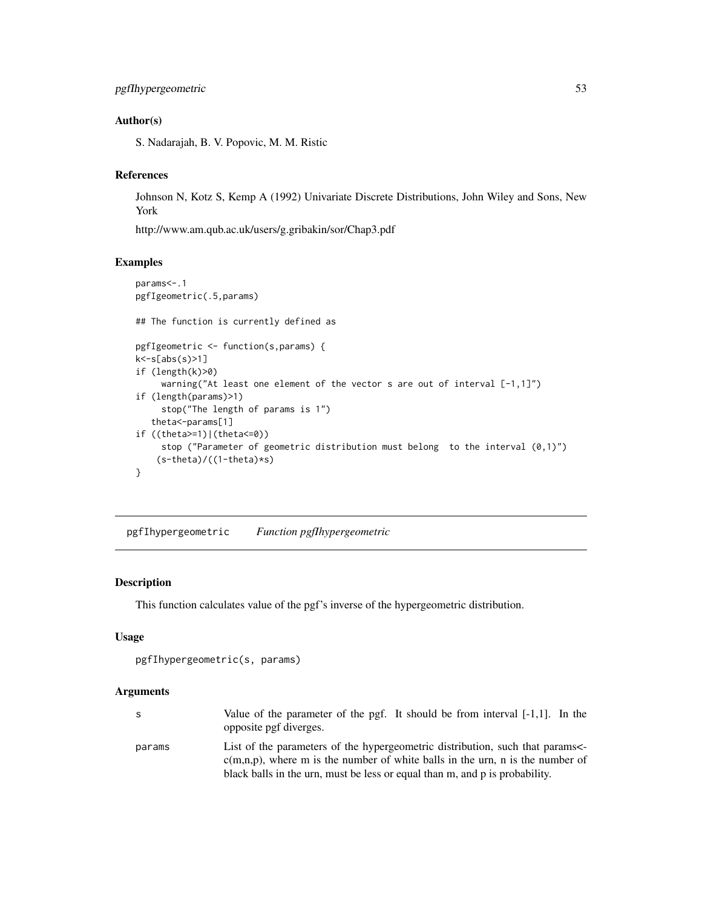### Author(s)

S. Nadarajah, B. V. Popovic, M. M. Ristic

### References

Johnson N, Kotz S, Kemp A (1992) Univariate Discrete Distributions, John Wiley and Sons, New York

http://www.am.qub.ac.uk/users/g.gribakin/sor/Chap3.pdf

### Examples

```
params<-.1
pgfIgeometric(.5,params)

## The function is currently defined as

pgfIgeometric <- function(s,params) {
k<-s[abs(s)>1]
if (length(k)>0)
     warning("At least one element of the vector s are out of interval [-1,1]")
if (length(params)>1)
     stop("The length of params is 1")
   theta<-params[1]
if ((theta>=1)|(theta<=0))
     stop ("Parameter of geometric distribution must belong  to the interval (0,1)")
    (s-theta)/((1-theta)*s)
}
```

---

## pgfIhypergeometric *Function pgfIhypergeometric*

### Description

This function calculates value of the pgf's inverse of the hypergeometric distribution.

### Usage

```
pgfIhypergeometric(s, params)
```

### Arguments

| | |
|---|---|
| s | Value of the parameter of the pgf. It should be from interval [-1,1]. In the opposite pgf diverges. |
| params | List of the parameters of the hypergeometric distribution, such that params<-c(m,n,p), where m is the number of white balls in the urn, n is the number of black balls in the urn, must be less or equal than m, and p is probability. |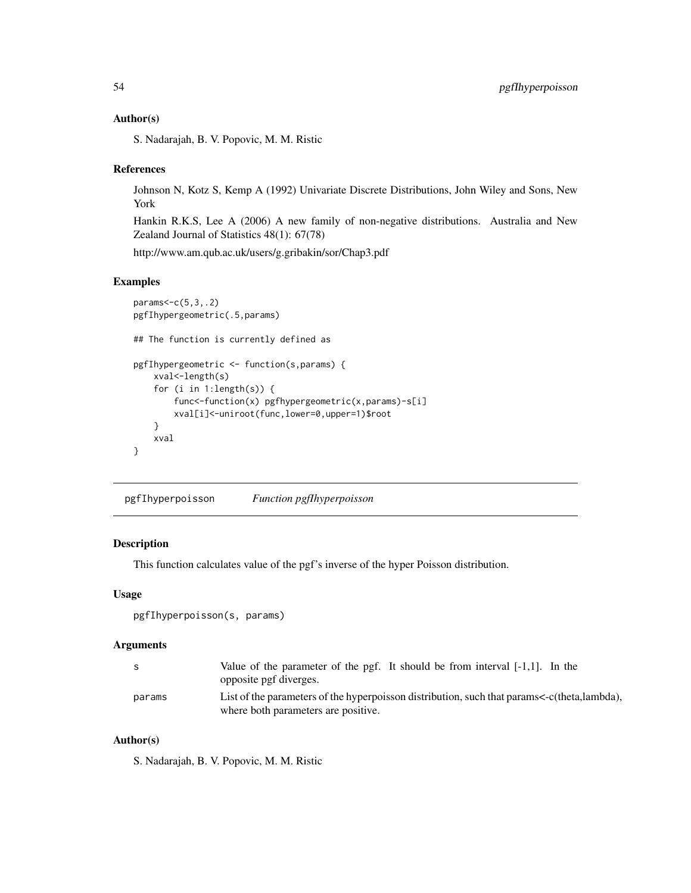## Author(s)

S. Nadarajah, B. V. Popovic, M. M. Ristic

## References

Johnson N, Kotz S, Kemp A (1992) Univariate Discrete Distributions, John Wiley and Sons, New York

Hankin R.K.S, Lee A (2006) A new family of non-negative distributions. Australia and New Zealand Journal of Statistics 48(1): 67(78)

http://www.am.qub.ac.uk/users/g.gribakin/sor/Chap3.pdf

## Examples

```
params<-c(5,3,.2)
pgfIhypergeometric(.5,params)

## The function is currently defined as

pgfIhypergeometric <- function(s,params) {
    xval<-length(s)
    for (i in 1:length(s)) {
        func<-function(x) pgfhypergeometric(x,params)-s[i]
        xval[i]<-uniroot(func,lower=0,upper=1)$root
    }
    xval
}
```

---

# pgfIhyperpoisson — *Function pgfIhyperpoisson*

## Description

This function calculates value of the pgf's inverse of the hyper Poisson distribution.

## Usage

```
pgfIhyperpoisson(s, params)
```

## Arguments

| | |
|---|---|
| s | Value of the parameter of the pgf. It should be from interval [-1,1]. In the opposite pgf diverges. |
| params | List of the parameters of the hyperpoisson distribution, such that params<-c(theta,lambda), where both parameters are positive. |

## Author(s)

S. Nadarajah, B. V. Popovic, M. M. Ristic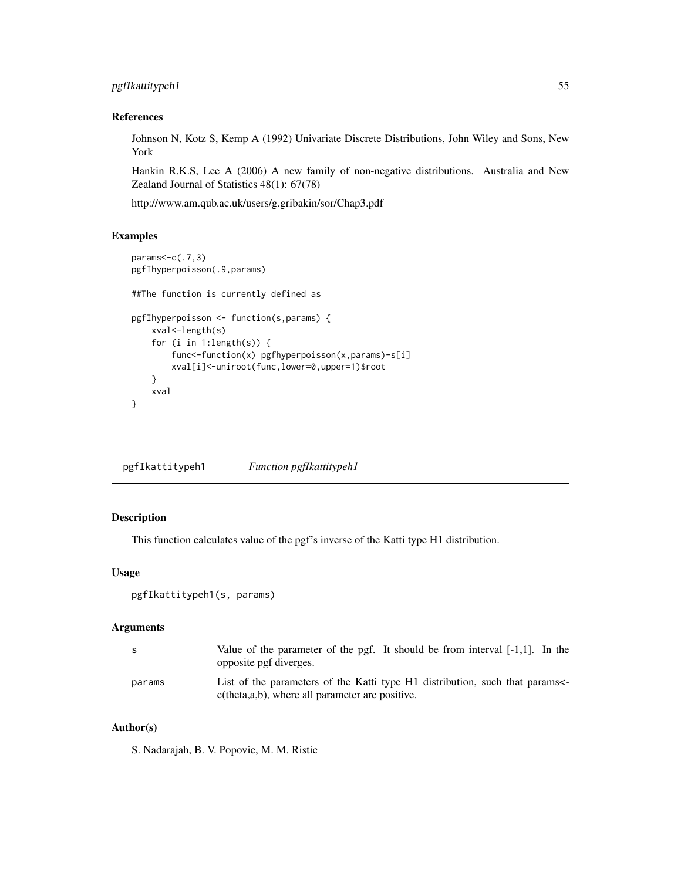### References

Johnson N, Kotz S, Kemp A (1992) Univariate Discrete Distributions, John Wiley and Sons, New York

Hankin R.K.S, Lee A (2006) A new family of non-negative distributions. Australia and New Zealand Journal of Statistics 48(1): 67(78)

http://www.am.qub.ac.uk/users/g.gribakin/sor/Chap3.pdf

### Examples

```
params<-c(.7,3)
pgfIhyperpoisson(.9,params)

##The function is currently defined as

pgfIhyperpoisson <- function(s,params) {
    xval<-length(s)
    for (i in 1:length(s)) {
        func<-function(x) pgfhyperpoisson(x,params)-s[i]
        xval[i]<-uniroot(func,lower=0,upper=1)$root
    }
    xval
}
```

---

## pgfIkattitypeh1 *Function pgfIkattitypeh1*

### Description

This function calculates value of the pgf's inverse of the Katti type H1 distribution.

### Usage

```
pgfIkattitypeh1(s, params)
```

### Arguments

| | |
|---|---|
| s | Value of the parameter of the pgf. It should be from interval [-1,1]. In the opposite pgf diverges. |
| params | List of the parameters of the Katti type H1 distribution, such that params<-c(theta,a,b), where all parameter are positive. |

### Author(s)

S. Nadarajah, B. V. Popovic, M. M. Ristic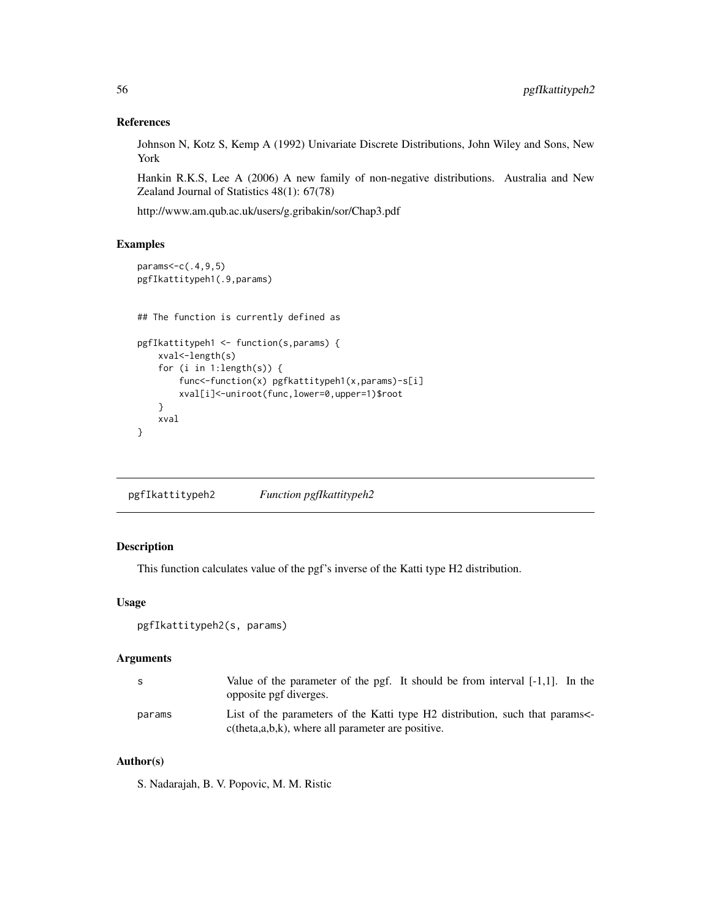### References

Johnson N, Kotz S, Kemp A (1992) Univariate Discrete Distributions, John Wiley and Sons, New York

Hankin R.K.S, Lee A (2006) A new family of non-negative distributions. Australia and New Zealand Journal of Statistics 48(1): 67(78)

http://www.am.qub.ac.uk/users/g.gribakin/sor/Chap3.pdf

### Examples

```
params<-c(.4,9,5)
pgfIkattitypeh1(.9,params)


## The function is currently defined as

pgfIkattitypeh1 <- function(s,params) {
    xval<-length(s)
    for (i in 1:length(s)) {
        func<-function(x) pgfkattitypeh1(x,params)-s[i]
        xval[i]<-uniroot(func,lower=0,upper=1)$root
    }
    xval
}
```

---

## pgfIkattitypeh2 — *Function pgfIkattitypeh2*

### Description

This function calculates value of the pgf's inverse of the Katti type H2 distribution.

### Usage

```
pgfIkattitypeh2(s, params)
```

### Arguments

| | |
|---|---|
| s | Value of the parameter of the pgf. It should be from interval [-1,1]. In the opposite pgf diverges. |
| params | List of the parameters of the Katti type H2 distribution, such that params<-c(theta,a,b,k), where all parameter are positive. |

### Author(s)

S. Nadarajah, B. V. Popovic, M. M. Ristic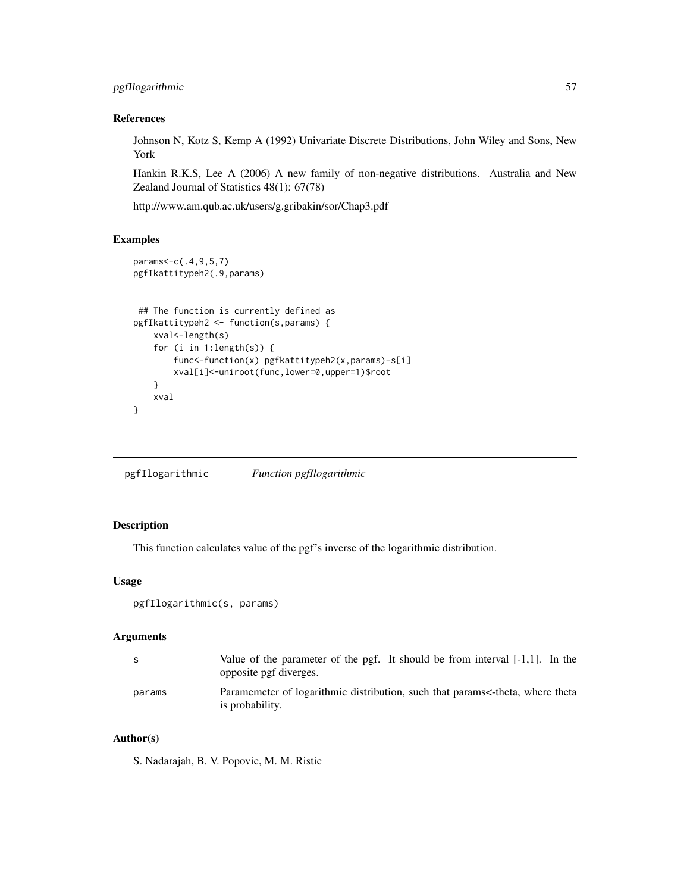### References

Johnson N, Kotz S, Kemp A (1992) Univariate Discrete Distributions, John Wiley and Sons, New York

Hankin R.K.S, Lee A (2006) A new family of non-negative distributions. Australia and New Zealand Journal of Statistics 48(1): 67(78)

http://www.am.qub.ac.uk/users/g.gribakin/sor/Chap3.pdf

### Examples

```
params<-c(.4,9,5,7)
pgfIkattitypeh2(.9,params)


 ## The function is currently defined as
pgfIkattitypeh2 <- function(s,params) {
    xval<-length(s)
    for (i in 1:length(s)) {
        func<-function(x) pgfkattitypeh2(x,params)-s[i]
        xval[i]<-uniroot(func,lower=0,upper=1)$root
    }
    xval
}
```

## pgfIlogarithmic    *Function pgfIlogarithmic*

### Description

This function calculates value of the pgf's inverse of the logarithmic distribution.

### Usage

```
pgfIlogarithmic(s, params)
```

### Arguments

| | |
|---|---|
| s | Value of the parameter of the pgf. It should be from interval [-1,1]. In the opposite pgf diverges. |
| params | Paramemeter of logarithmic distribution, such that params<-theta, where theta is probability. |

### Author(s)

S. Nadarajah, B. V. Popovic, M. M. Ristic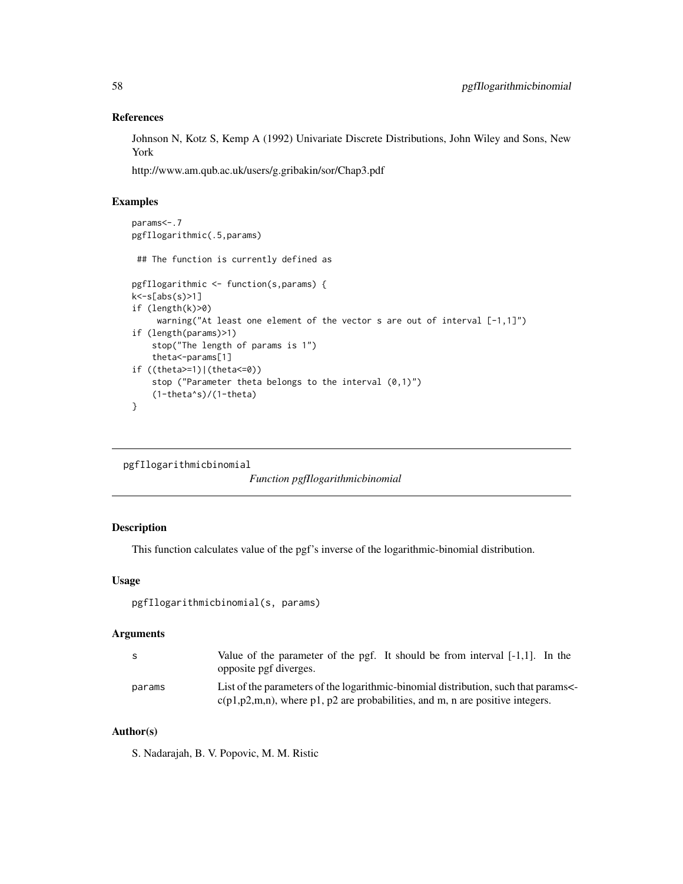## References

Johnson N, Kotz S, Kemp A (1992) Univariate Discrete Distributions, John Wiley and Sons, New York

http://www.am.qub.ac.uk/users/g.gribakin/sor/Chap3.pdf

## Examples

```
params<-.7
pgfIlogarithmic(.5,params)

 ## The function is currently defined as

pgfIlogarithmic <- function(s,params) {
k<-s[abs(s)>1]
if (length(k)>0)
     warning("At least one element of the vector s are out of interval [-1,1]")
if (length(params)>1)
    stop("The length of params is 1")
    theta<-params[1]
if ((theta>=1)|(theta<=0))
    stop ("Parameter theta belongs to the interval (0,1)")
    (1-theta^s)/(1-theta)
}
```

---

# pgfIlogarithmicbinomial

*Function pgfIlogarithmicbinomial*

---

## Description

This function calculates value of the pgf's inverse of the logarithmic-binomial distribution.

## Usage

```
pgfIlogarithmicbinomial(s, params)
```

## Arguments

| | |
|---|---|
| s | Value of the parameter of the pgf. It should be from interval [-1,1]. In the opposite pgf diverges. |
| params | List of the parameters of the logarithmic-binomial distribution, such that params<-c(p1,p2,m,n), where p1, p2 are probabilities, and m, n are positive integers. |

## Author(s)

S. Nadarajah, B. V. Popovic, M. M. Ristic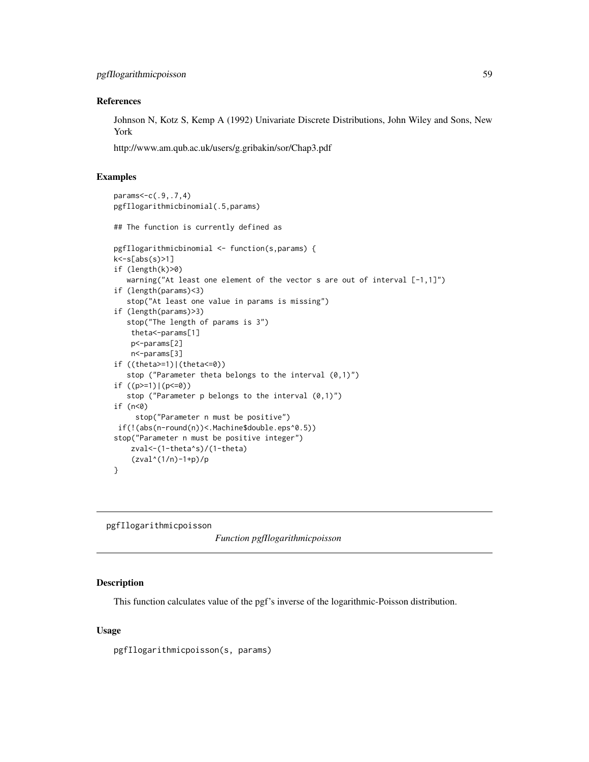### References

Johnson N, Kotz S, Kemp A (1992) Univariate Discrete Distributions, John Wiley and Sons, New York

http://www.am.qub.ac.uk/users/g.gribakin/sor/Chap3.pdf

### Examples

```
params<-c(.9,.7,4)
pgfIlogarithmicbinomial(.5,params)

## The function is currently defined as

pgfIlogarithmicbinomial <- function(s,params) {
k<-s[abs(s)>1]
if (length(k)>0)
   warning("At least one element of the vector s are out of interval [-1,1]")
if (length(params)<3)
   stop("At least one value in params is missing")
if (length(params)>3)
   stop("The length of params is 3")
    theta<-params[1]
    p<-params[2]
    n<-params[3]
if ((theta>=1)|(theta<=0))
   stop ("Parameter theta belongs to the interval (0,1)")
if ((p>=1)|(p<=0))
   stop ("Parameter p belongs to the interval (0,1)")
if (n<0)
     stop("Parameter n must be positive")
 if(!(abs(n-round(n))<.Machine$double.eps^0.5))
stop("Parameter n must be positive integer")
    zval<-(1-theta^s)/(1-theta)
    (zval^(1/n)-1+p)/p
}
```

---

## pgfIlogarithmicpoisson — *Function pgfIlogarithmicpoisson*

### Description

This function calculates value of the pgf's inverse of the logarithmic-Poisson distribution.

### Usage

```
pgfIlogarithmicpoisson(s, params)
```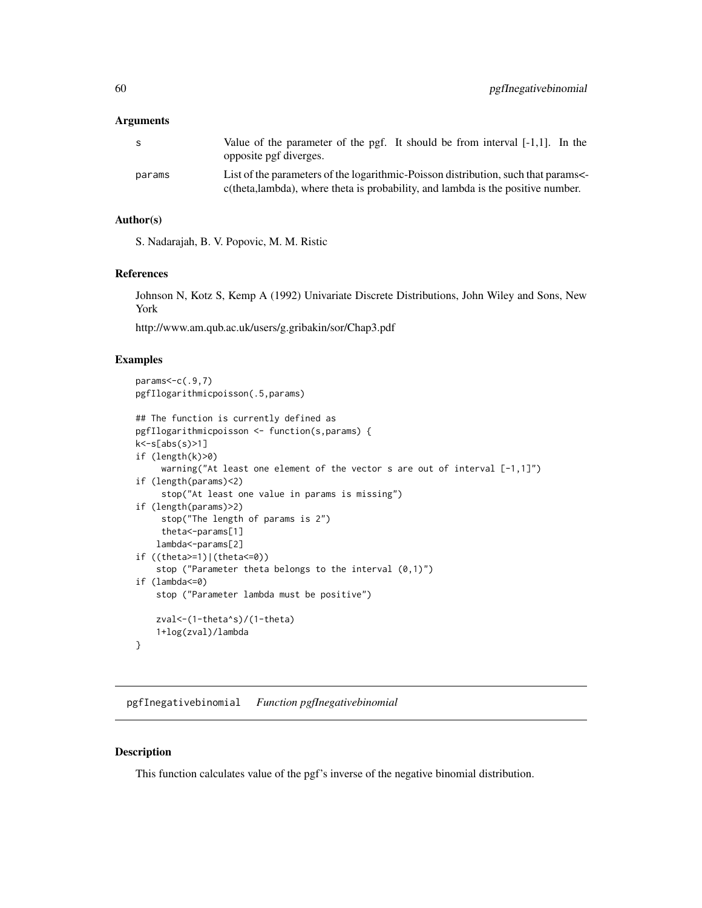### Arguments

| | |
|---|---|
| s | Value of the parameter of the pgf. It should be from interval [-1,1]. In the opposite pgf diverges. |
| params | List of the parameters of the logarithmic-Poisson distribution, such that params<-c(theta,lambda), where theta is probability, and lambda is the positive number. |

### Author(s)

S. Nadarajah, B. V. Popovic, M. M. Ristic

### References

Johnson N, Kotz S, Kemp A (1992) Univariate Discrete Distributions, John Wiley and Sons, New York

http://www.am.qub.ac.uk/users/g.gribakin/sor/Chap3.pdf

### Examples

```
params<-c(.9,7)
pgfIlogarithmicpoisson(.5,params)

## The function is currently defined as
pgfIlogarithmicpoisson <- function(s,params) {
k<-s[abs(s)>1]
if (length(k)>0)
     warning("At least one element of the vector s are out of interval [-1,1]")
if (length(params)<2)
     stop("At least one value in params is missing")
if (length(params)>2)
     stop("The length of params is 2")
     theta<-params[1]
    lambda<-params[2]
if ((theta>=1)|(theta<=0))
    stop ("Parameter theta belongs to the interval (0,1)")
if (lambda<=0)
    stop ("Parameter lambda must be positive")

    zval<-(1-theta^s)/(1-theta)
    1+log(zval)/lambda
}
```

## pgfInegativebinomial *Function pgfInegativebinomial*

### Description

This function calculates value of the pgf's inverse of the negative binomial distribution.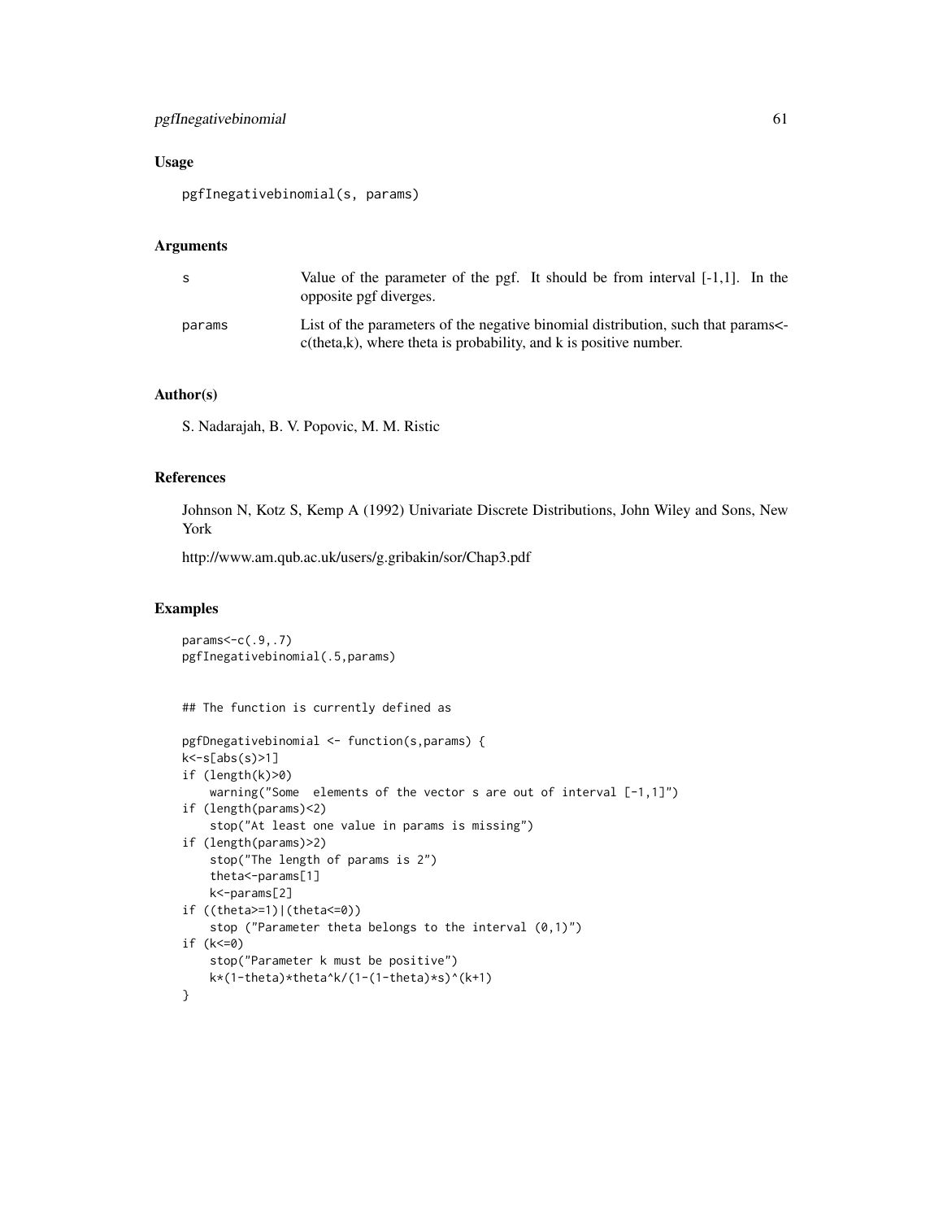## Usage

```
pgfInegativebinomial(s, params)
```

## Arguments

| | |
|---|---|
| s | Value of the parameter of the pgf. It should be from interval [-1,1]. In the opposite pgf diverges. |
| params | List of the parameters of the negative binomial distribution, such that params<-c(theta,k), where theta is probability, and k is positive number. |

## Author(s)

S. Nadarajah, B. V. Popovic, M. M. Ristic

## References

Johnson N, Kotz S, Kemp A (1992) Univariate Discrete Distributions, John Wiley and Sons, New York

http://www.am.qub.ac.uk/users/g.gribakin/sor/Chap3.pdf

## Examples

```
params<-c(.9,.7)
pgfInegativebinomial(.5,params)


## The function is currently defined as

pgfDnegativebinomial <- function(s,params) {
k<-s[abs(s)>1]
if (length(k)>0)
    warning("Some  elements of the vector s are out of interval [-1,1]")
if (length(params)<2)
    stop("At least one value in params is missing")
if (length(params)>2)
    stop("The length of params is 2")
    theta<-params[1]
    k<-params[2]
if ((theta>=1)|(theta<=0))
    stop ("Parameter theta belongs to the interval (0,1)")
if (k<=0)
    stop("Parameter k must be positive")
    k*(1-theta)*theta^k/(1-(1-theta)*s)^(k+1)
}
```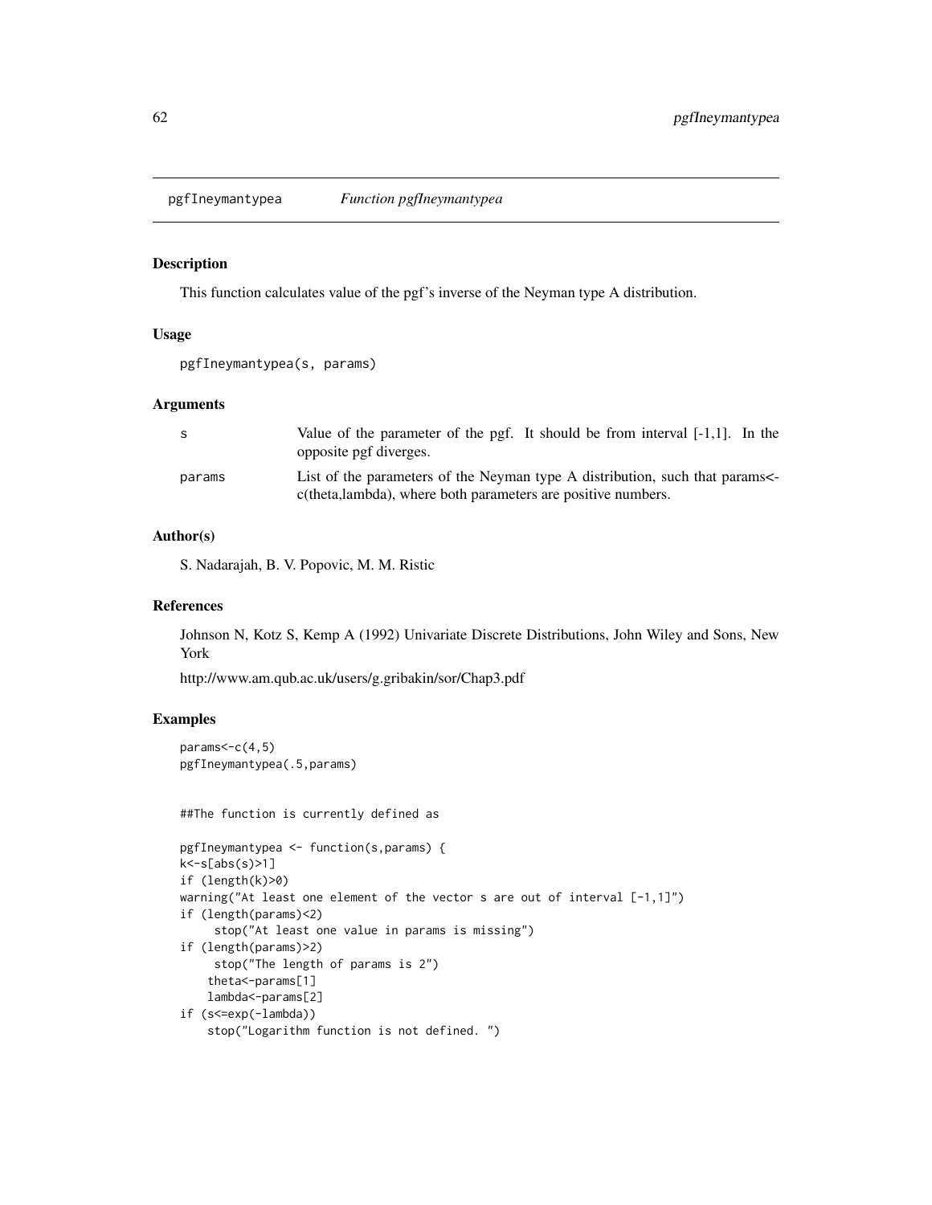## pgfIneymantypea    *Function pgfIneymantypea*

### Description

This function calculates value of the pgf's inverse of the Neyman type A distribution.

### Usage

```
pgfIneymantypea(s, params)
```

### Arguments

| | |
|---|---|
| s | Value of the parameter of the pgf. It should be from interval [-1,1]. In the opposite pgf diverges. |
| params | List of the parameters of the Neyman type A distribution, such that params<-c(theta,lambda), where both parameters are positive numbers. |

### Author(s)

S. Nadarajah, B. V. Popovic, M. M. Ristic

### References

Johnson N, Kotz S, Kemp A (1992) Univariate Discrete Distributions, John Wiley and Sons, New York

http://www.am.qub.ac.uk/users/g.gribakin/sor/Chap3.pdf

### Examples

```
params<-c(4,5)
pgfIneymantypea(.5,params)


##The function is currently defined as

pgfIneymantypea <- function(s,params) {
k<-s[abs(s)>1]
if (length(k)>0)
warning("At least one element of the vector s are out of interval [-1,1]")
if (length(params)<2)
     stop("At least one value in params is missing")
if (length(params)>2)
     stop("The length of params is 2")
    theta<-params[1]
    lambda<-params[2]
if (s<=exp(-lambda))
    stop("Logarithm function is not defined. ")
```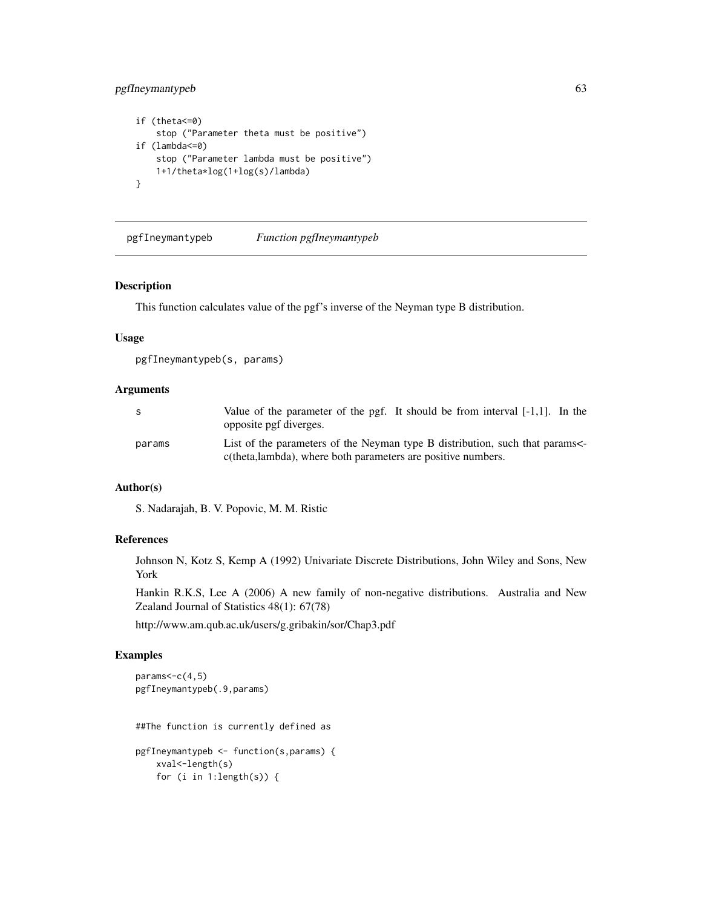```
    if (theta<=0)
        stop ("Parameter theta must be positive")
    if (lambda<=0)
        stop ("Parameter lambda must be positive")
        1+1/theta*log(1+log(s)/lambda)
    }
```

## pgfIneymantypeb *Function pgfIneymantypeb*

### Description

This function calculates value of the pgf's inverse of the Neyman type B distribution.

### Usage

```
pgfIneymantypeb(s, params)
```

### Arguments

| | |
|---|---|
| s | Value of the parameter of the pgf. It should be from interval [-1,1]. In the opposite pgf diverges. |
| params | List of the parameters of the Neyman type B distribution, such that params<-c(theta,lambda), where both parameters are positive numbers. |

### Author(s)

S. Nadarajah, B. V. Popovic, M. M. Ristic

### References

Johnson N, Kotz S, Kemp A (1992) Univariate Discrete Distributions, John Wiley and Sons, New York

Hankin R.K.S, Lee A (2006) A new family of non-negative distributions. Australia and New Zealand Journal of Statistics 48(1): 67(78)

http://www.am.qub.ac.uk/users/g.gribakin/sor/Chap3.pdf

### Examples

```
params<-c(4,5)
pgfIneymantypeb(.9,params)


##The function is currently defined as

pgfIneymantypeb <- function(s,params) {
    xval<-length(s)
    for (i in 1:length(s)) {
```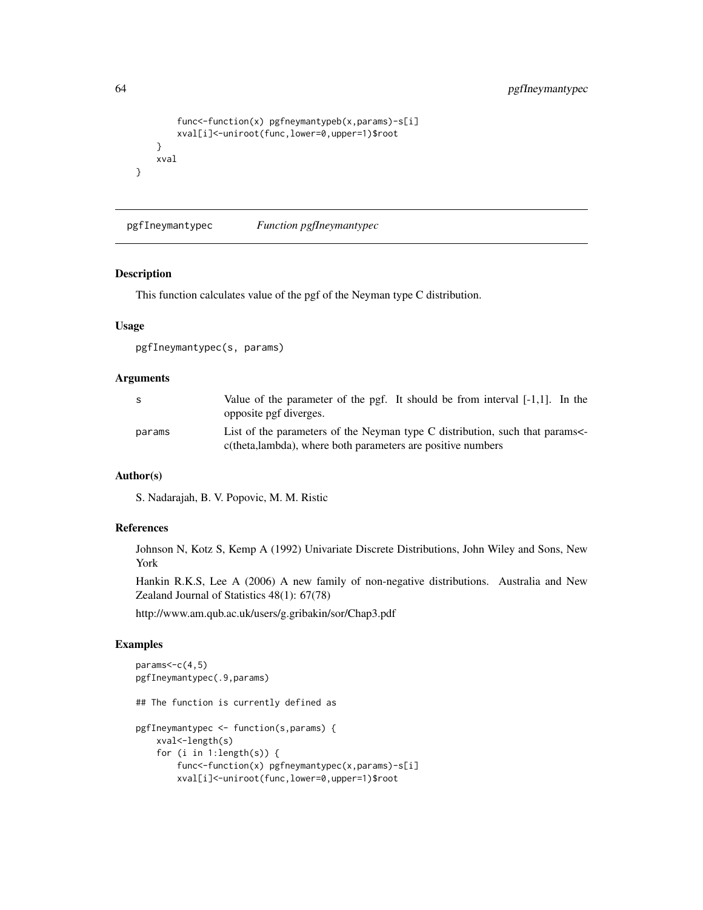```
        func<-function(x) pgfneymantypeb(x,params)-s[i]
        xval[i]<-uniroot(func,lower=0,upper=1)$root
    }
    xval
}
```

## pgfIneymantypec — *Function pgfIneymantypec*

### Description

This function calculates value of the pgf of the Neyman type C distribution.

### Usage

```
pgfIneymantypec(s, params)
```

### Arguments

| | |
|---|---|
| s | Value of the parameter of the pgf. It should be from interval [-1,1]. In the opposite pgf diverges. |
| params | List of the parameters of the Neyman type C distribution, such that params<-c(theta,lambda), where both parameters are positive numbers |

### Author(s)

S. Nadarajah, B. V. Popovic, M. M. Ristic

### References

Johnson N, Kotz S, Kemp A (1992) Univariate Discrete Distributions, John Wiley and Sons, New York

Hankin R.K.S, Lee A (2006) A new family of non-negative distributions. Australia and New Zealand Journal of Statistics 48(1): 67(78)

http://www.am.qub.ac.uk/users/g.gribakin/sor/Chap3.pdf

### Examples

```
params<-c(4,5)
pgfIneymantypec(.9,params)

## The function is currently defined as

pgfIneymantypec <- function(s,params) {
    xval<-length(s)
    for (i in 1:length(s)) {
        func<-function(x) pgfneymantypec(x,params)-s[i]
        xval[i]<-uniroot(func,lower=0,upper=1)$root
```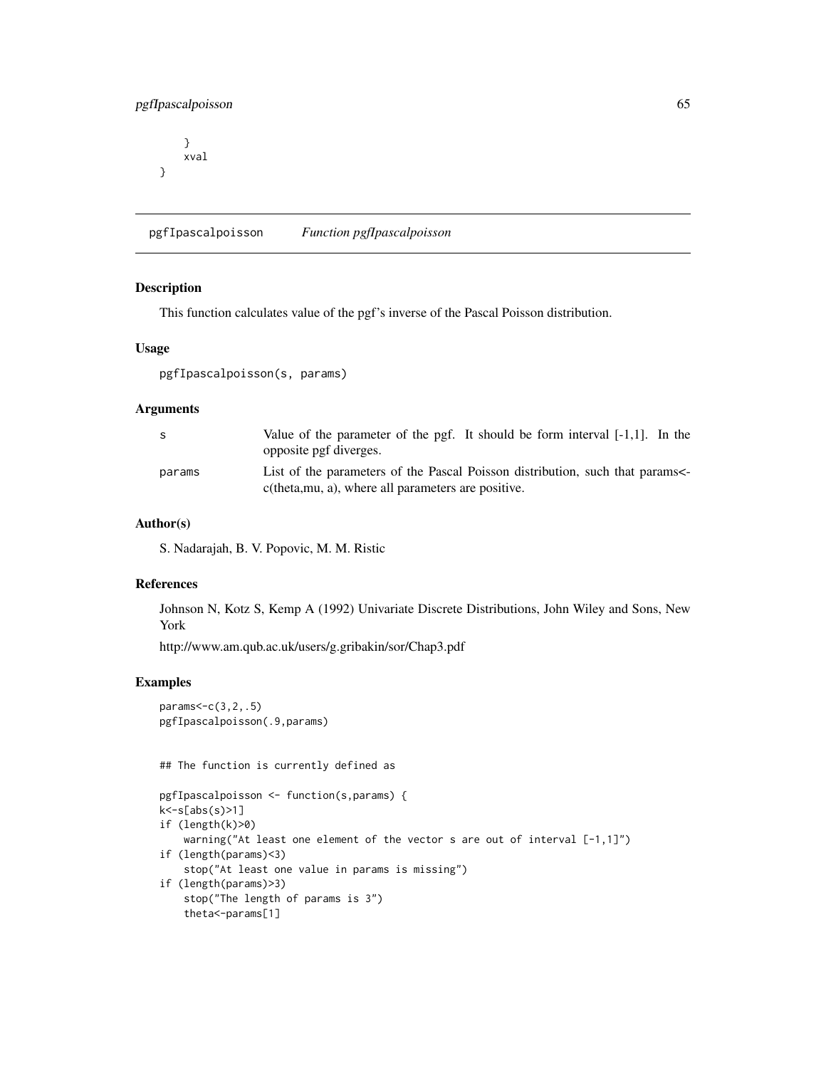```
    }
    xval
}
```

## pgfIpascalpoisson    *Function pgfIpascalpoisson*

### Description

This function calculates value of the pgf's inverse of the Pascal Poisson distribution.

### Usage

```
pgfIpascalpoisson(s, params)
```

### Arguments

| | |
|---|---|
| s | Value of the parameter of the pgf. It should be form interval [-1,1]. In the opposite pgf diverges. |
| params | List of the parameters of the Pascal Poisson distribution, such that params<-c(theta,mu, a), where all parameters are positive. |

### Author(s)

S. Nadarajah, B. V. Popovic, M. M. Ristic

### References

Johnson N, Kotz S, Kemp A (1992) Univariate Discrete Distributions, John Wiley and Sons, New York

http://www.am.qub.ac.uk/users/g.gribakin/sor/Chap3.pdf

### Examples

```
params<-c(3,2,.5)
pgfIpascalpoisson(.9,params)


## The function is currently defined as

pgfIpascalpoisson <- function(s,params) {
k<-s[abs(s)>1]
if (length(k)>0)
    warning("At least one element of the vector s are out of interval [-1,1]")
if (length(params)<3)
    stop("At least one value in params is missing")
if (length(params)>3)
    stop("The length of params is 3")
    theta<-params[1]
```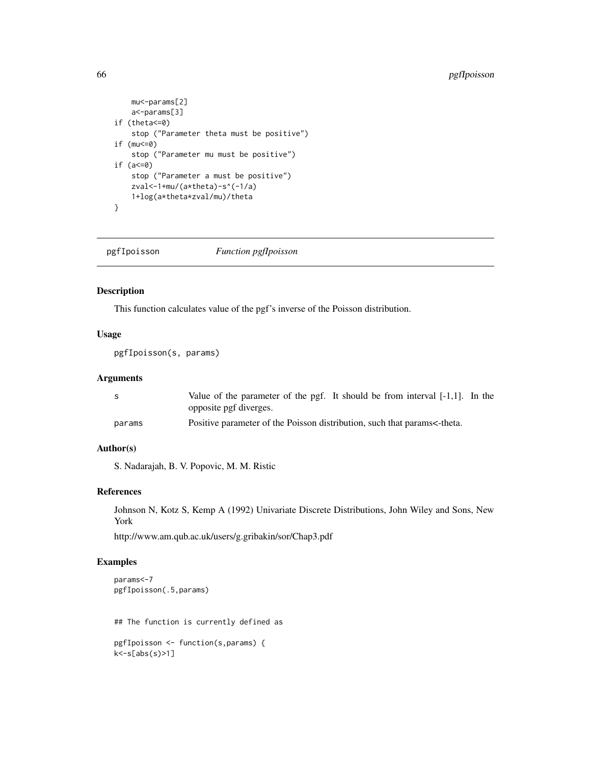```
    mu<-params[2]
    a<-params[3]
if (theta<=0)
    stop ("Parameter theta must be positive")
if (mu<=0)
    stop ("Parameter mu must be positive")
if (a<=0)
    stop ("Parameter a must be positive")
    zval<-1+mu/(a*theta)-s^(-1/a)
    1+log(a*theta*zval/mu)/theta
}
```

## pgfIpoisson — *Function pgfIpoisson*

### Description

This function calculates value of the pgf's inverse of the Poisson distribution.

### Usage

```
pgfIpoisson(s, params)
```

### Arguments

| | |
|---|---|
| s | Value of the parameter of the pgf. It should be from interval [-1,1]. In the opposite pgf diverges. |
| params | Positive parameter of the Poisson distribution, such that params<-theta. |

### Author(s)

S. Nadarajah, B. V. Popovic, M. M. Ristic

### References

Johnson N, Kotz S, Kemp A (1992) Univariate Discrete Distributions, John Wiley and Sons, New York

http://www.am.qub.ac.uk/users/g.gribakin/sor/Chap3.pdf

### Examples

```
params<-7
pgfIpoisson(.5,params)


## The function is currently defined as

pgfIpoisson <- function(s,params) {
k<-s[abs(s)>1]
```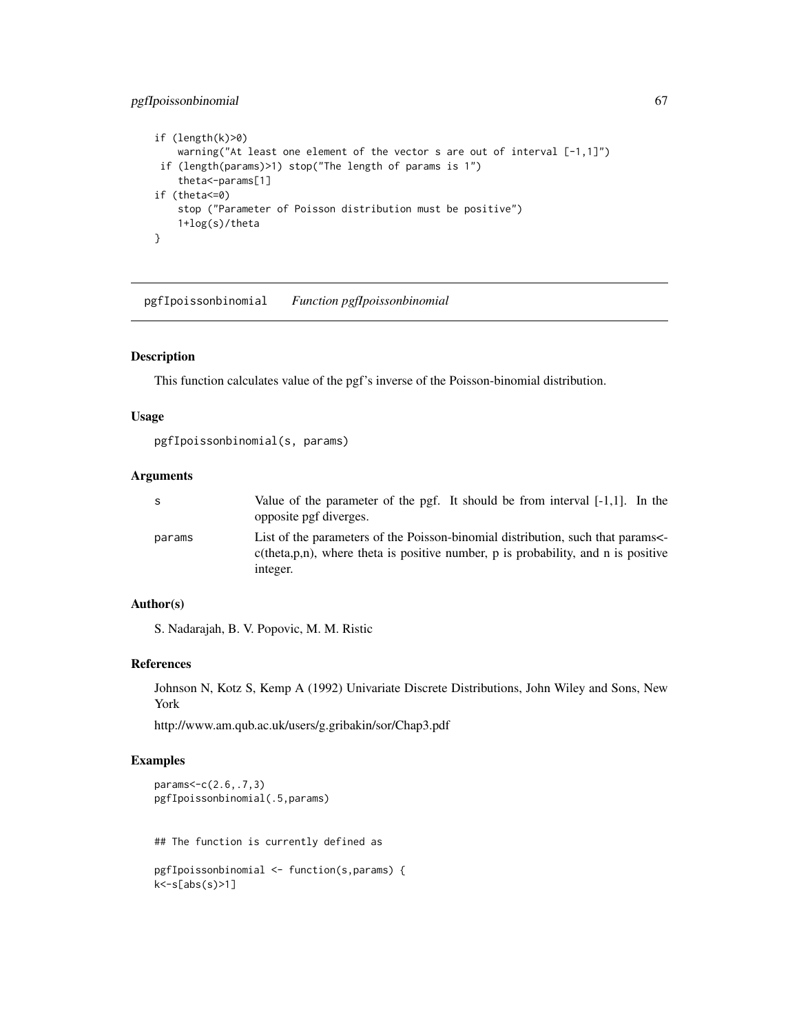```
if (length(k)>0)
    warning("At least one element of the vector s are out of interval [-1,1]")
 if (length(params)>1) stop("The length of params is 1")
    theta<-params[1]
if (theta<=0)
    stop ("Parameter of Poisson distribution must be positive")
    1+log(s)/theta
}
```

## pgfIpoissonbinomial *Function pgfIpoissonbinomial*

### Description

This function calculates value of the pgf's inverse of the Poisson-binomial distribution.

### Usage

```
pgfIpoissonbinomial(s, params)
```

### Arguments

| | |
|---|---|
| s | Value of the parameter of the pgf. It should be from interval [-1,1]. In the opposite pgf diverges. |
| params | List of the parameters of the Poisson-binomial distribution, such that params<-c(theta,p,n), where theta is positive number, p is probability, and n is positive integer. |

### Author(s)

S. Nadarajah, B. V. Popovic, M. M. Ristic

### References

Johnson N, Kotz S, Kemp A (1992) Univariate Discrete Distributions, John Wiley and Sons, New York

http://www.am.qub.ac.uk/users/g.gribakin/sor/Chap3.pdf

### Examples

```
params<-c(2.6,.7,3)
pgfIpoissonbinomial(.5,params)


## The function is currently defined as

pgfIpoissonbinomial <- function(s,params) {
k<-s[abs(s)>1]
```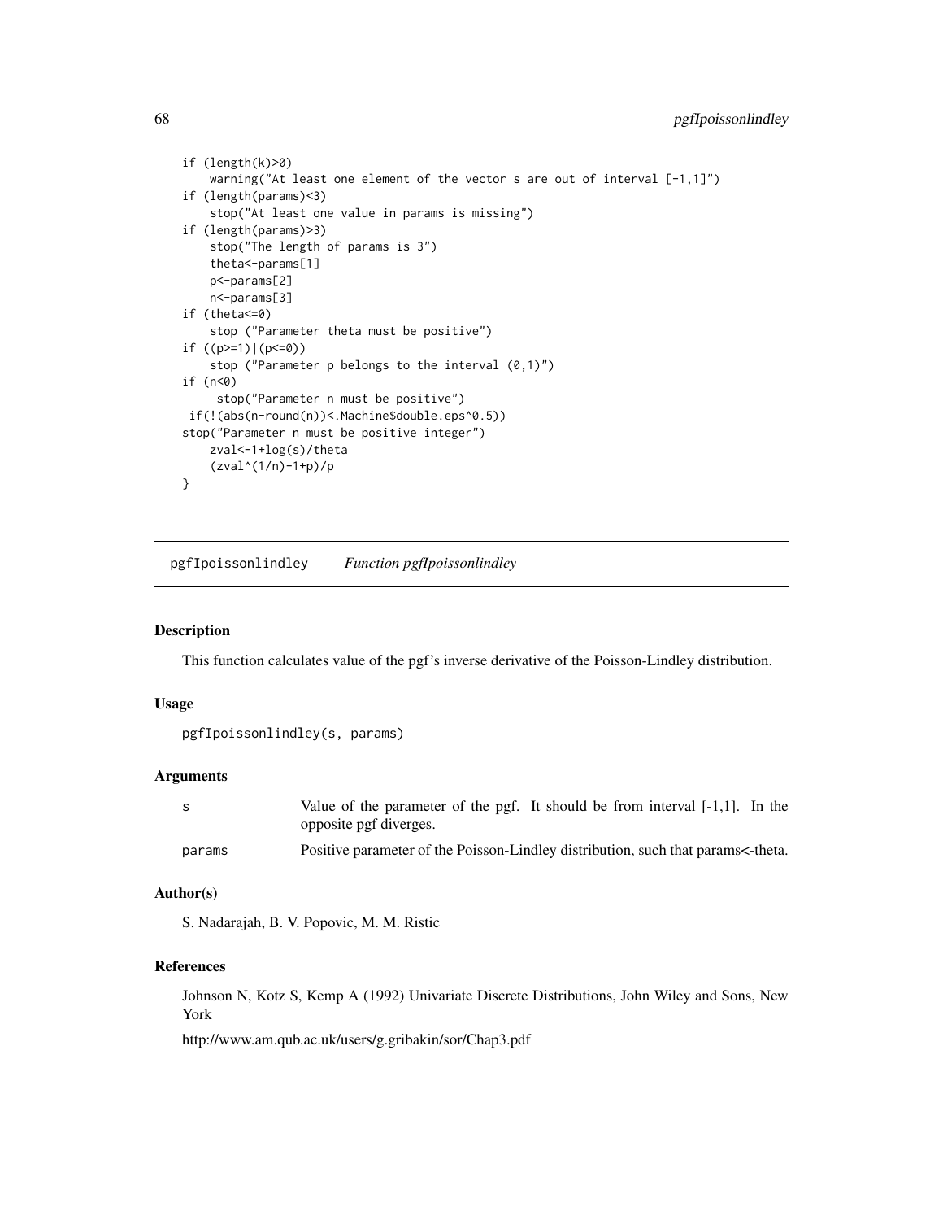```
    if (length(k)>0)
        warning("At least one element of the vector s are out of interval [-1,1]")
    if (length(params)<3)
        stop("At least one value in params is missing")
    if (length(params)>3)
        stop("The length of params is 3")
        theta<-params[1]
        p<-params[2]
        n<-params[3]
    if (theta<=0)
        stop ("Parameter theta must be positive")
    if ((p>=1)|(p<=0))
        stop ("Parameter p belongs to the interval (0,1)")
    if (n<0)
         stop("Parameter n must be positive")
     if(!(abs(n-round(n))<.Machine$double.eps^0.5))
    stop("Parameter n must be positive integer")
        zval<-1+log(s)/theta
        (zval^(1/n)-1+p)/p
    }
```

## pgfIpoissonlindley &emsp; *Function pgfIpoissonlindley*

### Description

This function calculates value of the pgf's inverse derivative of the Poisson-Lindley distribution.

### Usage

```
pgfIpoissonlindley(s, params)
```

### Arguments

| | |
|---|---|
| s | Value of the parameter of the pgf. It should be from interval [-1,1]. In the opposite pgf diverges. |
| params | Positive parameter of the Poisson-Lindley distribution, such that params<-theta. |

### Author(s)

S. Nadarajah, B. V. Popovic, M. M. Ristic

### References

Johnson N, Kotz S, Kemp A (1992) Univariate Discrete Distributions, John Wiley and Sons, New York

http://www.am.qub.ac.uk/users/g.gribakin/sor/Chap3.pdf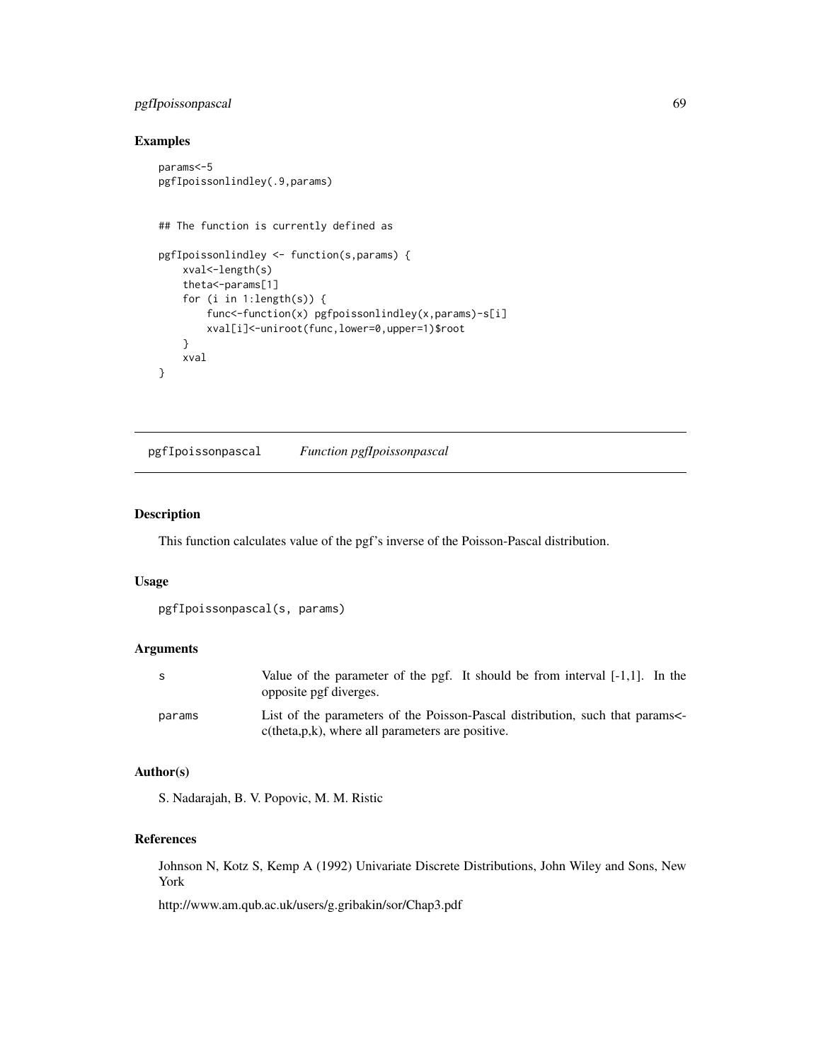### Examples

```
params<-5
pgfIpoissonlindley(.9,params)


## The function is currently defined as

pgfIpoissonlindley <- function(s,params) {
    xval<-length(s)
    theta<-params[1]
    for (i in 1:length(s)) {
        func<-function(x) pgfpoissonlindley(x,params)-s[i]
        xval[i]<-uniroot(func,lower=0,upper=1)$root
    }
    xval
}
```

---

## pgfIpoissonpascal — *Function pgfIpoissonpascal*

---

### Description

This function calculates value of the pgf's inverse of the Poisson-Pascal distribution.

### Usage

```
pgfIpoissonpascal(s, params)
```

### Arguments

| | |
|---|---|
| `s` | Value of the parameter of the pgf. It should be from interval [-1,1]. In the opposite pgf diverges. |
| `params` | List of the parameters of the Poisson-Pascal distribution, such that params<-c(theta,p,k), where all parameters are positive. |

### Author(s)

S. Nadarajah, B. V. Popovic, M. M. Ristic

### References

Johnson N, Kotz S, Kemp A (1992) Univariate Discrete Distributions, John Wiley and Sons, New York

http://www.am.qub.ac.uk/users/g.gribakin/sor/Chap3.pdf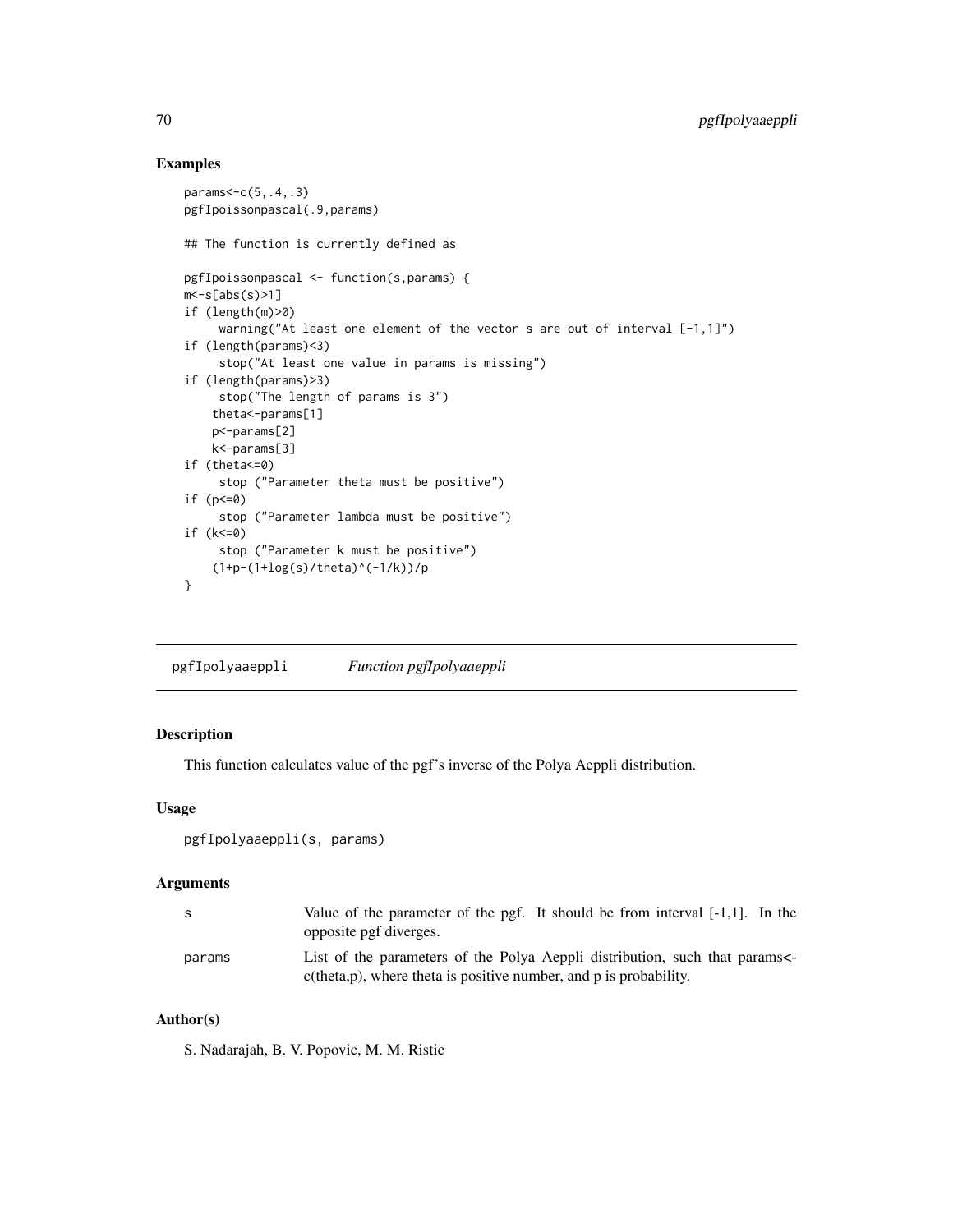## Examples

```
params<-c(5,.4,.3)
pgfIpoissonpascal(.9,params)

## The function is currently defined as

pgfIpoissonpascal <- function(s,params) {
m<-s[abs(s)>1]
if (length(m)>0)
     warning("At least one element of the vector s are out of interval [-1,1]")
if (length(params)<3)
     stop("At least one value in params is missing")
if (length(params)>3)
     stop("The length of params is 3")
    theta<-params[1]
    p<-params[2]
    k<-params[3]
if (theta<=0)
     stop ("Parameter theta must be positive")
if (p<=0)
     stop ("Parameter lambda must be positive")
if (k<=0)
     stop ("Parameter k must be positive")
    (1+p-(1+log(s)/theta)^(-1/k))/p
}
```

---

# pgfIpolyaaeppli &nbsp;&nbsp;&nbsp; *Function pgfIpolyaaeppli*

## Description

This function calculates value of the pgf's inverse of the Polya Aeppli distribution.

## Usage

```
pgfIpolyaaeppli(s, params)
```

## Arguments

| | |
|---|---|
| s | Value of the parameter of the pgf. It should be from interval [-1,1]. In the opposite pgf diverges. |
| params | List of the parameters of the Polya Aeppli distribution, such that params<-c(theta,p), where theta is positive number, and p is probability. |

## Author(s)

S. Nadarajah, B. V. Popovic, M. M. Ristic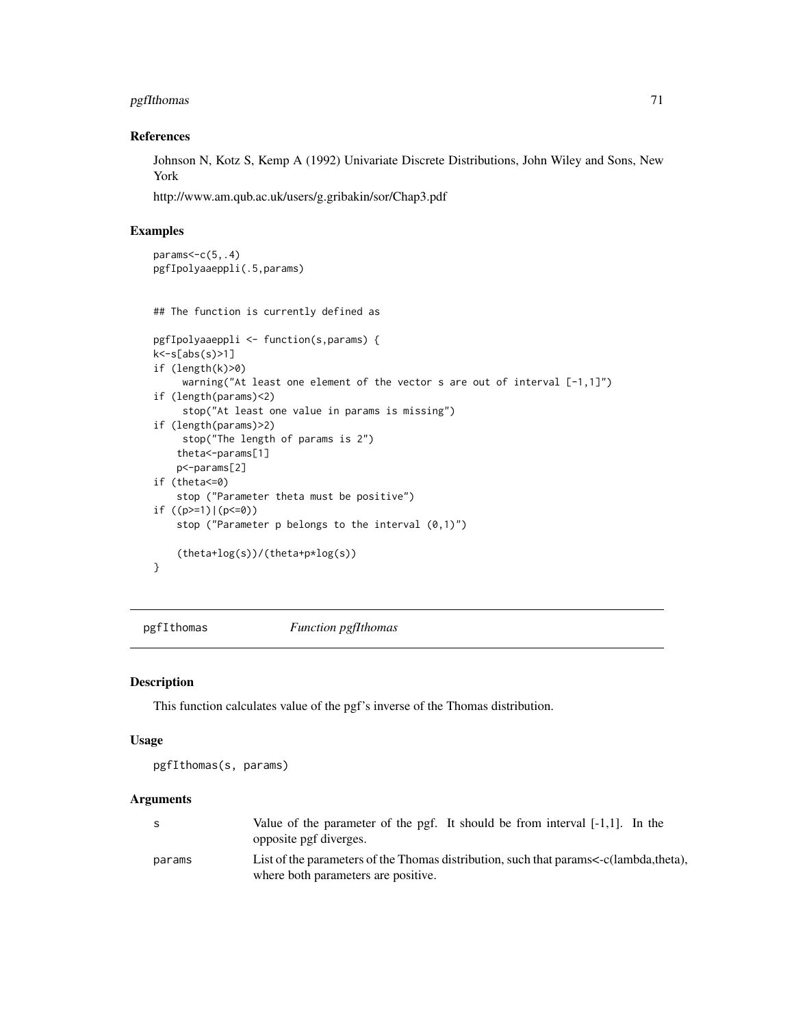### References

Johnson N, Kotz S, Kemp A (1992) Univariate Discrete Distributions, John Wiley and Sons, New York

http://www.am.qub.ac.uk/users/g.gribakin/sor/Chap3.pdf

### Examples

```
params<-c(5,.4)
pgfIpolyaaeppli(.5,params)


## The function is currently defined as

pgfIpolyaaeppli <- function(s,params) {
k<-s[abs(s)>1]
if (length(k)>0)
     warning("At least one element of the vector s are out of interval [-1,1]")
if (length(params)<2)
     stop("At least one value in params is missing")
if (length(params)>2)
     stop("The length of params is 2")
    theta<-params[1]
    p<-params[2]
if (theta<=0)
    stop ("Parameter theta must be positive")
if ((p>=1)|(p<=0))
    stop ("Parameter p belongs to the interval (0,1)")

    (theta+log(s))/(theta+p*log(s))
}
```

---

## pgfIthomas &nbsp;&nbsp;&nbsp;&nbsp; *Function pgfIthomas*

---

### Description

This function calculates value of the pgf's inverse of the Thomas distribution.

### Usage

```
pgfIthomas(s, params)
```

### Arguments

| | |
|---|---|
| s | Value of the parameter of the pgf. It should be from interval [-1,1]. In the opposite pgf diverges. |
| params | List of the parameters of the Thomas distribution, such that params<-c(lambda,theta), where both parameters are positive. |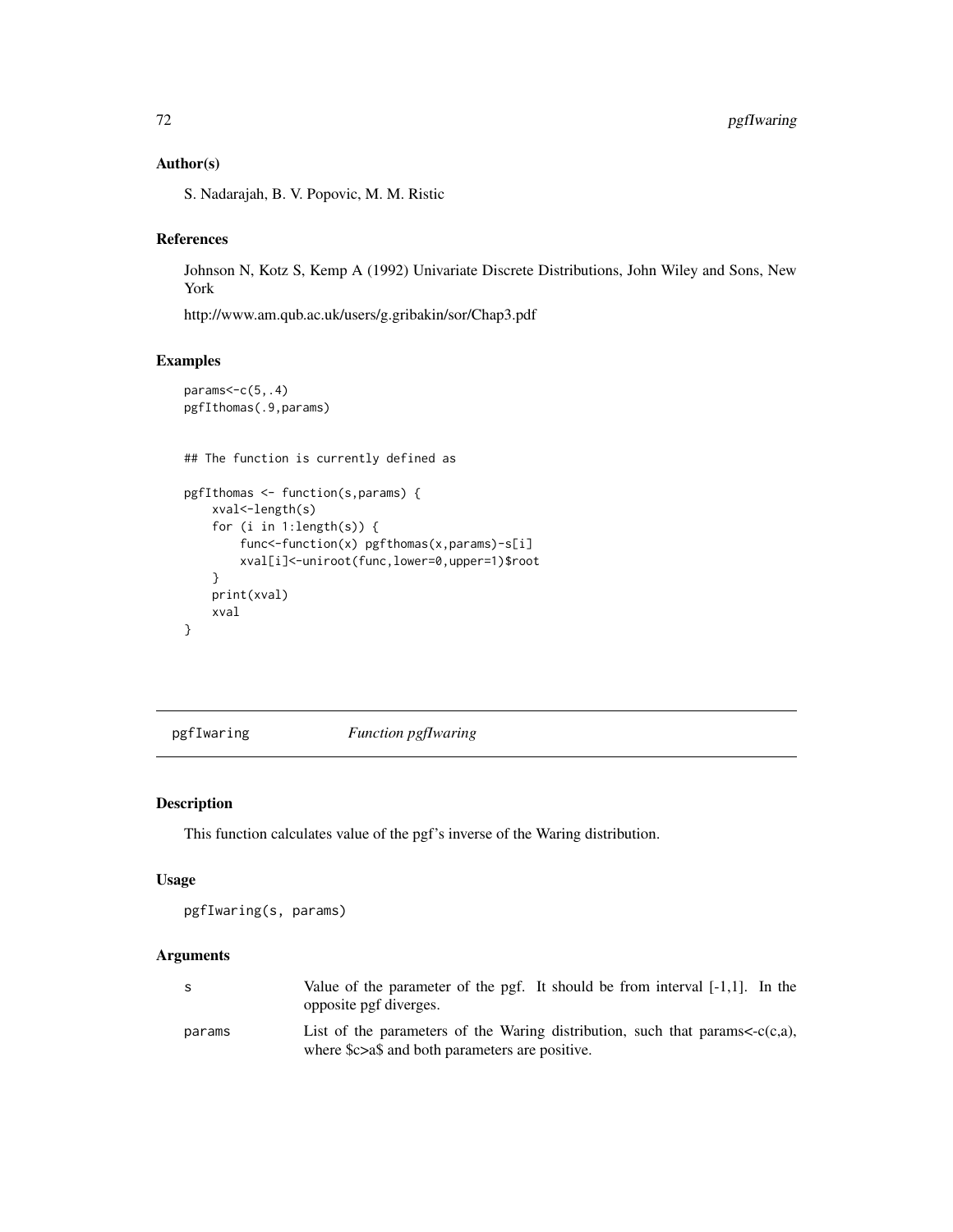### Author(s)

S. Nadarajah, B. V. Popovic, M. M. Ristic

### References

Johnson N, Kotz S, Kemp A (1992) Univariate Discrete Distributions, John Wiley and Sons, New York

http://www.am.qub.ac.uk/users/g.gribakin/sor/Chap3.pdf

### Examples

```
params<-c(5,.4)
pgfIthomas(.9,params)


## The function is currently defined as

pgfIthomas <- function(s,params) {
    xval<-length(s)
    for (i in 1:length(s)) {
        func<-function(x) pgfthomas(x,params)-s[i]
        xval[i]<-uniroot(func,lower=0,upper=1)$root
    }
    print(xval)
    xval
}
```

---

## pgfIwaring &emsp; *Function pgfIwaring*

### Description

This function calculates value of the pgf's inverse of the Waring distribution.

### Usage

```
pgfIwaring(s, params)
```

### Arguments

| | |
|---|---|
| s | Value of the parameter of the pgf. It should be from interval [-1,1]. In the opposite pgf diverges. |
| params | List of the parameters of the Waring distribution, such that params<-c(c,a), where $c>a$ and both parameters are positive. |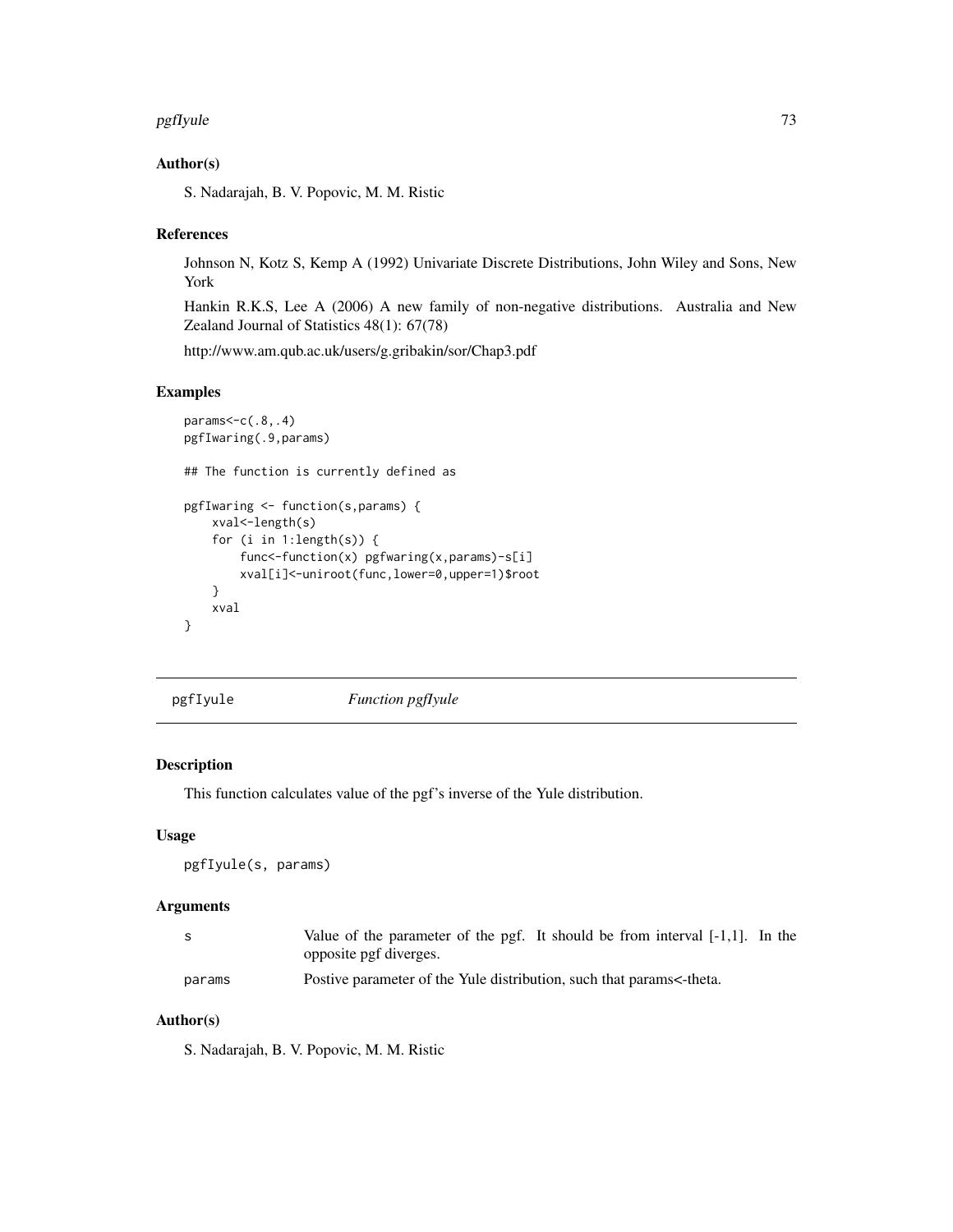## Author(s)

S. Nadarajah, B. V. Popovic, M. M. Ristic

## References

Johnson N, Kotz S, Kemp A (1992) Univariate Discrete Distributions, John Wiley and Sons, New York

Hankin R.K.S, Lee A (2006) A new family of non-negative distributions. Australia and New Zealand Journal of Statistics 48(1): 67(78)

http://www.am.qub.ac.uk/users/g.gribakin/sor/Chap3.pdf

## Examples

```
params<-c(.8,.4)
pgfIwaring(.9,params)

## The function is currently defined as

pgfIwaring <- function(s,params) {
    xval<-length(s)
    for (i in 1:length(s)) {
        func<-function(x) pgfwaring(x,params)-s[i]
        xval[i]<-uniroot(func,lower=0,upper=1)$root
    }
    xval
}
```

---

# pgfIyule — *Function pgfIyule*

## Description

This function calculates value of the pgf's inverse of the Yule distribution.

## Usage

```
pgfIyule(s, params)
```

## Arguments

| | |
|---|---|
| s | Value of the parameter of the pgf. It should be from interval [-1,1]. In the opposite pgf diverges. |
| params | Postive parameter of the Yule distribution, such that params<-theta. |

## Author(s)

S. Nadarajah, B. V. Popovic, M. M. Ristic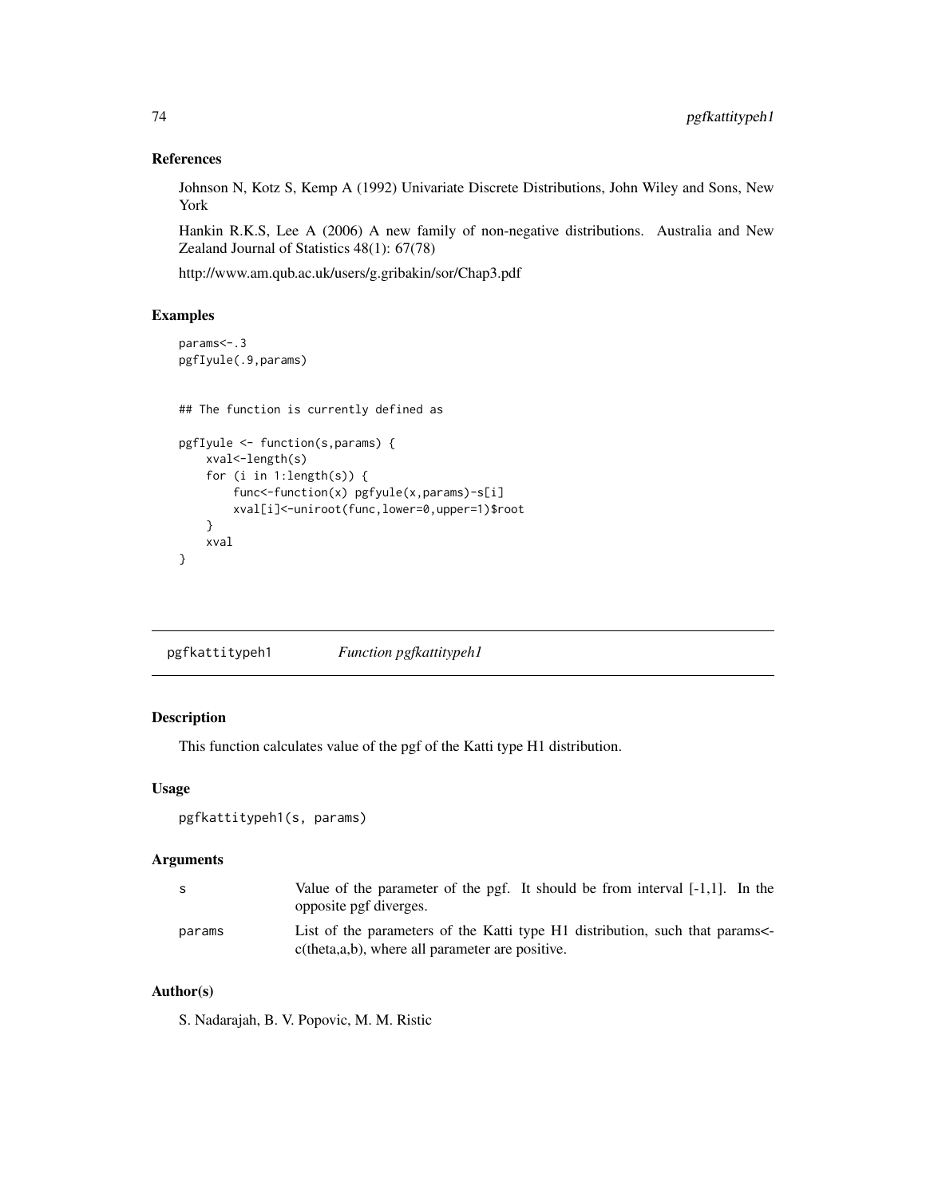## References

Johnson N, Kotz S, Kemp A (1992) Univariate Discrete Distributions, John Wiley and Sons, New York

Hankin R.K.S, Lee A (2006) A new family of non-negative distributions. Australia and New Zealand Journal of Statistics 48(1): 67(78)

http://www.am.qub.ac.uk/users/g.gribakin/sor/Chap3.pdf

## Examples

```
params<-.3
pgfIyule(.9,params)


## The function is currently defined as

pgfIyule <- function(s,params) {
    xval<-length(s)
    for (i in 1:length(s)) {
        func<-function(x) pgfyule(x,params)-s[i]
        xval[i]<-uniroot(func,lower=0,upper=1)$root
    }
    xval
}
```

---

# pgfkattitypeh1 — *Function pgfkattitypeh1*

---

## Description

This function calculates value of the pgf of the Katti type H1 distribution.

## Usage

```
pgfkattitypeh1(s, params)
```

## Arguments

| | |
|---|---|
| s | Value of the parameter of the pgf. It should be from interval [-1,1]. In the opposite pgf diverges. |
| params | List of the parameters of the Katti type H1 distribution, such that params<-c(theta,a,b), where all parameter are positive. |

## Author(s)

S. Nadarajah, B. V. Popovic, M. M. Ristic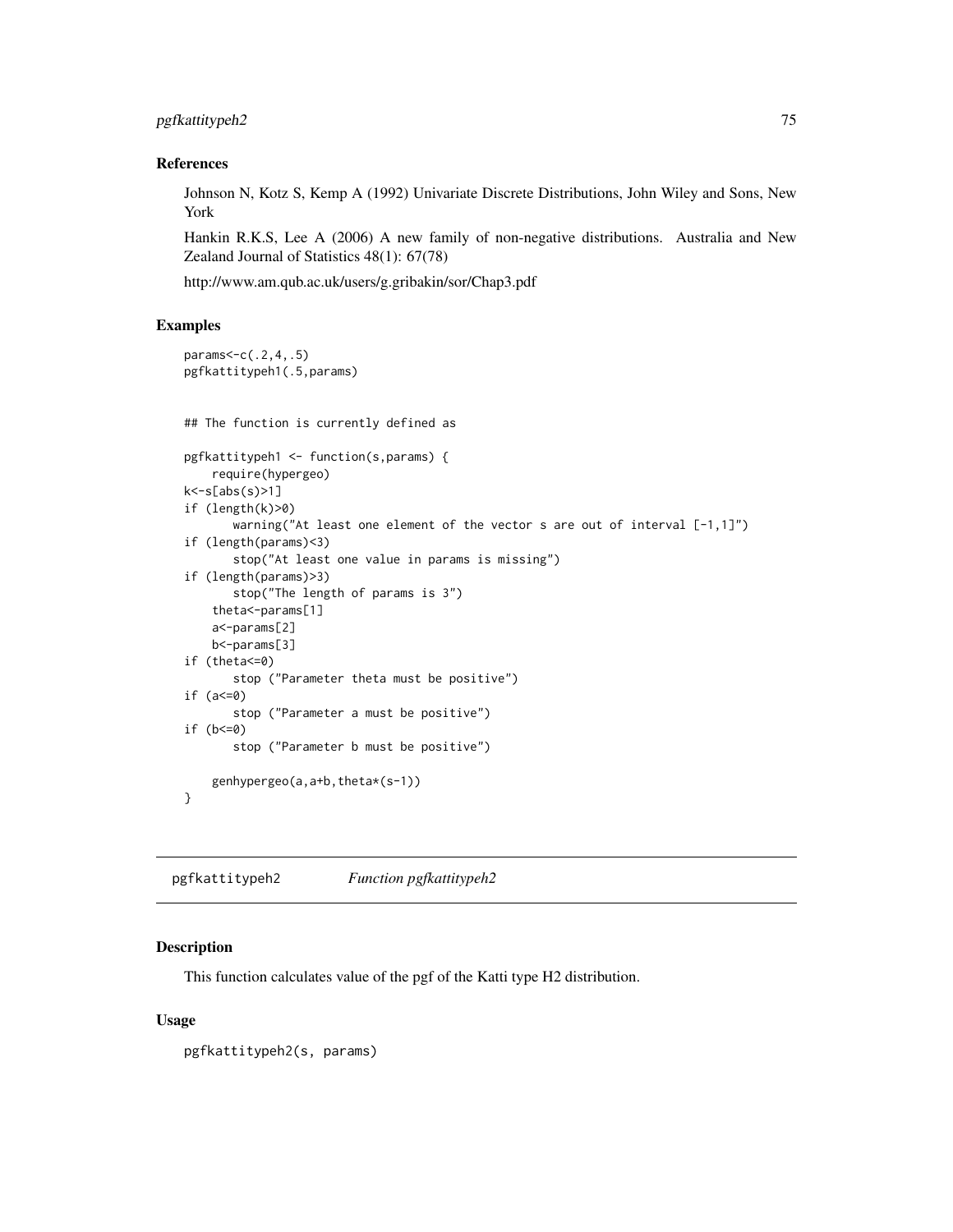### References

Johnson N, Kotz S, Kemp A (1992) Univariate Discrete Distributions, John Wiley and Sons, New York

Hankin R.K.S, Lee A (2006) A new family of non-negative distributions. Australia and New Zealand Journal of Statistics 48(1): 67(78)

http://www.am.qub.ac.uk/users/g.gribakin/sor/Chap3.pdf

### Examples

```
params<-c(.2,4,.5)
pgfkattitypeh1(.5,params)


## The function is currently defined as

pgfkattitypeh1 <- function(s,params) {
    require(hypergeo)
k<-s[abs(s)>1]
if (length(k)>0)
      warning("At least one element of the vector s are out of interval [-1,1]")
if (length(params)<3)
      stop("At least one value in params is missing")
if (length(params)>3)
      stop("The length of params is 3")
    theta<-params[1]
    a<-params[2]
    b<-params[3]
if (theta<=0)
      stop ("Parameter theta must be positive")
if (a<=0)
      stop ("Parameter a must be positive")
if (b<=0)
      stop ("Parameter b must be positive")

    genhypergeo(a,a+b,theta*(s-1))
}
```

---

## pgfkattitypeh2 *Function pgfkattitypeh2*

### Description

This function calculates value of the pgf of the Katti type H2 distribution.

### Usage

```
pgfkattitypeh2(s, params)
```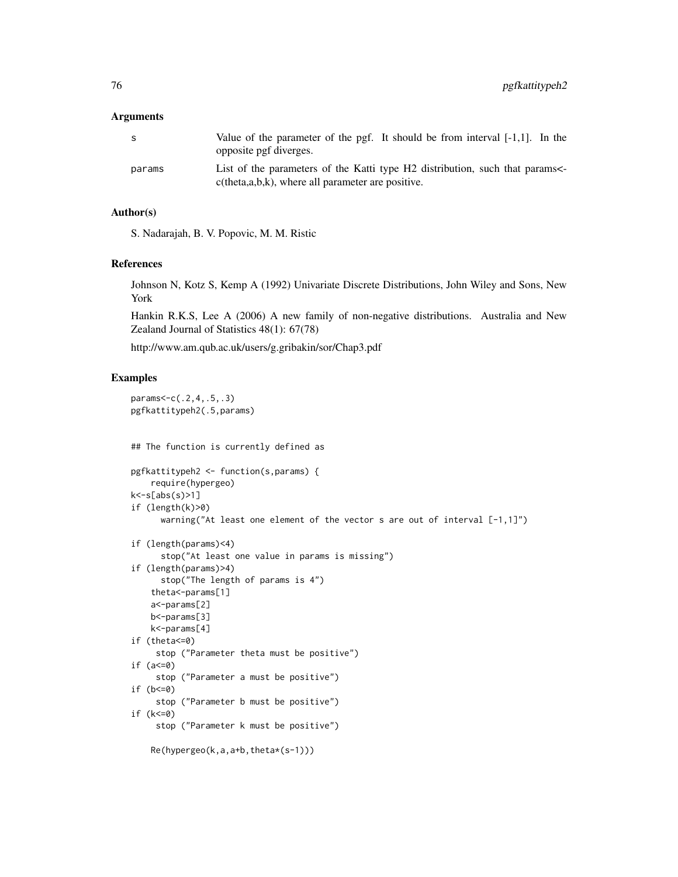## Arguments

s  Value of the parameter of the pgf. It should be from interval [-1,1]. In the opposite pgf diverges.

params  List of the parameters of the Katti type H2 distribution, such that params<-c(theta,a,b,k), where all parameter are positive.

## Author(s)

S. Nadarajah, B. V. Popovic, M. M. Ristic

## References

Johnson N, Kotz S, Kemp A (1992) Univariate Discrete Distributions, John Wiley and Sons, New York

Hankin R.K.S, Lee A (2006) A new family of non-negative distributions. Australia and New Zealand Journal of Statistics 48(1): 67(78)

http://www.am.qub.ac.uk/users/g.gribakin/sor/Chap3.pdf

## Examples

```
params<-c(.2,4,.5,.3)
pgfkattitypeh2(.5,params)


## The function is currently defined as

pgfkattitypeh2 <- function(s,params) {
    require(hypergeo)
k<-s[abs(s)>1]
if (length(k)>0)
      warning("At least one element of the vector s are out of interval [-1,1]")

if (length(params)<4)
      stop("At least one value in params is missing")
if (length(params)>4)
      stop("The length of params is 4")
    theta<-params[1]
    a<-params[2]
    b<-params[3]
    k<-params[4]
if (theta<=0)
     stop ("Parameter theta must be positive")
if (a<=0)
     stop ("Parameter a must be positive")
if (b<=0)
     stop ("Parameter b must be positive")
if (k<=0)
     stop ("Parameter k must be positive")

    Re(hypergeo(k,a,a+b,theta*(s-1)))
```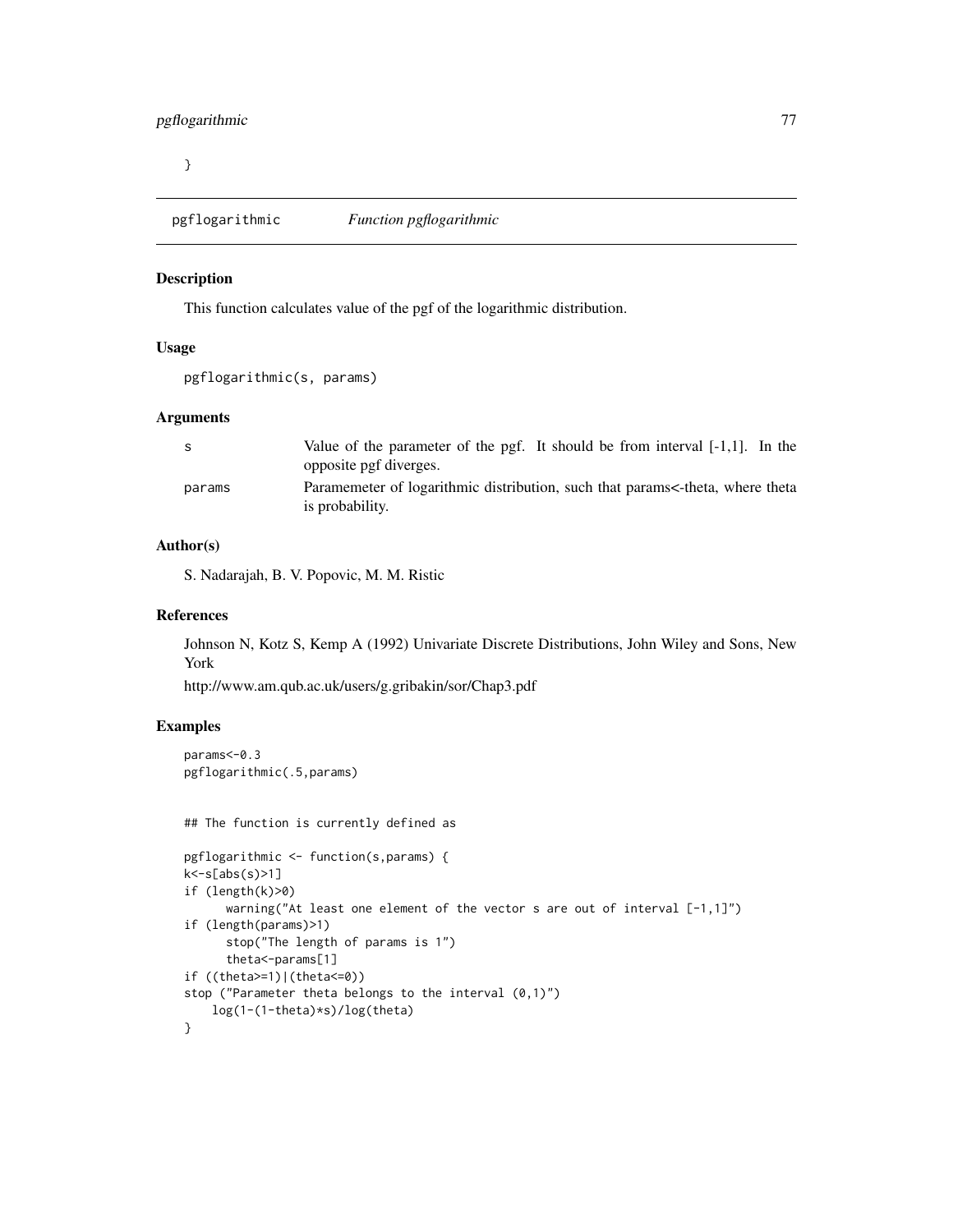}

# pgflogarithmic *Function pgflogarithmic*

## Description

This function calculates value of the pgf of the logarithmic distribution.

## Usage

```
pgflogarithmic(s, params)
```

## Arguments

| | |
|---|---|
| s | Value of the parameter of the pgf. It should be from interval [-1,1]. In the opposite pgf diverges. |
| params | Paramemeter of logarithmic distribution, such that params<-theta, where theta is probability. |

## Author(s)

S. Nadarajah, B. V. Popovic, M. M. Ristic

## References

Johnson N, Kotz S, Kemp A (1992) Univariate Discrete Distributions, John Wiley and Sons, New York

http://www.am.qub.ac.uk/users/g.gribakin/sor/Chap3.pdf

## Examples

```
params<-0.3
pgflogarithmic(.5,params)


## The function is currently defined as

pgflogarithmic <- function(s,params) {
k<-s[abs(s)>1]
if (length(k)>0)
      warning("At least one element of the vector s are out of interval [-1,1]")
if (length(params)>1)
      stop("The length of params is 1")
      theta<-params[1]
if ((theta>=1)|(theta<=0))
stop ("Parameter theta belongs to the interval (0,1)")
    log(1-(1-theta)*s)/log(theta)
}
```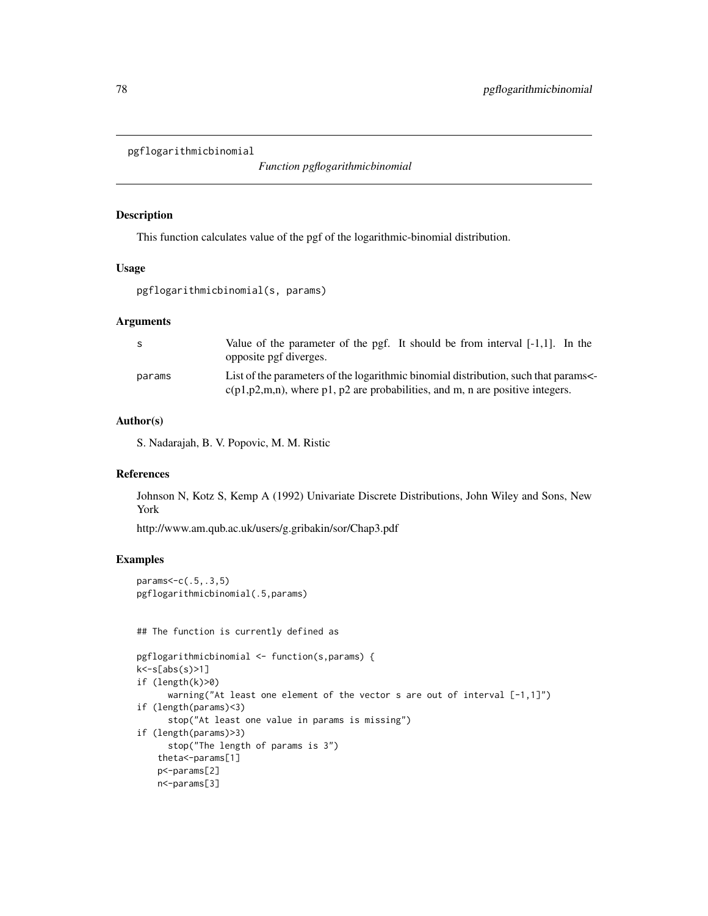pgflogarithmicbinomial

*Function pgflogarithmicbinomial*

## Description

This function calculates value of the pgf of the logarithmic-binomial distribution.

## Usage

```
pgflogarithmicbinomial(s, params)
```

## Arguments

| | |
|---|---|
| s | Value of the parameter of the pgf. It should be from interval [-1,1]. In the opposite pgf diverges. |
| params | List of the parameters of the logarithmic binomial distribution, such that params<-c(p1,p2,m,n), where p1, p2 are probabilities, and m, n are positive integers. |

## Author(s)

S. Nadarajah, B. V. Popovic, M. M. Ristic

## References

Johnson N, Kotz S, Kemp A (1992) Univariate Discrete Distributions, John Wiley and Sons, New York

http://www.am.qub.ac.uk/users/g.gribakin/sor/Chap3.pdf

## Examples

```
params<-c(.5,.3,5)
pgflogarithmicbinomial(.5,params)


## The function is currently defined as

pgflogarithmicbinomial <- function(s,params) {
k<-s[abs(s)>1]
if (length(k)>0)
      warning("At least one element of the vector s are out of interval [-1,1]")
if (length(params)<3)
      stop("At least one value in params is missing")
if (length(params)>3)
      stop("The length of params is 3")
    theta<-params[1]
    p<-params[2]
    n<-params[3]
```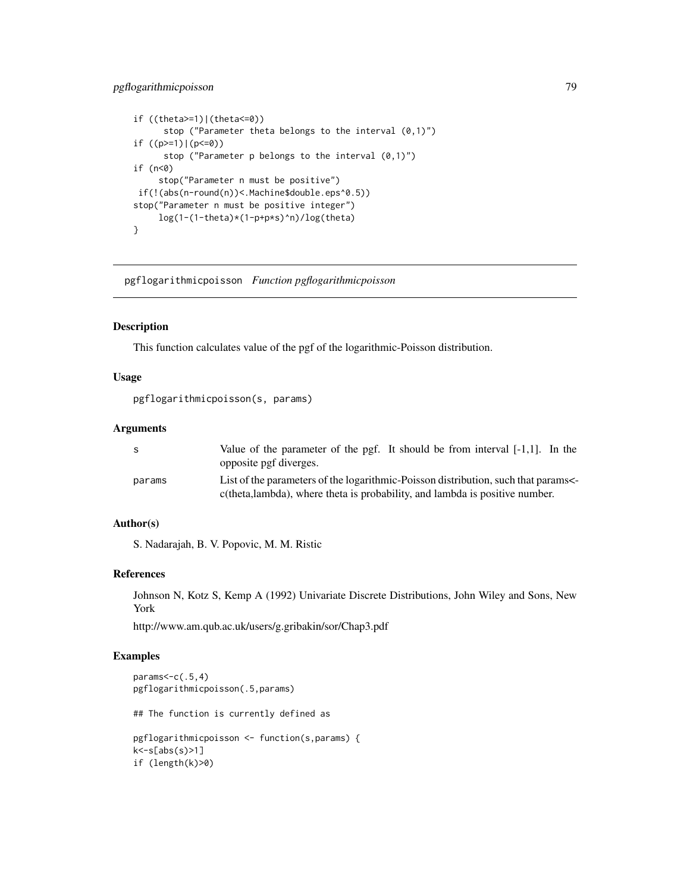```
if ((theta>=1)|(theta<=0))
      stop ("Parameter theta belongs to the interval (0,1)")
if ((p>=1)|(p<=0))
      stop ("Parameter p belongs to the interval (0,1)")
if (n<0)
     stop("Parameter n must be positive")
 if(!(abs(n-round(n))<.Machine$double.eps^0.5))
stop("Parameter n must be positive integer")
     log(1-(1-theta)*(1-p+p*s)^n)/log(theta)
}
```

## pgflogarithmicpoisson *Function pgflogarithmicpoisson*

### Description

This function calculates value of the pgf of the logarithmic-Poisson distribution.

### Usage

```
pgflogarithmicpoisson(s, params)
```

### Arguments

| | |
|---|---|
| s | Value of the parameter of the pgf. It should be from interval [-1,1]. In the opposite pgf diverges. |
| params | List of the parameters of the logarithmic-Poisson distribution, such that params<-c(theta,lambda), where theta is probability, and lambda is positive number. |

### Author(s)

S. Nadarajah, B. V. Popovic, M. M. Ristic

### References

Johnson N, Kotz S, Kemp A (1992) Univariate Discrete Distributions, John Wiley and Sons, New York

http://www.am.qub.ac.uk/users/g.gribakin/sor/Chap3.pdf

### Examples

```
params<-c(.5,4)
pgflogarithmicpoisson(.5,params)

## The function is currently defined as

pgflogarithmicpoisson <- function(s,params) {
k<-s[abs(s)>1]
if (length(k)>0)
```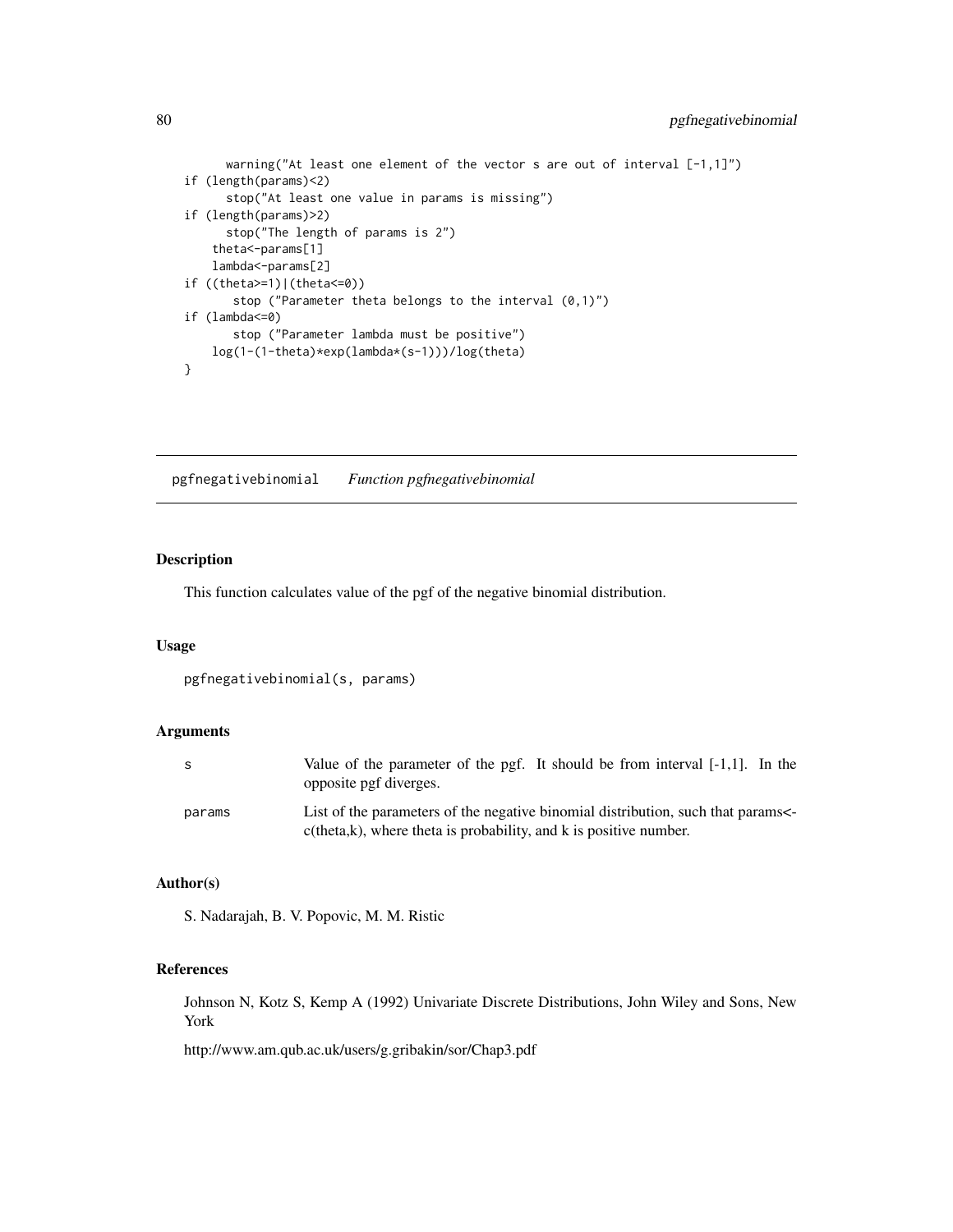```
      warning("At least one element of the vector s are out of interval [-1,1]")
if (length(params)<2)
      stop("At least one value in params is missing")
if (length(params)>2)
      stop("The length of params is 2")
    theta<-params[1]
    lambda<-params[2]
if ((theta>=1)|(theta<=0))
       stop ("Parameter theta belongs to the interval (0,1)")
if (lambda<=0)
       stop ("Parameter lambda must be positive")
    log(1-(1-theta)*exp(lambda*(s-1)))/log(theta)
}
```

## pgfnegativebinomial *Function pgfnegativebinomial*

### Description

This function calculates value of the pgf of the negative binomial distribution.

### Usage

```
pgfnegativebinomial(s, params)
```

### Arguments

| | |
|---|---|
| s | Value of the parameter of the pgf. It should be from interval [-1,1]. In the opposite pgf diverges. |
| params | List of the parameters of the negative binomial distribution, such that params<-c(theta,k), where theta is probability, and k is positive number. |

### Author(s)

S. Nadarajah, B. V. Popovic, M. M. Ristic

### References

Johnson N, Kotz S, Kemp A (1992) Univariate Discrete Distributions, John Wiley and Sons, New York

http://www.am.qub.ac.uk/users/g.gribakin/sor/Chap3.pdf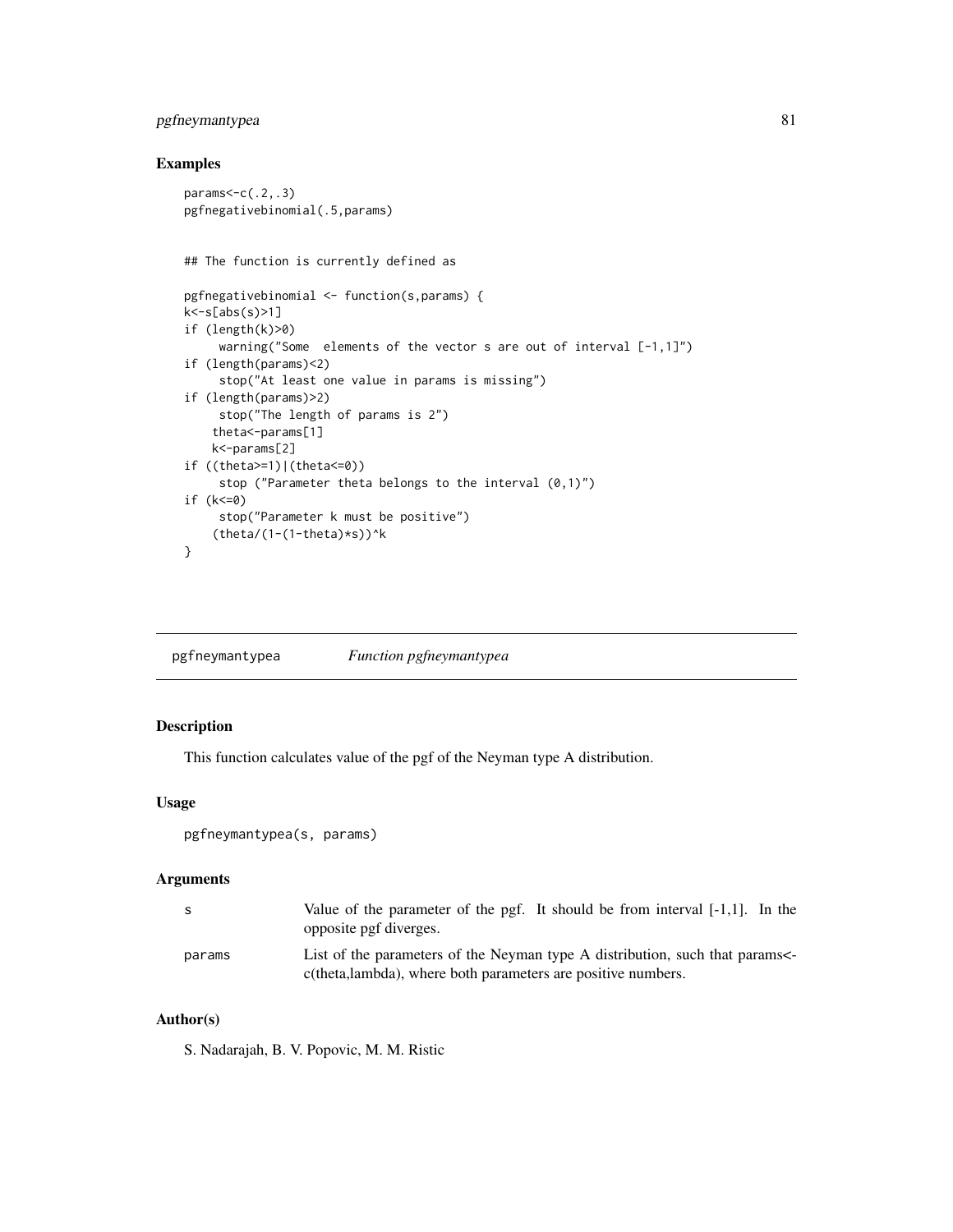### Examples

```
params<-c(.2,.3)
pgfnegativebinomial(.5,params)


## The function is currently defined as

pgfnegativebinomial <- function(s,params) {
k<-s[abs(s)>1]
if (length(k)>0)
     warning("Some  elements of the vector s are out of interval [-1,1]")
if (length(params)<2)
     stop("At least one value in params is missing")
if (length(params)>2)
     stop("The length of params is 2")
    theta<-params[1]
    k<-params[2]
if ((theta>=1)|(theta<=0))
     stop ("Parameter theta belongs to the interval (0,1)")
if (k<=0)
     stop("Parameter k must be positive")
    (theta/(1-(1-theta)*s))^k
}
```

---

## pgfneymantypea *Function pgfneymantypea*

### Description

This function calculates value of the pgf of the Neyman type A distribution.

### Usage

```
pgfneymantypea(s, params)
```

### Arguments

| | |
|---|---|
| s | Value of the parameter of the pgf. It should be from interval [-1,1]. In the opposite pgf diverges. |
| params | List of the parameters of the Neyman type A distribution, such that params<-c(theta,lambda), where both parameters are positive numbers. |

### Author(s)

S. Nadarajah, B. V. Popovic, M. M. Ristic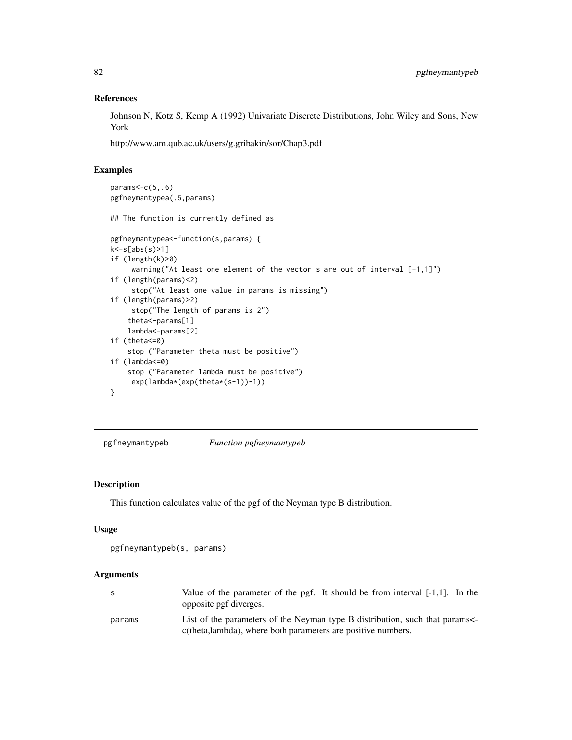## References

Johnson N, Kotz S, Kemp A (1992) Univariate Discrete Distributions, John Wiley and Sons, New York

http://www.am.qub.ac.uk/users/g.gribakin/sor/Chap3.pdf

## Examples

```
params<-c(5,.6)
pgfneymantypea(.5,params)

## The function is currently defined as

pgfneymantypea<-function(s,params) {
k<-s[abs(s)>1]
if (length(k)>0)
     warning("At least one element of the vector s are out of interval [-1,1]")
if (length(params)<2)
     stop("At least one value in params is missing")
if (length(params)>2)
     stop("The length of params is 2")
    theta<-params[1]
    lambda<-params[2]
if (theta<=0)
    stop ("Parameter theta must be positive")
if (lambda<=0)
    stop ("Parameter lambda must be positive")
     exp(lambda*(exp(theta*(s-1))-1))
}
```

---

# pgfneymantypeb    *Function pgfneymantypeb*

---

## Description

This function calculates value of the pgf of the Neyman type B distribution.

## Usage

```
pgfneymantypeb(s, params)
```

## Arguments

| | |
|---|---|
| s | Value of the parameter of the pgf. It should be from interval [-1,1]. In the opposite pgf diverges. |
| params | List of the parameters of the Neyman type B distribution, such that params<-c(theta,lambda), where both parameters are positive numbers. |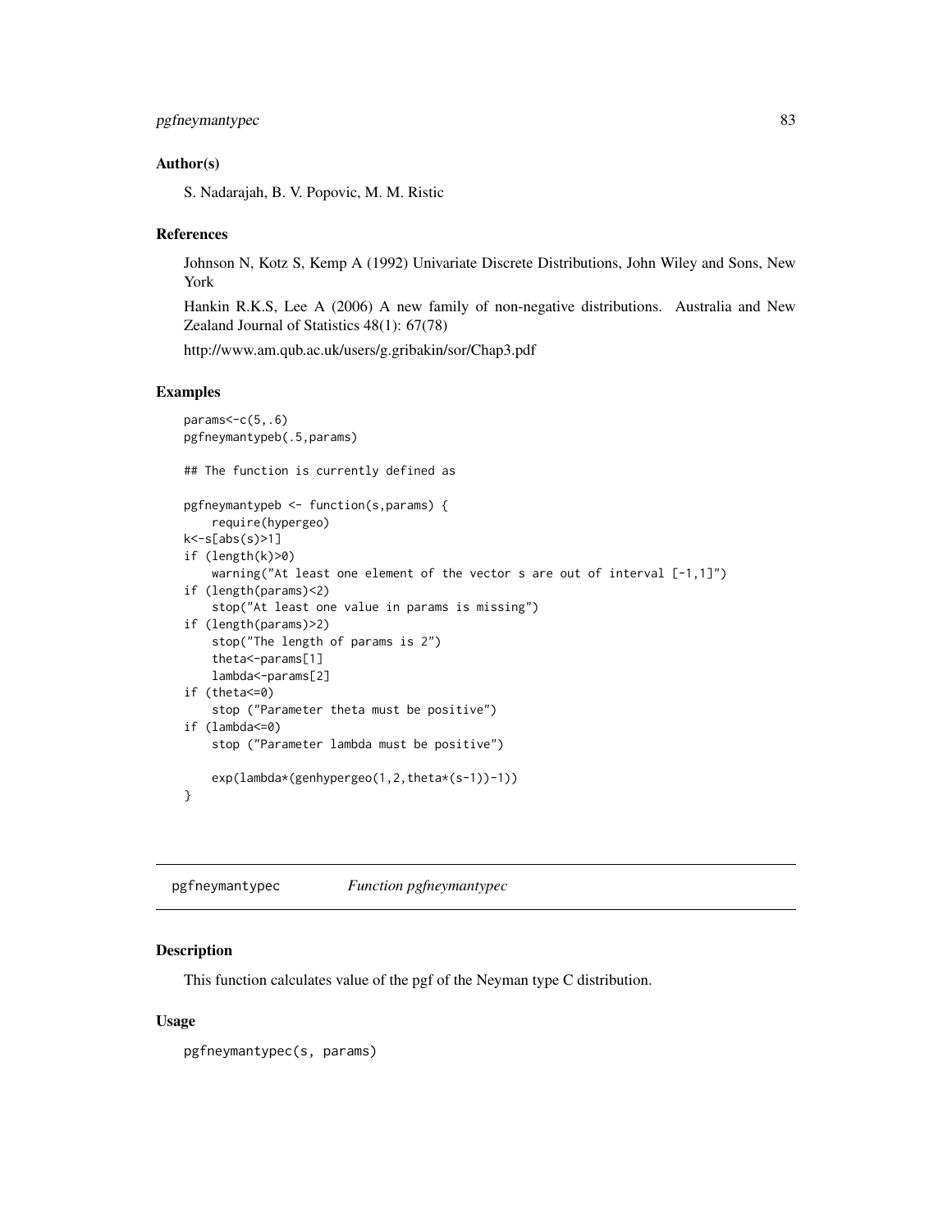### Author(s)

S. Nadarajah, B. V. Popovic, M. M. Ristic

### References

Johnson N, Kotz S, Kemp A (1992) Univariate Discrete Distributions, John Wiley and Sons, New York

Hankin R.K.S, Lee A (2006) A new family of non-negative distributions. Australia and New Zealand Journal of Statistics 48(1): 67(78)

http://www.am.qub.ac.uk/users/g.gribakin/sor/Chap3.pdf

### Examples

```
params<-c(5,.6)
pgfneymantypeb(.5,params)

## The function is currently defined as

pgfneymantypeb <- function(s,params) {
    require(hypergeo)
k<-s[abs(s)>1]
if (length(k)>0)
    warning("At least one element of the vector s are out of interval [-1,1]")
if (length(params)<2)
    stop("At least one value in params is missing")
if (length(params)>2)
    stop("The length of params is 2")
    theta<-params[1]
    lambda<-params[2]
if (theta<=0)
    stop ("Parameter theta must be positive")
if (lambda<=0)
    stop ("Parameter lambda must be positive")

    exp(lambda*(genhypergeo(1,2,theta*(s-1))-1))
}
```

---

## pgfneymantypec — *Function pgfneymantypec*

### Description

This function calculates value of the pgf of the Neyman type C distribution.

### Usage

```
pgfneymantypec(s, params)
```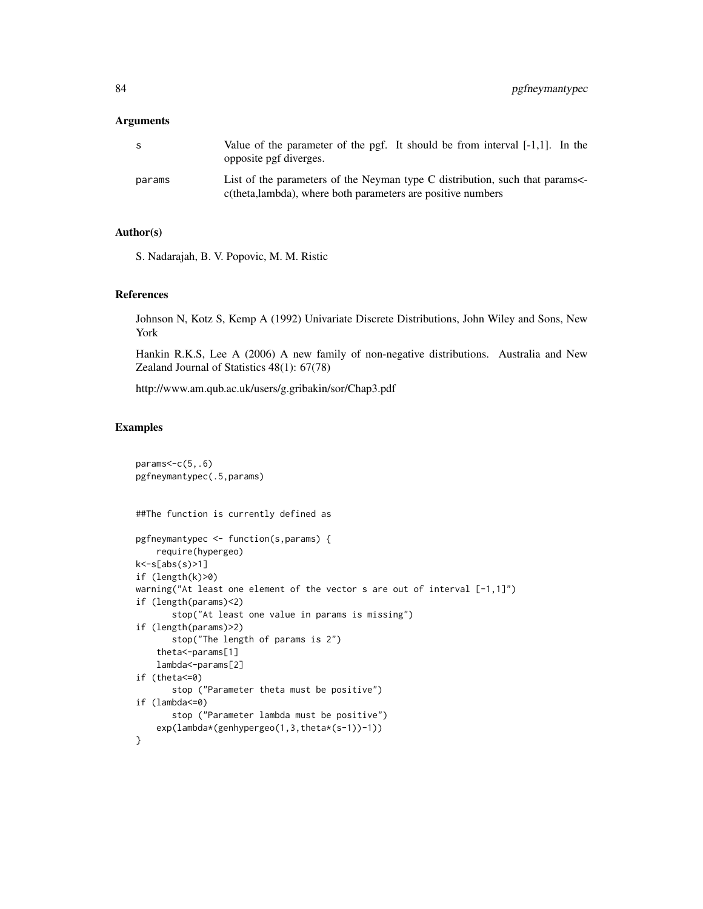## Arguments

| | |
|---|---|
| s | Value of the parameter of the pgf. It should be from interval [-1,1]. In the opposite pgf diverges. |
| params | List of the parameters of the Neyman type C distribution, such that params<-c(theta,lambda), where both parameters are positive numbers |

## Author(s)

S. Nadarajah, B. V. Popovic, M. M. Ristic

## References

Johnson N, Kotz S, Kemp A (1992) Univariate Discrete Distributions, John Wiley and Sons, New York

Hankin R.K.S, Lee A (2006) A new family of non-negative distributions. Australia and New Zealand Journal of Statistics 48(1): 67(78)

http://www.am.qub.ac.uk/users/g.gribakin/sor/Chap3.pdf

## Examples

```
params<-c(5,.6)
pgfneymantypec(.5,params)


##The function is currently defined as

pgfneymantypec <- function(s,params) {
    require(hypergeo)
k<-s[abs(s)>1]
if (length(k)>0)
warning("At least one element of the vector s are out of interval [-1,1]")
if (length(params)<2)
       stop("At least one value in params is missing")
if (length(params)>2)
       stop("The length of params is 2")
    theta<-params[1]
    lambda<-params[2]
if (theta<=0)
       stop ("Parameter theta must be positive")
if (lambda<=0)
       stop ("Parameter lambda must be positive")
    exp(lambda*(genhypergeo(1,3,theta*(s-1))-1))
}
```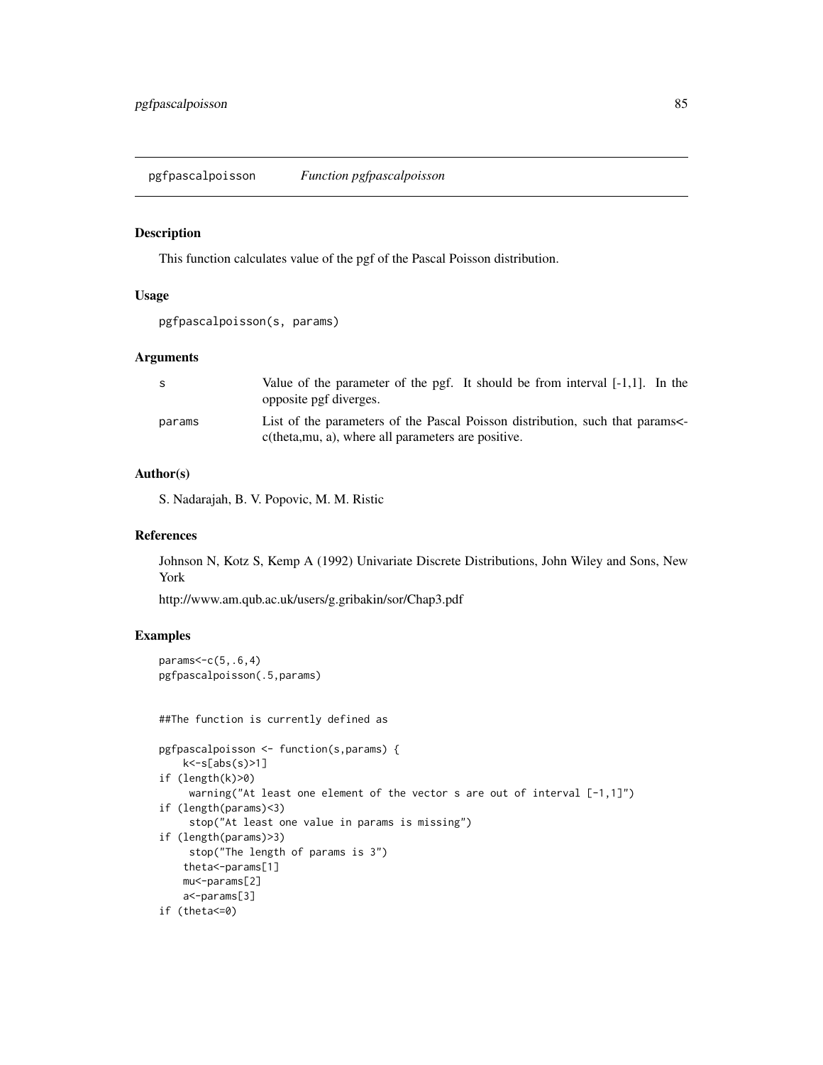## pgfpascalpoisson *Function pgfpascalpoisson*

### Description

This function calculates value of the pgf of the Pascal Poisson distribution.

### Usage

```
pgfpascalpoisson(s, params)
```

### Arguments

| | |
|---|---|
| s | Value of the parameter of the pgf. It should be from interval [-1,1]. In the opposite pgf diverges. |
| params | List of the parameters of the Pascal Poisson distribution, such that params<-c(theta,mu, a), where all parameters are positive. |

### Author(s)

S. Nadarajah, B. V. Popovic, M. M. Ristic

### References

Johnson N, Kotz S, Kemp A (1992) Univariate Discrete Distributions, John Wiley and Sons, New York

http://www.am.qub.ac.uk/users/g.gribakin/sor/Chap3.pdf

### Examples

```
params<-c(5,.6,4)
pgfpascalpoisson(.5,params)


##The function is currently defined as

pgfpascalpoisson <- function(s,params) {
    k<-s[abs(s)>1]
if (length(k)>0)
     warning("At least one element of the vector s are out of interval [-1,1]")
if (length(params)<3)
     stop("At least one value in params is missing")
if (length(params)>3)
     stop("The length of params is 3")
    theta<-params[1]
    mu<-params[2]
    a<-params[3]
if (theta<=0)
```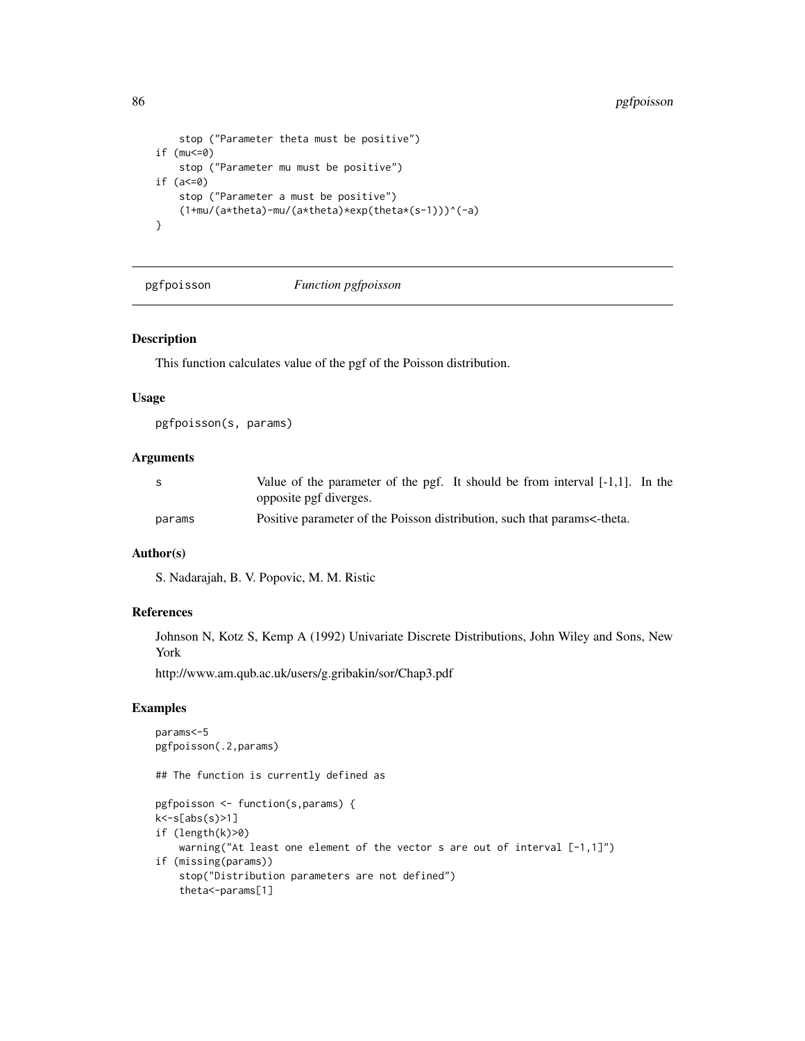```
    stop ("Parameter theta must be positive")
if (mu<=0)
    stop ("Parameter mu must be positive")
if (a<=0)
    stop ("Parameter a must be positive")
    (1+mu/(a*theta)-mu/(a*theta)*exp(theta*(s-1)))^(-a)
}
```

## pgfpoisson *Function pgfpoisson*

### Description

This function calculates value of the pgf of the Poisson distribution.

### Usage

```
pgfpoisson(s, params)
```

### Arguments

| | |
|---|---|
| s | Value of the parameter of the pgf. It should be from interval [-1,1]. In the opposite pgf diverges. |
| params | Positive parameter of the Poisson distribution, such that params<-theta. |

### Author(s)

S. Nadarajah, B. V. Popovic, M. M. Ristic

### References

Johnson N, Kotz S, Kemp A (1992) Univariate Discrete Distributions, John Wiley and Sons, New York

http://www.am.qub.ac.uk/users/g.gribakin/sor/Chap3.pdf

### Examples

```
params<-5
pgfpoisson(.2,params)

## The function is currently defined as

pgfpoisson <- function(s,params) {
k<-s[abs(s)>1]
if (length(k)>0)
    warning("At least one element of the vector s are out of interval [-1,1]")
if (missing(params))
    stop("Distribution parameters are not defined")
    theta<-params[1]
```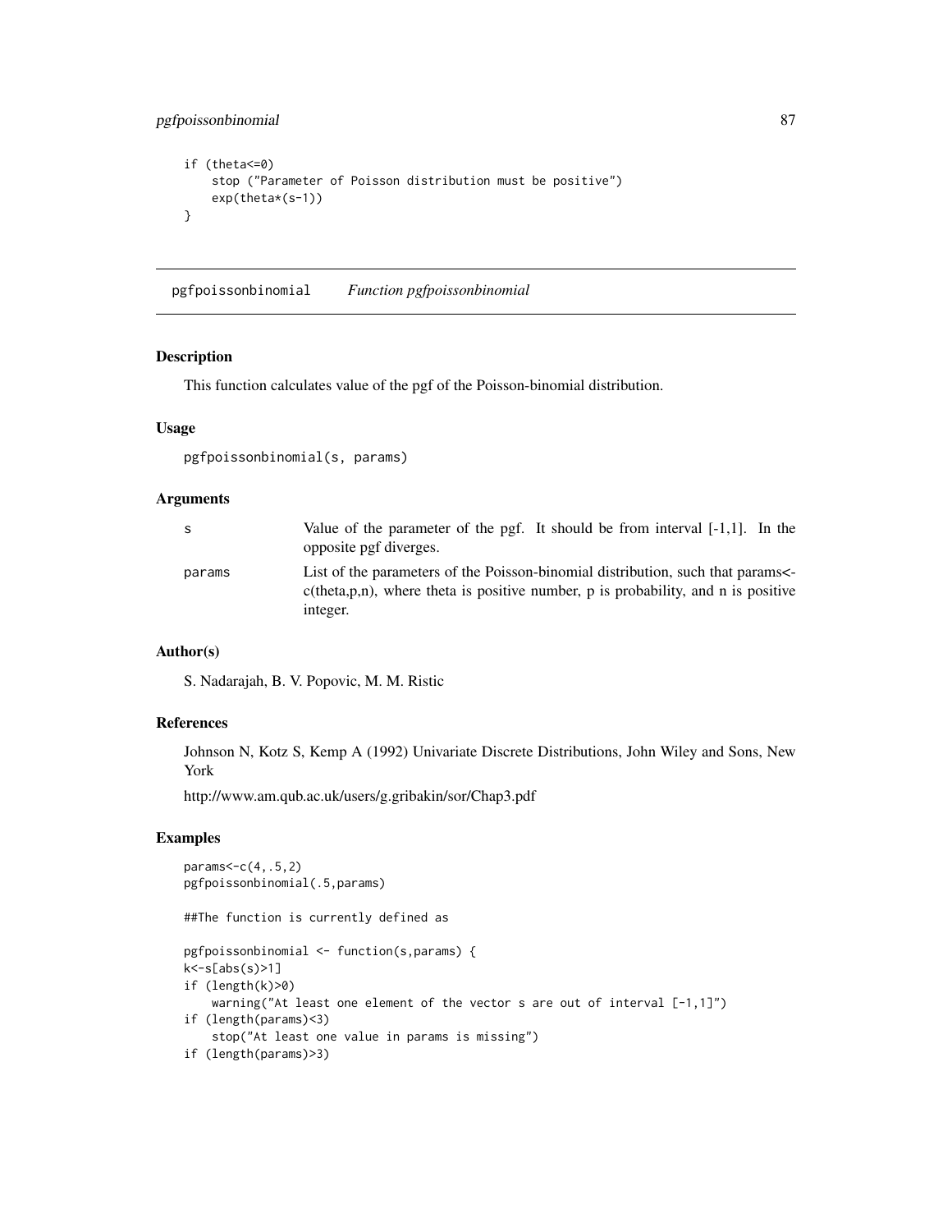```
if (theta<=0)
    stop ("Parameter of Poisson distribution must be positive")
    exp(theta*(s-1))
}
```

## pgfpoissonbinomial *Function pgfpoissonbinomial*

### Description

This function calculates value of the pgf of the Poisson-binomial distribution.

### Usage

```
pgfpoissonbinomial(s, params)
```

### Arguments

| | |
|---|---|
| s | Value of the parameter of the pgf. It should be from interval [-1,1]. In the opposite pgf diverges. |
| params | List of the parameters of the Poisson-binomial distribution, such that params<-c(theta,p,n), where theta is positive number, p is probability, and n is positive integer. |

### Author(s)

S. Nadarajah, B. V. Popovic, M. M. Ristic

### References

Johnson N, Kotz S, Kemp A (1992) Univariate Discrete Distributions, John Wiley and Sons, New York

http://www.am.qub.ac.uk/users/g.gribakin/sor/Chap3.pdf

### Examples

```
params<-c(4,.5,2)
pgfpoissonbinomial(.5,params)

##The function is currently defined as

pgfpoissonbinomial <- function(s,params) {
k<-s[abs(s)>1]
if (length(k)>0)
    warning("At least one element of the vector s are out of interval [-1,1]")
if (length(params)<3)
    stop("At least one value in params is missing")
if (length(params)>3)
```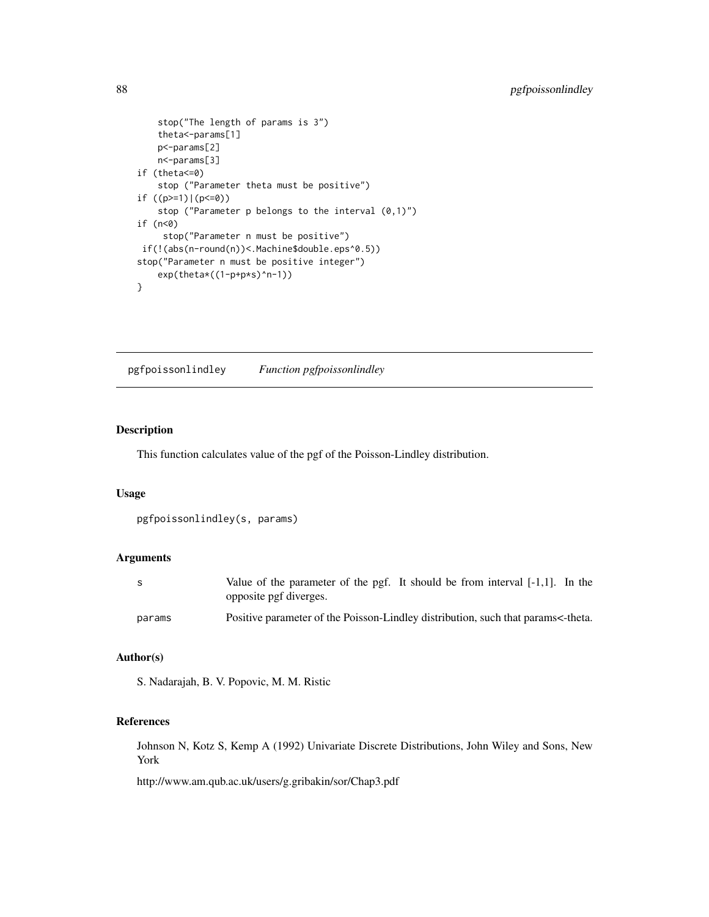```
    stop("The length of params is 3")
    theta<-params[1]
    p<-params[2]
    n<-params[3]
if (theta<=0)
    stop ("Parameter theta must be positive")
if ((p>=1)|(p<=0))
    stop ("Parameter p belongs to the interval (0,1)")
if (n<0)
     stop("Parameter n must be positive")
 if(!(abs(n-round(n))<.Machine$double.eps^0.5))
stop("Parameter n must be positive integer")
    exp(theta*((1-p+p*s)^n-1))
}
```

## pgfpoissonlindley *Function pgfpoissonlindley*

### Description

This function calculates value of the pgf of the Poisson-Lindley distribution.

### Usage

```
pgfpoissonlindley(s, params)
```

### Arguments

| | |
|---|---|
| s | Value of the parameter of the pgf. It should be from interval [-1,1]. In the opposite pgf diverges. |
| params | Positive parameter of the Poisson-Lindley distribution, such that params<-theta. |

### Author(s)

S. Nadarajah, B. V. Popovic, M. M. Ristic

### References

Johnson N, Kotz S, Kemp A (1992) Univariate Discrete Distributions, John Wiley and Sons, New York

http://www.am.qub.ac.uk/users/g.gribakin/sor/Chap3.pdf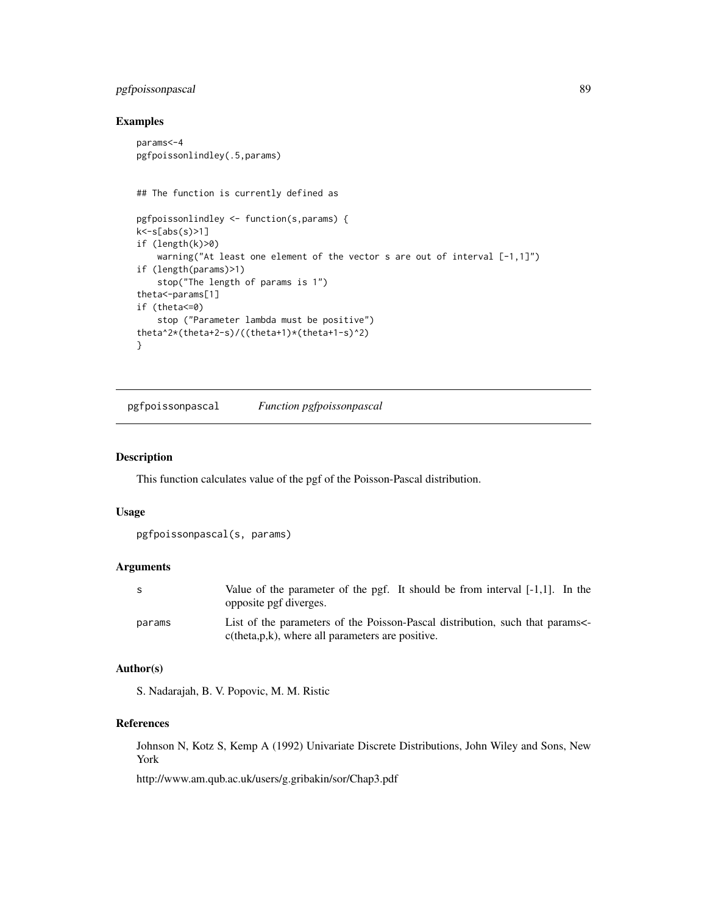## Examples

```
params<-4
pgfpoissonlindley(.5,params)


## The function is currently defined as

pgfpoissonlindley <- function(s,params) {
k<-s[abs(s)>1]
if (length(k)>0)
    warning("At least one element of the vector s are out of interval [-1,1]")
if (length(params)>1)
    stop("The length of params is 1")
theta<-params[1]
if (theta<=0)
    stop ("Parameter lambda must be positive")
theta^2*(theta+2-s)/((theta+1)*(theta+1-s)^2)
}
```

---

# pgfpoissonpascal *Function pgfpoissonpascal*

## Description

This function calculates value of the pgf of the Poisson-Pascal distribution.

## Usage

```
pgfpoissonpascal(s, params)
```

## Arguments

| | |
|---|---|
| s | Value of the parameter of the pgf. It should be from interval [-1,1]. In the opposite pgf diverges. |
| params | List of the parameters of the Poisson-Pascal distribution, such that params<-c(theta,p,k), where all parameters are positive. |

## Author(s)

S. Nadarajah, B. V. Popovic, M. M. Ristic

## References

Johnson N, Kotz S, Kemp A (1992) Univariate Discrete Distributions, John Wiley and Sons, New York

http://www.am.qub.ac.uk/users/g.gribakin/sor/Chap3.pdf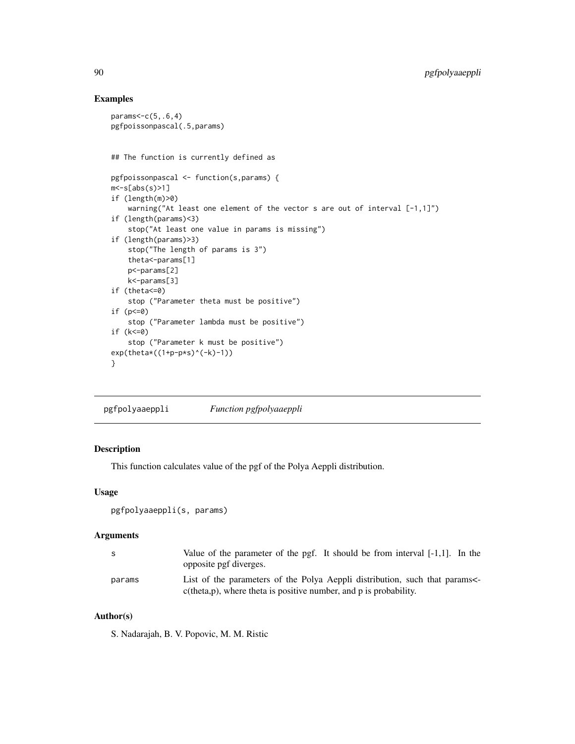## Examples

```
params<-c(5,.6,4)
pgfpoissonpascal(.5,params)


## The function is currently defined as

pgfpoissonpascal <- function(s,params) {
m<-s[abs(s)>1]
if (length(m)>0)
    warning("At least one element of the vector s are out of interval [-1,1]")
if (length(params)<3)
    stop("At least one value in params is missing")
if (length(params)>3)
    stop("The length of params is 3")
    theta<-params[1]
    p<-params[2]
    k<-params[3]
if (theta<=0)
    stop ("Parameter theta must be positive")
if (p<=0)
    stop ("Parameter lambda must be positive")
if (k<=0)
    stop ("Parameter k must be positive")
exp(theta*((1+p-p*s)^(-k)-1))
}
```

---

pgfpolyaaeppli *Function pgfpolyaaeppli*

---

## Description

This function calculates value of the pgf of the Polya Aeppli distribution.

## Usage

```
pgfpolyaaeppli(s, params)
```

## Arguments

| | |
|---|---|
| s | Value of the parameter of the pgf. It should be from interval [-1,1]. In the opposite pgf diverges. |
| params | List of the parameters of the Polya Aeppli distribution, such that params<-c(theta,p), where theta is positive number, and p is probability. |

## Author(s)

S. Nadarajah, B. V. Popovic, M. M. Ristic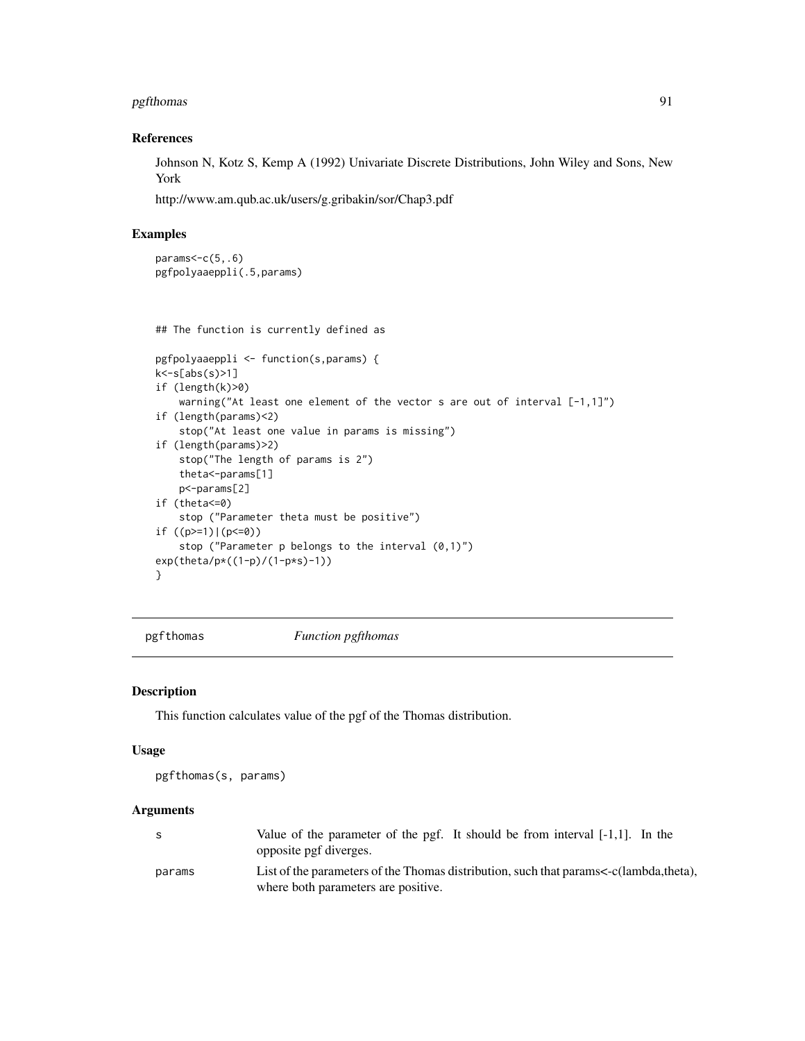## References

Johnson N, Kotz S, Kemp A (1992) Univariate Discrete Distributions, John Wiley and Sons, New York

http://www.am.qub.ac.uk/users/g.gribakin/sor/Chap3.pdf

## Examples

```
params<-c(5,.6)
pgfpolyaaeppli(.5,params)



## The function is currently defined as

pgfpolyaaeppli <- function(s,params) {
k<-s[abs(s)>1]
if (length(k)>0)
    warning("At least one element of the vector s are out of interval [-1,1]")
if (length(params)<2)
    stop("At least one value in params is missing")
if (length(params)>2)
    stop("The length of params is 2")
    theta<-params[1]
    p<-params[2]
if (theta<=0)
    stop ("Parameter theta must be positive")
if ((p>=1)|(p<=0))
    stop ("Parameter p belongs to the interval (0,1)")
exp(theta/p*((1-p)/(1-p*s)-1))
}
```

---

# pgfthomas *Function pgfthomas*

## Description

This function calculates value of the pgf of the Thomas distribution.

## Usage

```
pgfthomas(s, params)
```

## Arguments

| | |
|---|---|
| s | Value of the parameter of the pgf. It should be from interval [-1,1]. In the opposite pgf diverges. |
| params | List of the parameters of the Thomas distribution, such that params<-c(lambda,theta), where both parameters are positive. |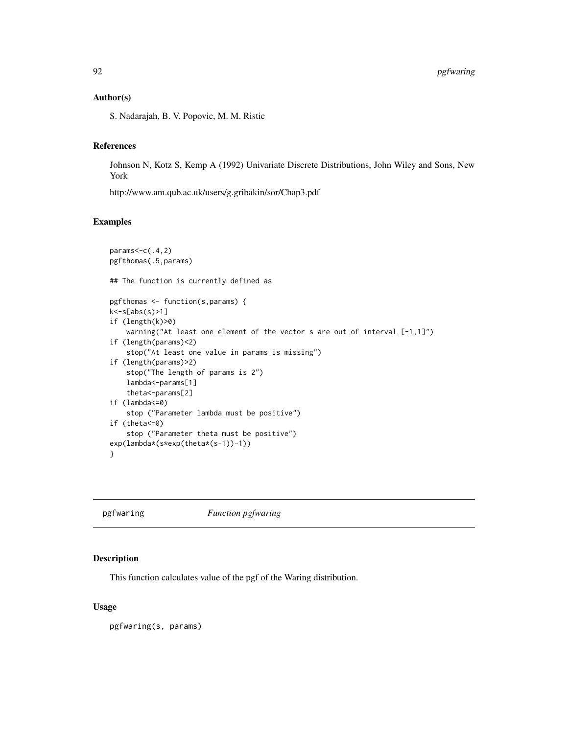### Author(s)

S. Nadarajah, B. V. Popovic, M. M. Ristic

### References

Johnson N, Kotz S, Kemp A (1992) Univariate Discrete Distributions, John Wiley and Sons, New York

http://www.am.qub.ac.uk/users/g.gribakin/sor/Chap3.pdf

### Examples

```
params<-c(.4,2)
pgfthomas(.5,params)

## The function is currently defined as

pgfthomas <- function(s,params) {
k<-s[abs(s)>1]
if (length(k)>0)
    warning("At least one element of the vector s are out of interval [-1,1]")
if (length(params)<2)
    stop("At least one value in params is missing")
if (length(params)>2)
    stop("The length of params is 2")
    lambda<-params[1]
    theta<-params[2]
if (lambda<=0)
    stop ("Parameter lambda must be positive")
if (theta<=0)
    stop ("Parameter theta must be positive")
exp(lambda*(s*exp(theta*(s-1))-1))
}
```

---

## pgfwaring — *Function pgfwaring*

### Description

This function calculates value of the pgf of the Waring distribution.

### Usage

```
pgfwaring(s, params)
```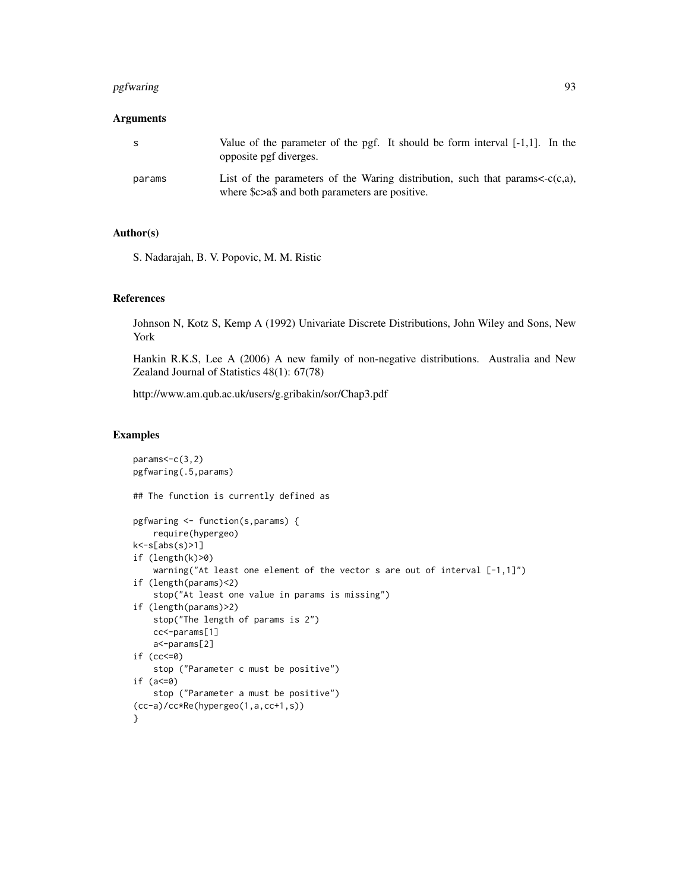## Arguments

| | |
|---|---|
| s | Value of the parameter of the pgf. It should be form interval [-1,1]. In the opposite pgf diverges. |
| params | List of the parameters of the Waring distribution, such that params<-c(c,a), where $c>a$ and both parameters are positive. |

## Author(s)

S. Nadarajah, B. V. Popovic, M. M. Ristic

## References

Johnson N, Kotz S, Kemp A (1992) Univariate Discrete Distributions, John Wiley and Sons, New York

Hankin R.K.S, Lee A (2006) A new family of non-negative distributions. Australia and New Zealand Journal of Statistics 48(1): 67(78)

http://www.am.qub.ac.uk/users/g.gribakin/sor/Chap3.pdf

## Examples

```
params<-c(3,2)
pgfwaring(.5,params)

## The function is currently defined as

pgfwaring <- function(s,params) {
    require(hypergeo)
k<-s[abs(s)>1]
if (length(k)>0)
    warning("At least one element of the vector s are out of interval [-1,1]")
if (length(params)<2)
    stop("At least one value in params is missing")
if (length(params)>2)
    stop("The length of params is 2")
    cc<-params[1]
    a<-params[2]
if (cc<=0)
    stop ("Parameter c must be positive")
if (a<=0)
    stop ("Parameter a must be positive")
(cc-a)/cc*Re(hypergeo(1,a,cc+1,s))
}
```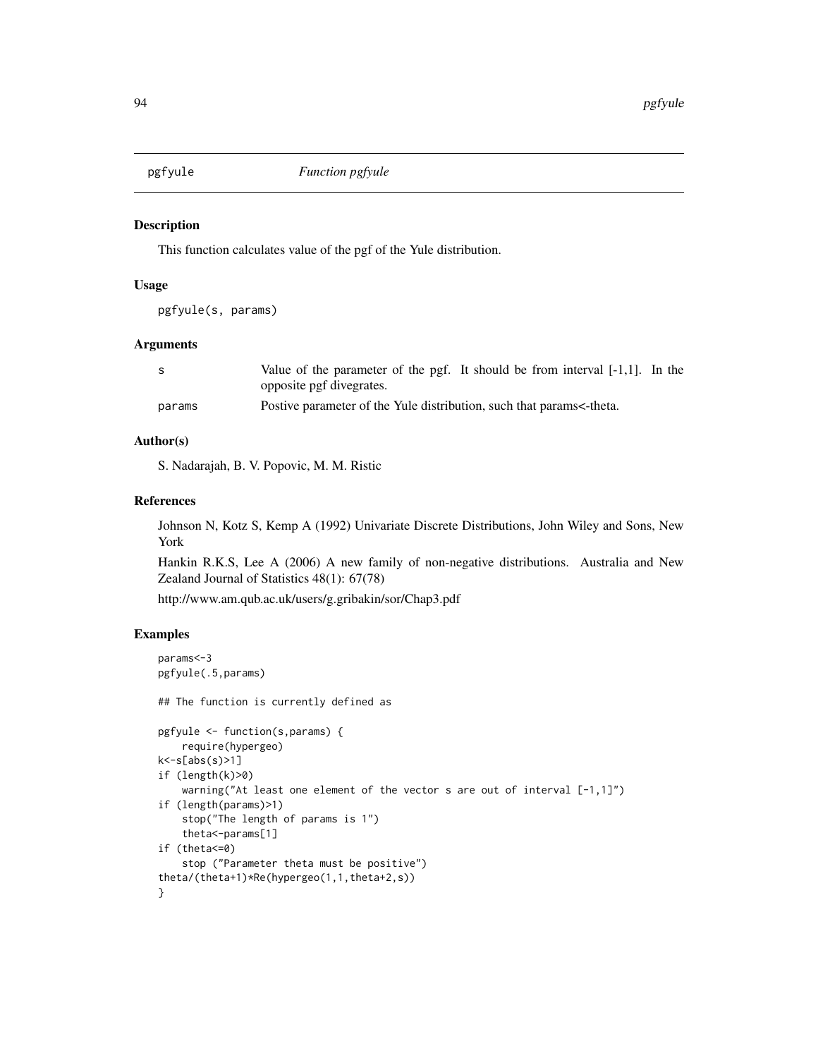# pgfyule *Function pgfyule*

## Description

This function calculates value of the pgf of the Yule distribution.

## Usage

```
pgfyule(s, params)
```

## Arguments

| | |
|---|---|
| s | Value of the parameter of the pgf. It should be from interval [-1,1]. In the opposite pgf divegrates. |
| params | Postive parameter of the Yule distribution, such that params<-theta. |

## Author(s)

S. Nadarajah, B. V. Popovic, M. M. Ristic

## References

Johnson N, Kotz S, Kemp A (1992) Univariate Discrete Distributions, John Wiley and Sons, New York

Hankin R.K.S, Lee A (2006) A new family of non-negative distributions. Australia and New Zealand Journal of Statistics 48(1): 67(78)

http://www.am.qub.ac.uk/users/g.gribakin/sor/Chap3.pdf

## Examples

```
params<-3
pgfyule(.5,params)

## The function is currently defined as

pgfyule <- function(s,params) {
    require(hypergeo)
k<-s[abs(s)>1]
if (length(k)>0)
    warning("At least one element of the vector s are out of interval [-1,1]")
if (length(params)>1)
    stop("The length of params is 1")
    theta<-params[1]
if (theta<=0)
    stop ("Parameter theta must be positive")
theta/(theta+1)*Re(hypergeo(1,1,theta+2,s))
}
```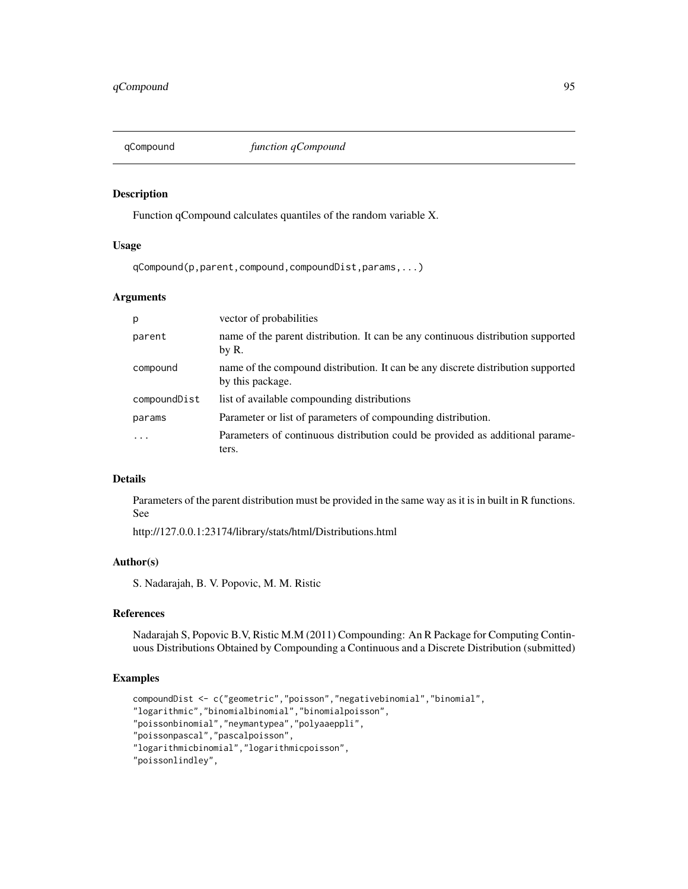## qCompound *function qCompound*

### Description

Function qCompound calculates quantiles of the random variable X.

### Usage

```
qCompound(p,parent,compound,compoundDist,params,...)
```

### Arguments

| | |
|---|---|
| p | vector of probabilities |
| parent | name of the parent distribution. It can be any continuous distribution supported by R. |
| compound | name of the compound distribution. It can be any discrete distribution supported by this package. |
| compoundDist | list of available compounding distributions |
| params | Parameter or list of parameters of compounding distribution. |
| ... | Parameters of continuous distribution could be provided as additional parameters. |

### Details

Parameters of the parent distribution must be provided in the same way as it is in built in R functions. See

http://127.0.0.1:23174/library/stats/html/Distributions.html

### Author(s)

S. Nadarajah, B. V. Popovic, M. M. Ristic

### References

Nadarajah S, Popovic B.V, Ristic M.M (2011) Compounding: An R Package for Computing Continuous Distributions Obtained by Compounding a Continuous and a Discrete Distribution (submitted)

### Examples

```
compoundDist <- c("geometric","poisson","negativebinomial","binomial",
"logarithmic","binomialbinomial","binomialpoisson",
"poissonbinomial","neymantypea","polyaaeppli",
"poissonpascal","pascalpoisson",
"logarithmicbinomial","logarithmicpoisson",
"poissonlindley",
```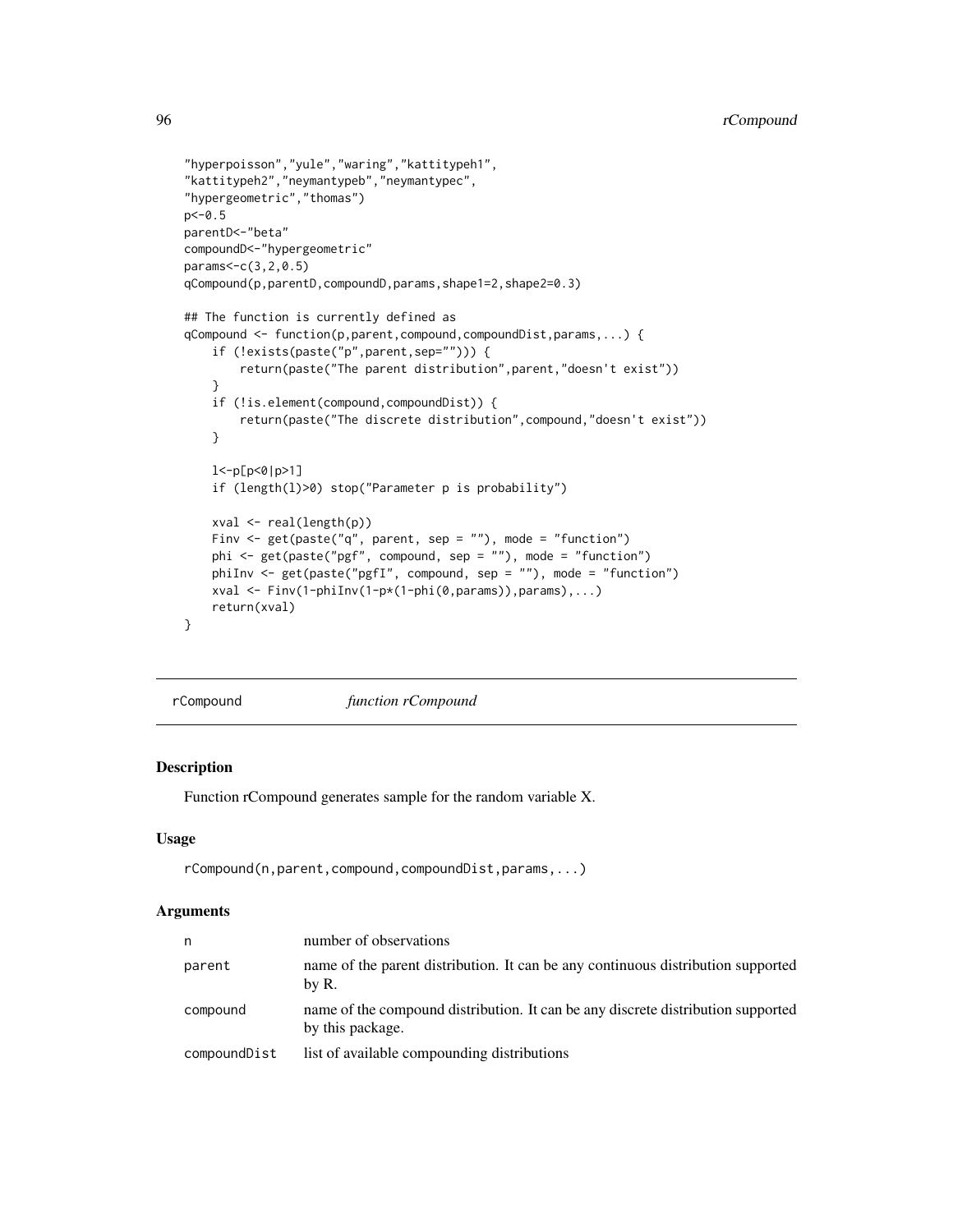```
"hyperpoisson","yule","waring","kattitypeh1",
"kattitypeh2","neymantypeb","neymantypec",
"hypergeometric","thomas")
p<-0.5
parentD<-"beta"
compoundD<-"hypergeometric"
params<-c(3,2,0.5)
qCompound(p,parentD,compoundD,params,shape1=2,shape2=0.3)

## The function is currently defined as
qCompound <- function(p,parent,compound,compoundDist,params,...) {
    if (!exists(paste("p",parent,sep=""))) {
        return(paste("The parent distribution",parent,"doesn't exist"))
    }
    if (!is.element(compound,compoundDist)) {
        return(paste("The discrete distribution",compound,"doesn't exist"))
    }

    l<-p[p<0|p>1]
    if (length(l)>0) stop("Parameter p is probability")

    xval <- real(length(p))
    Finv <- get(paste("q", parent, sep = ""), mode = "function")
    phi <- get(paste("pgf", compound, sep = ""), mode = "function")
    phiInv <- get(paste("pgfI", compound, sep = ""), mode = "function")
    xval <- Finv(1-phiInv(1-p*(1-phi(0,params)),params),...)
    return(xval)
}
```

## rCompound — *function rCompound*

### Description

Function rCompound generates sample for the random variable X.

### Usage

```
rCompound(n,parent,compound,compoundDist,params,...)
```

### Arguments

| | |
|---|---|
| n | number of observations |
| parent | name of the parent distribution. It can be any continuous distribution supported by R. |
| compound | name of the compound distribution. It can be any discrete distribution supported by this package. |
| compoundDist | list of available compounding distributions |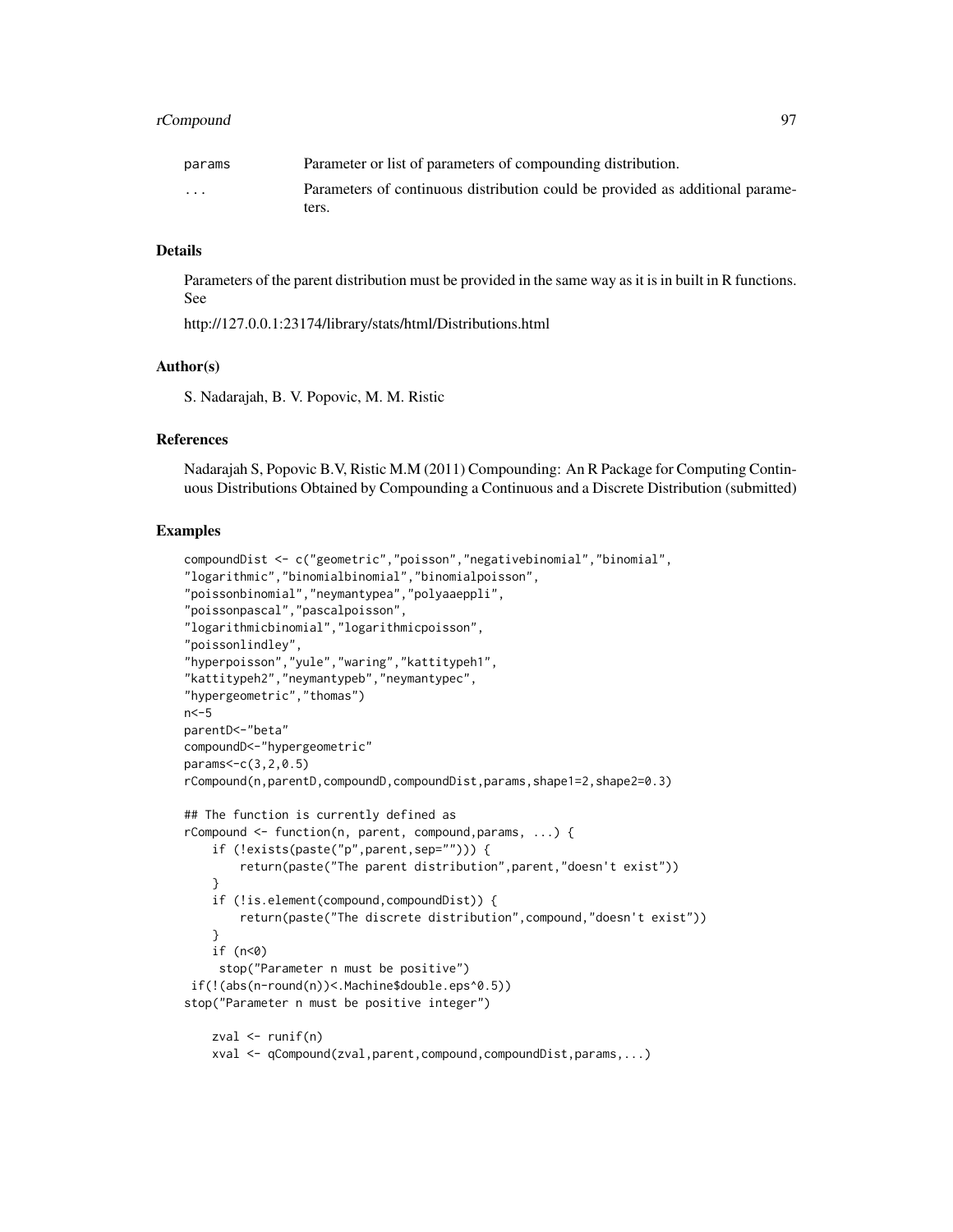| | |
|---|---|
| params | Parameter or list of parameters of compounding distribution. |
| ... | Parameters of continuous distribution could be provided as additional parameters. |

## Details

Parameters of the parent distribution must be provided in the same way as it is in built in R functions. See

http://127.0.0.1:23174/library/stats/html/Distributions.html

## Author(s)

S. Nadarajah, B. V. Popovic, M. M. Ristic

## References

Nadarajah S, Popovic B.V, Ristic M.M (2011) Compounding: An R Package for Computing Continuous Distributions Obtained by Compounding a Continuous and a Discrete Distribution (submitted)

## Examples

```
compoundDist <- c("geometric","poisson","negativebinomial","binomial",
"logarithmic","binomialbinomial","binomialpoisson",
"poissonbinomial","neymantypea","polyaaeppli",
"poissonpascal","pascalpoisson",
"logarithmicbinomial","logarithmicpoisson",
"poissonlindley",
"hyperpoisson","yule","waring","kattitypeh1",
"kattitypeh2","neymantypeb","neymantypec",
"hypergeometric","thomas")
n<-5
parentD<-"beta"
compoundD<-"hypergeometric"
params<-c(3,2,0.5)
rCompound(n,parentD,compoundD,compoundDist,params,shape1=2,shape2=0.3)

## The function is currently defined as
rCompound <- function(n, parent, compound,params, ...) {
    if (!exists(paste("p",parent,sep=""))) {
        return(paste("The parent distribution",parent,"doesn't exist"))
    }
    if (!is.element(compound,compoundDist)) {
        return(paste("The discrete distribution",compound,"doesn't exist"))
    }
    if (n<0)
     stop("Parameter n must be positive")
 if(!(abs(n-round(n))<.Machine$double.eps^0.5))
stop("Parameter n must be positive integer")

    zval <- runif(n)
    xval <- qCompound(zval,parent,compound,compoundDist,params,...)
```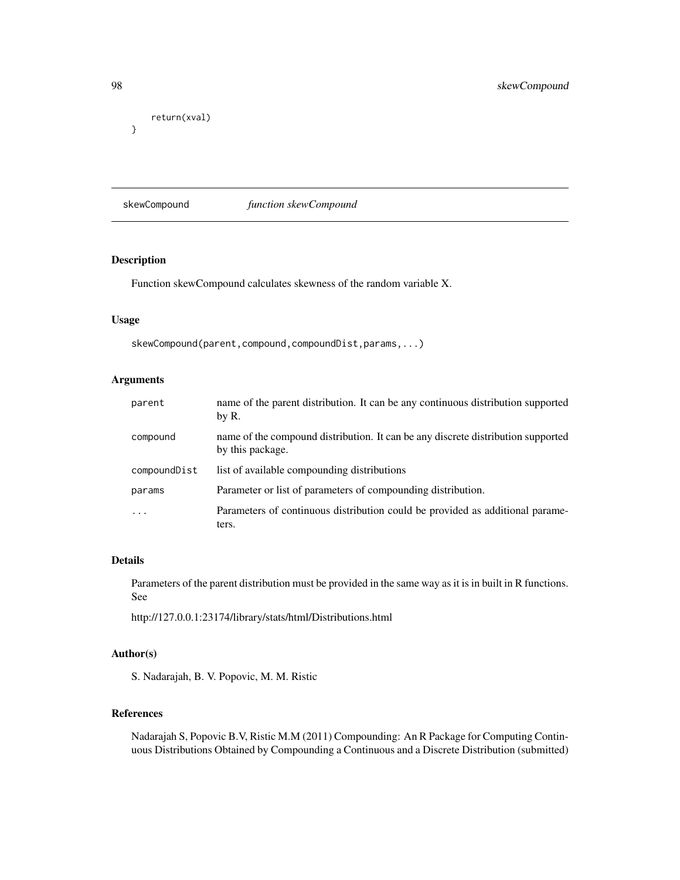```
    return(xval)
}
```

## skewCompound *function skewCompound*

### Description

Function skewCompound calculates skewness of the random variable X.

### Usage

```
skewCompound(parent,compound,compoundDist,params,...)
```

### Arguments

| | |
|---|---|
| parent | name of the parent distribution. It can be any continuous distribution supported by R. |
| compound | name of the compound distribution. It can be any discrete distribution supported by this package. |
| compoundDist | list of available compounding distributions |
| params | Parameter or list of parameters of compounding distribution. |
| ... | Parameters of continuous distribution could be provided as additional parameters. |

### Details

Parameters of the parent distribution must be provided in the same way as it is in built in R functions. See

http://127.0.0.1:23174/library/stats/html/Distributions.html

### Author(s)

S. Nadarajah, B. V. Popovic, M. M. Ristic

### References

Nadarajah S, Popovic B.V, Ristic M.M (2011) Compounding: An R Package for Computing Continuous Distributions Obtained by Compounding a Continuous and a Discrete Distribution (submitted)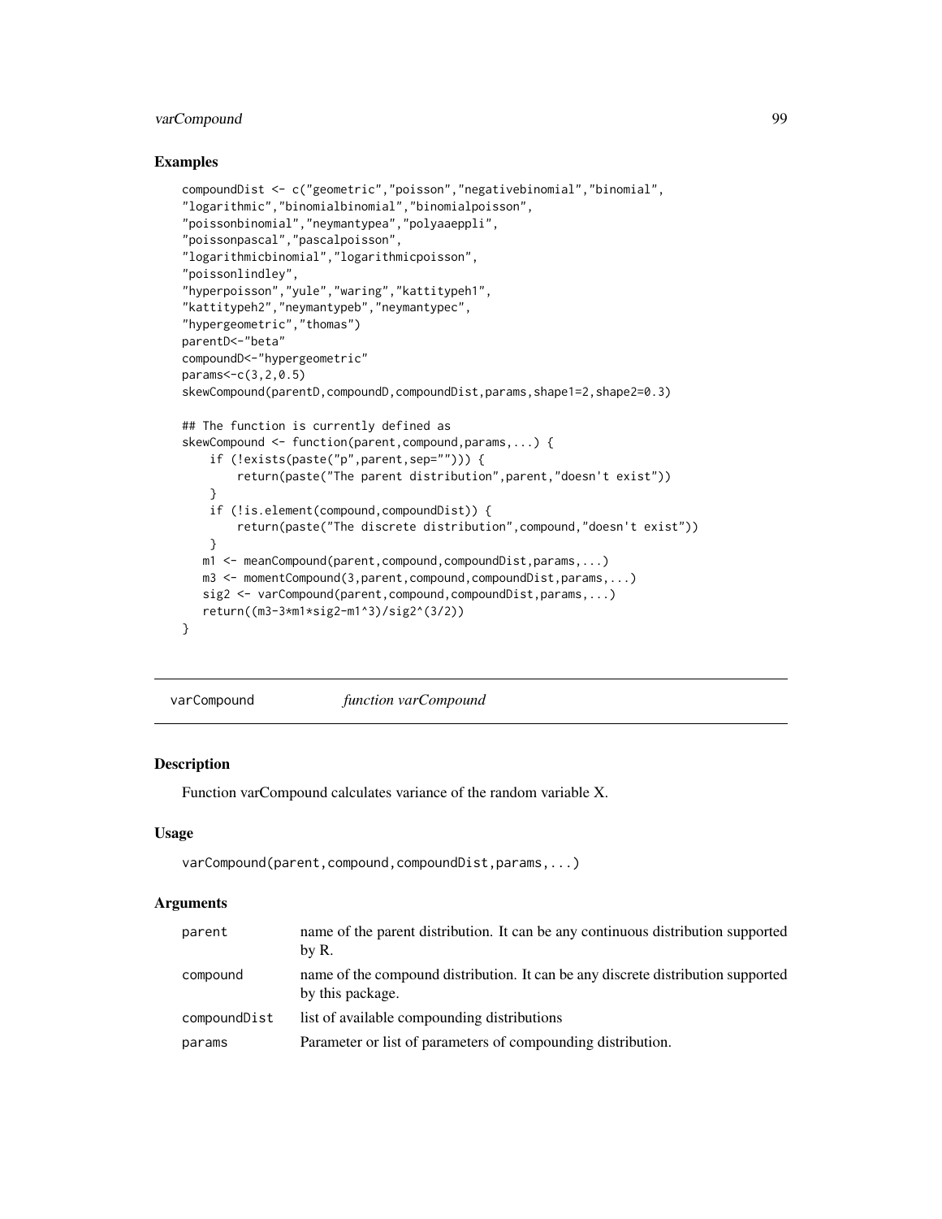## Examples

```
compoundDist <- c("geometric","poisson","negativebinomial","binomial",
"logarithmic","binomialbinomial","binomialpoisson",
"poissonbinomial","neymantypea","polyaeppli",
"poissonpascal","pascalpoisson",
"logarithmicbinomial","logarithmicpoisson",
"poissonlindley",
"hyperpoisson","yule","waring","kattitypeh1",
"kattitypeh2","neymantypeb","neymantypec",
"hypergeometric","thomas")
parentD<-"beta"
compoundD<-"hypergeometric"
params<-c(3,2,0.5)
skewCompound(parentD,compoundD,compoundDist,params,shape1=2,shape2=0.3)

## The function is currently defined as
skewCompound <- function(parent,compound,params,...) {
    if (!exists(paste("p",parent,sep=""))) {
        return(paste("The parent distribution",parent,"doesn't exist"))
    }
    if (!is.element(compound,compoundDist)) {
        return(paste("The discrete distribution",compound,"doesn't exist"))
    }
   m1 <- meanCompound(parent,compound,compoundDist,params,...)
   m3 <- momentCompound(3,parent,compound,compoundDist,params,...)
   sig2 <- varCompound(parent,compound,compoundDist,params,...)
   return((m3-3*m1*sig2-m1^3)/sig2^(3/2))
}
```

---

# varCompound *function varCompound*

## Description

Function varCompound calculates variance of the random variable X.

## Usage

```
varCompound(parent,compound,compoundDist,params,...)
```

## Arguments

| | |
|---|---|
| parent | name of the parent distribution. It can be any continuous distribution supported by R. |
| compound | name of the compound distribution. It can be any discrete distribution supported by this package. |
| compoundDist | list of available compounding distributions |
| params | Parameter or list of parameters of compounding distribution. |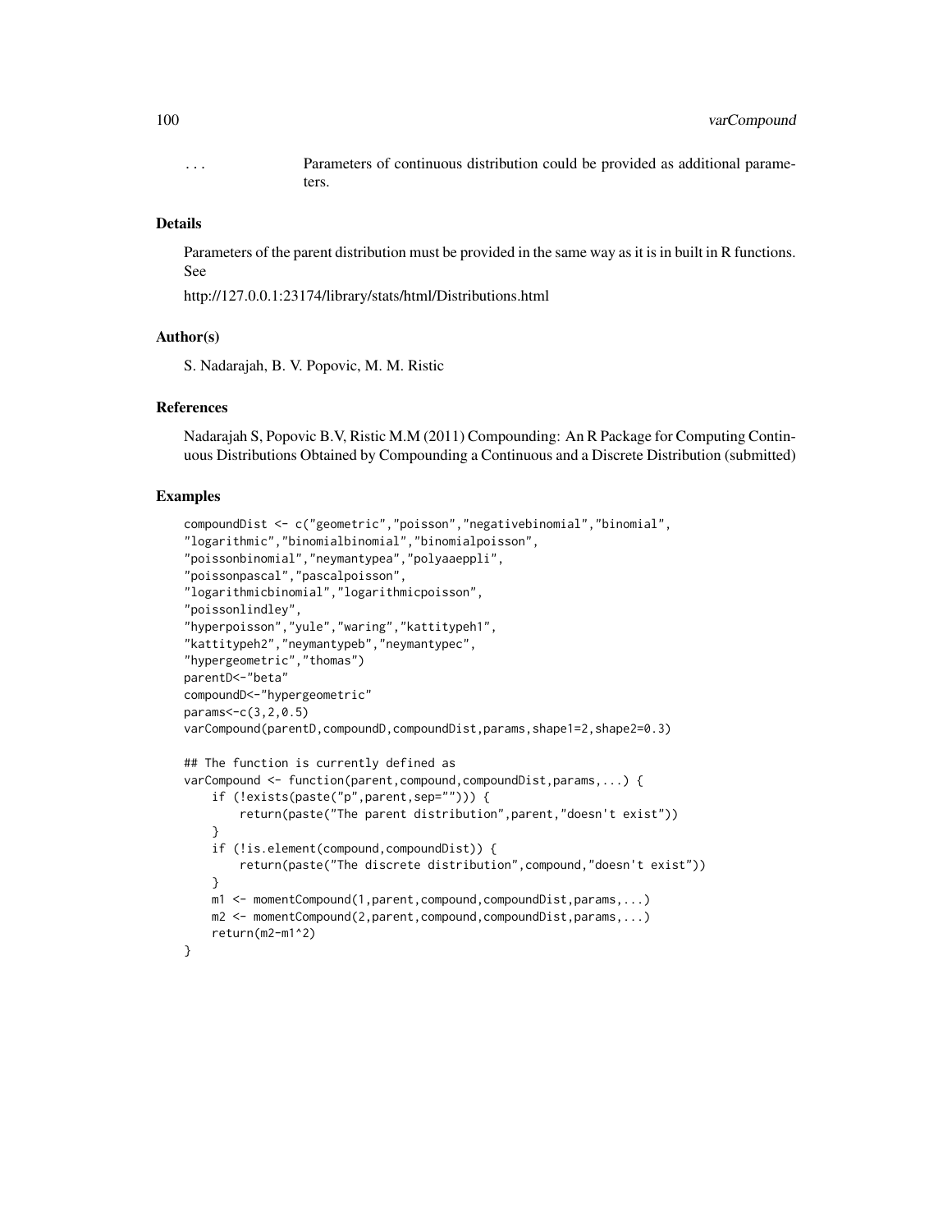| | |
|---|---|
| ... | Parameters of continuous distribution could be provided as additional parameters. |

## Details

Parameters of the parent distribution must be provided in the same way as it is in built in R functions. See

http://127.0.0.1:23174/library/stats/html/Distributions.html

## Author(s)

S. Nadarajah, B. V. Popovic, M. M. Ristic

## References

Nadarajah S, Popovic B.V, Ristic M.M (2011) Compounding: An R Package for Computing Continuous Distributions Obtained by Compounding a Continuous and a Discrete Distribution (submitted)

## Examples

```
compoundDist <- c("geometric","poisson","negativebinomial","binomial",
"logarithmic","binomialbinomial","binomialpoisson",
"poissonbinomial","neymantypea","polyaaeppli",
"poissonpascal","pascalpoisson",
"logarithmicbinomial","logarithmicpoisson",
"poissonlindley",
"hyperpoisson","yule","waring","kattitypeh1",
"kattitypeh2","neymantypeb","neymantypec",
"hypergeometric","thomas")
parentD<-"beta"
compoundD<-"hypergeometric"
params<-c(3,2,0.5)
varCompound(parentD,compoundD,compoundDist,params,shape1=2,shape2=0.3)

## The function is currently defined as
varCompound <- function(parent,compound,compoundDist,params,...) {
    if (!exists(paste("p",parent,sep=""))) {
        return(paste("The parent distribution",parent,"doesn't exist"))
    }
    if (!is.element(compound,compoundDist)) {
        return(paste("The discrete distribution",compound,"doesn't exist"))
    }
    m1 <- momentCompound(1,parent,compound,compoundDist,params,...)
    m2 <- momentCompound(2,parent,compound,compoundDist,params,...)
    return(m2-m1^2)
}
```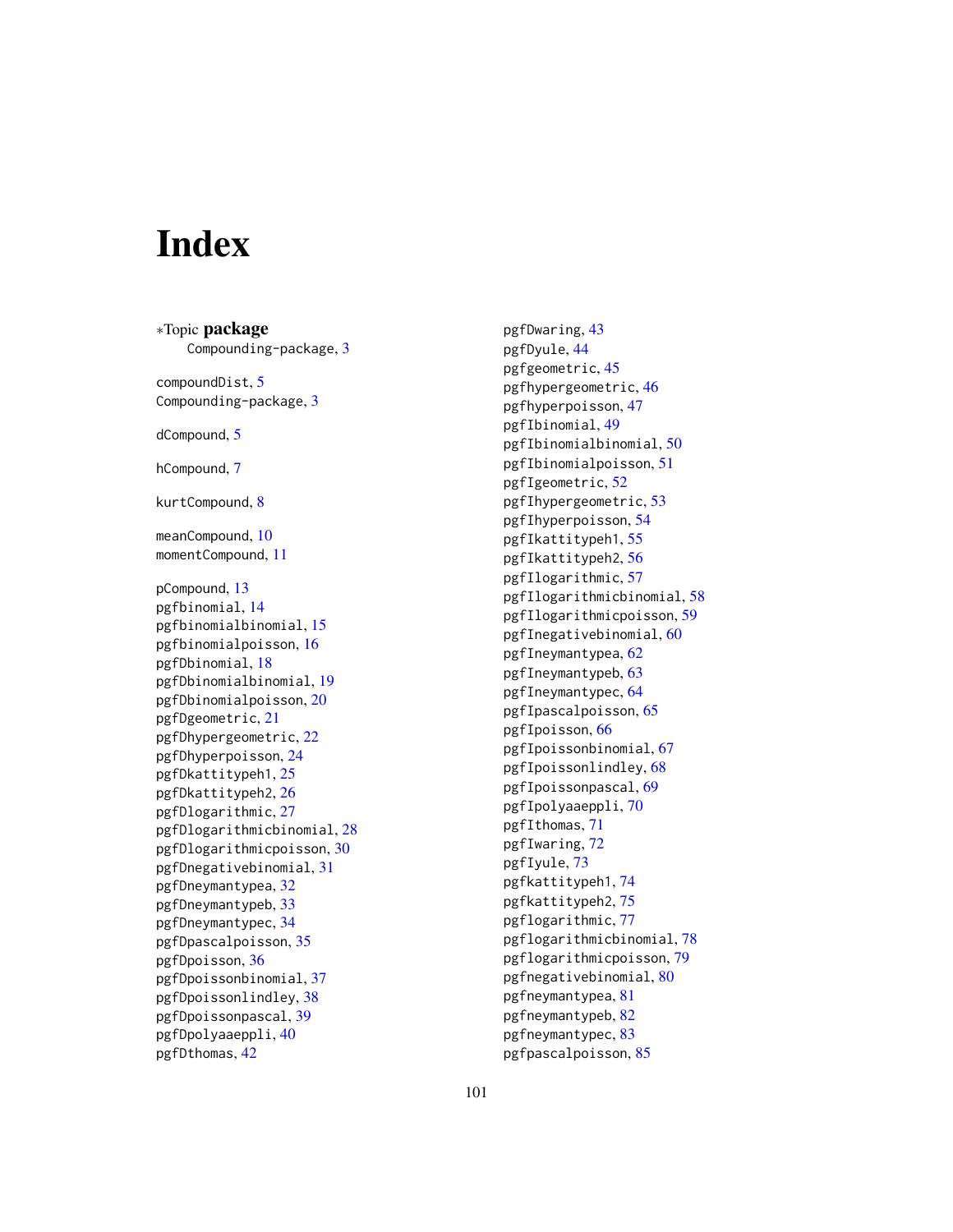# Index

∗Topic **package**

Compounding-package, 3

compoundDist, 5
Compounding-package, 3

dCompound, 5

hCompound, 7

kurtCompound, 8

meanCompound, 10
momentCompound, 11

pCompound, 13
pgfbinomial, 14
pgfbinomialbinomial, 15
pgfbinomialpoisson, 16
pgfDbinomial, 18
pgfDbinomialbinomial, 19
pgfDbinomialpoisson, 20
pgfDgeometric, 21
pgfDhypergeometric, 22
pgfDhyperpoisson, 24
pgfDkattitypeh1, 25
pgfDkattitypeh2, 26
pgfDlogarithmic, 27
pgfDlogarithmicbinomial, 28
pgfDlogarithmicpoisson, 30
pgfDnegativebinomial, 31
pgfDneymantypea, 32
pgfDneymantypeb, 33
pgfDneymantypec, 34
pgfDpascalpoisson, 35
pgfDpoisson, 36
pgfDpoissonbinomial, 37
pgfDpoissonlindley, 38
pgfDpoissonpascal, 39
pgfDpolyaaeppli, 40
pgfDthomas, 42
pgfDwaring, 43
pgfDyule, 44
pgfgeometric, 45
pgfhypergeometric, 46
pgfhyperpoisson, 47
pgfIbinomial, 49
pgfIbinomialbinomial, 50
pgfIbinomialpoisson, 51
pgfIgeometric, 52
pgfIhypergeometric, 53
pgfIhyperpoisson, 54
pgfIkattitypeh1, 55
pgfIkattitypeh2, 56
pgfIlogarithmic, 57
pgfIlogarithmicbinomial, 58
pgfIlogarithmicpoisson, 59
pgfInegativebinomial, 60
pgfIneymantypea, 62
pgfIneymantypeb, 63
pgfIneymantypec, 64
pgfIpascalpoisson, 65
pgfIpoisson, 66
pgfIpoissonbinomial, 67
pgfIpoissonlindley, 68
pgfIpoissonpascal, 69
pgfIpolyaaeppli, 70
pgfIthomas, 71
pgfIwaring, 72
pgfIyule, 73
pgfkattitypeh1, 74
pgfkattitypeh2, 75
pgflogarithmic, 77
pgflogarithmicbinomial, 78
pgflogarithmicpoisson, 79
pgfnegativebinomial, 80
pgfneymantypea, 81
pgfneymantypeb, 82
pgfneymantypec, 83
pgfpascalpoisson, 85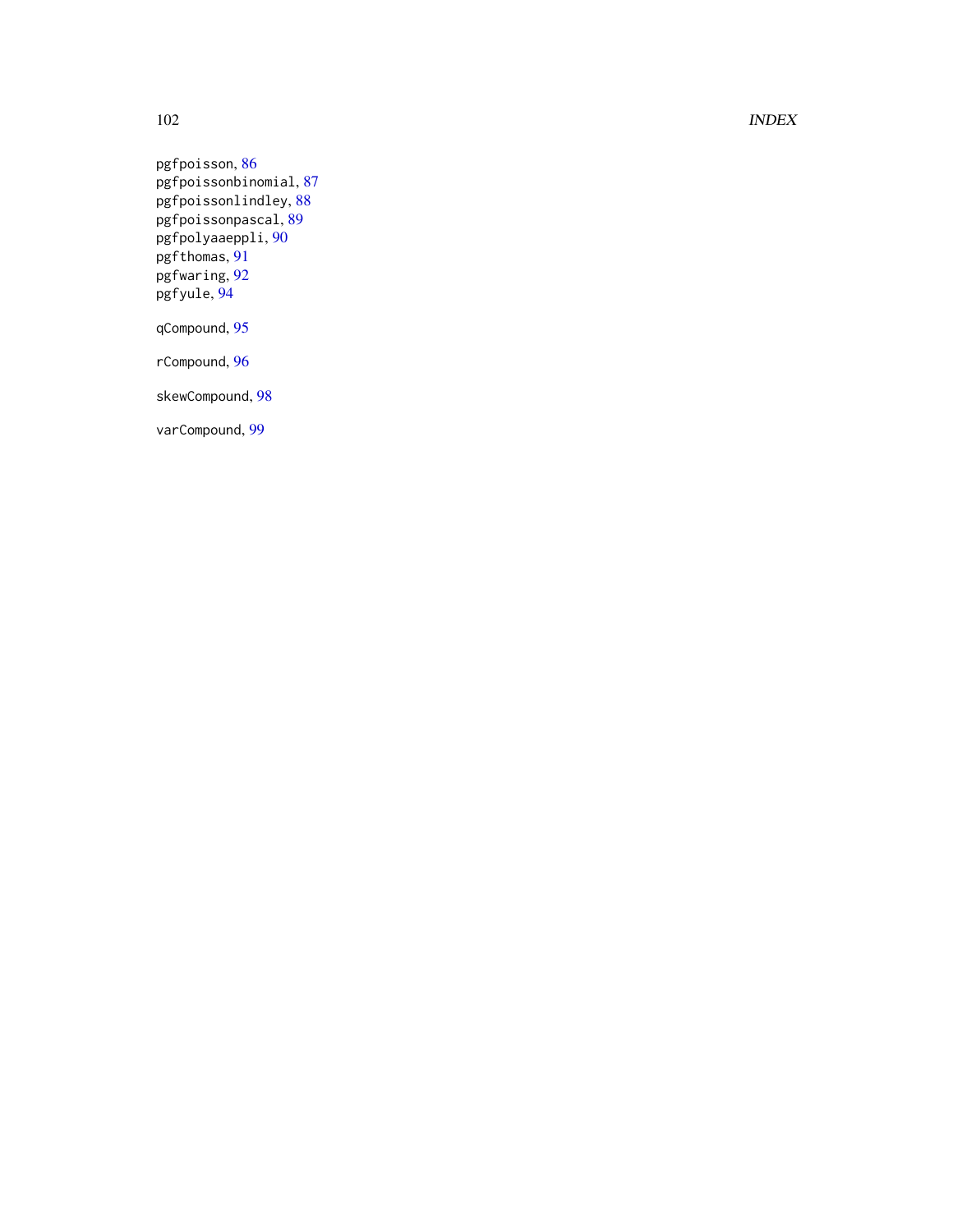pgfpoisson, 86
pgfpoissonbinomial, 87
pgfpoissonlindley, 88
pgfpoissonpascal, 89
pgfpolyaaeppli, 90
pgfthomas, 91
pgfwaring, 92
pgfyule, 94

qCompound, 95

rCompound, 96

skewCompound, 98

varCompound, 99